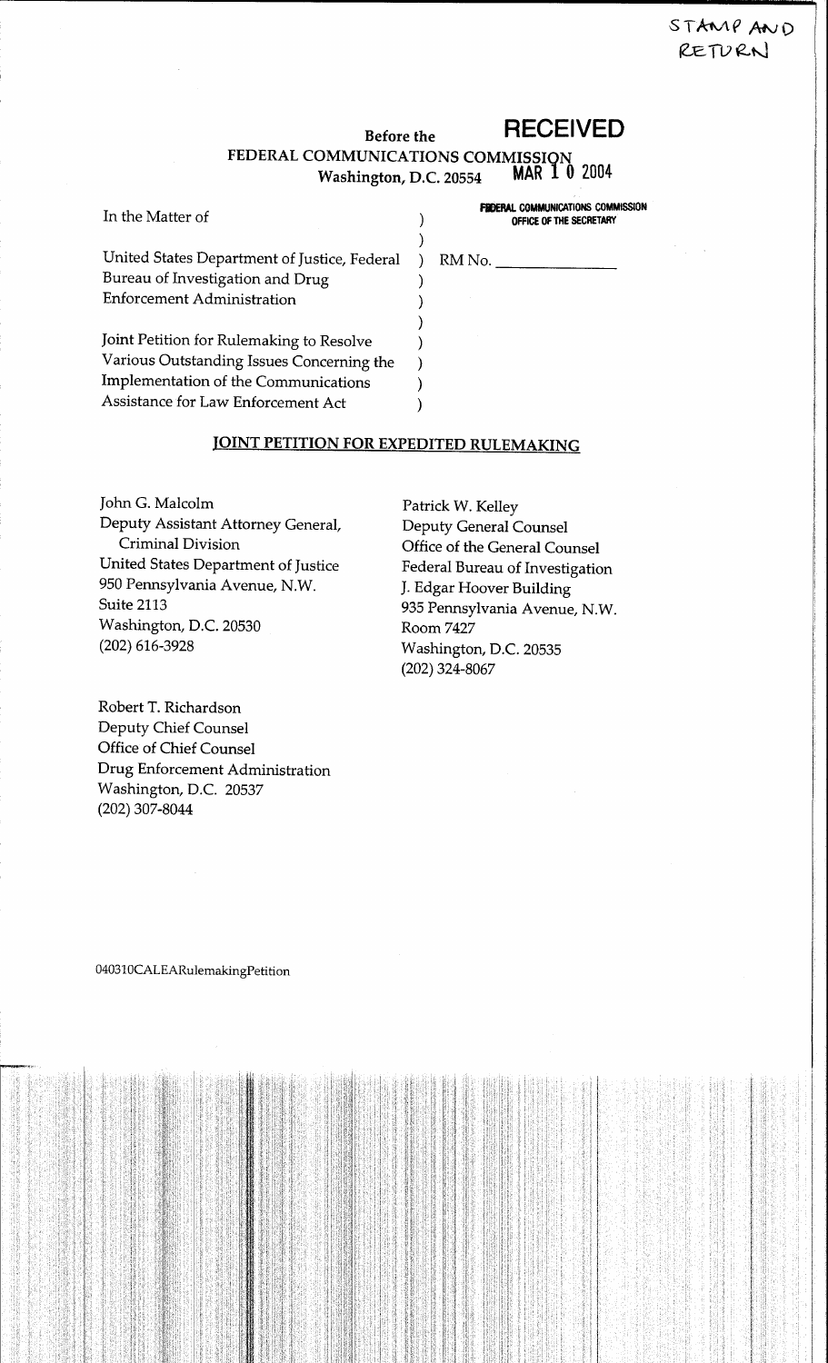STAMP AND RETURN

Before the

**RECEIVED**

FEDERAL COMMUNICATIONS COMMISSION

Washington, D.C. 20554

MAR 10 2004

FEDERAL COMMUNICATIONS COMMISSION
OFFICE OF THE SECRETARY

In the Matter of

United States Department of Justice, Federal Bureau of Investigation and Drug Enforcement Administration

Joint Petition for Rulemaking to Resolve Various Outstanding Issues Concerning the Implementation of the Communications Assistance for Law Enforcement Act

RM No. ______________

## JOINT PETITION FOR EXPEDITED RULEMAKING

John G. Malcolm
Deputy Assistant Attorney General,
Criminal Division
United States Department of Justice
950 Pennsylvania Avenue, N.W.
Suite 2113
Washington, D.C. 20530
(202) 616-3928

Patrick W. Kelley
Deputy General Counsel
Office of the General Counsel
Federal Bureau of Investigation
J. Edgar Hoover Building
935 Pennsylvania Avenue, N.W.
Room 7427
Washington, D.C. 20535
(202) 324-8067

Robert T. Richardson
Deputy Chief Counsel
Office of Chief Counsel
Drug Enforcement Administration
Washington, D.C. 20537
(202) 307-8044

040310CALEARulemakingPetition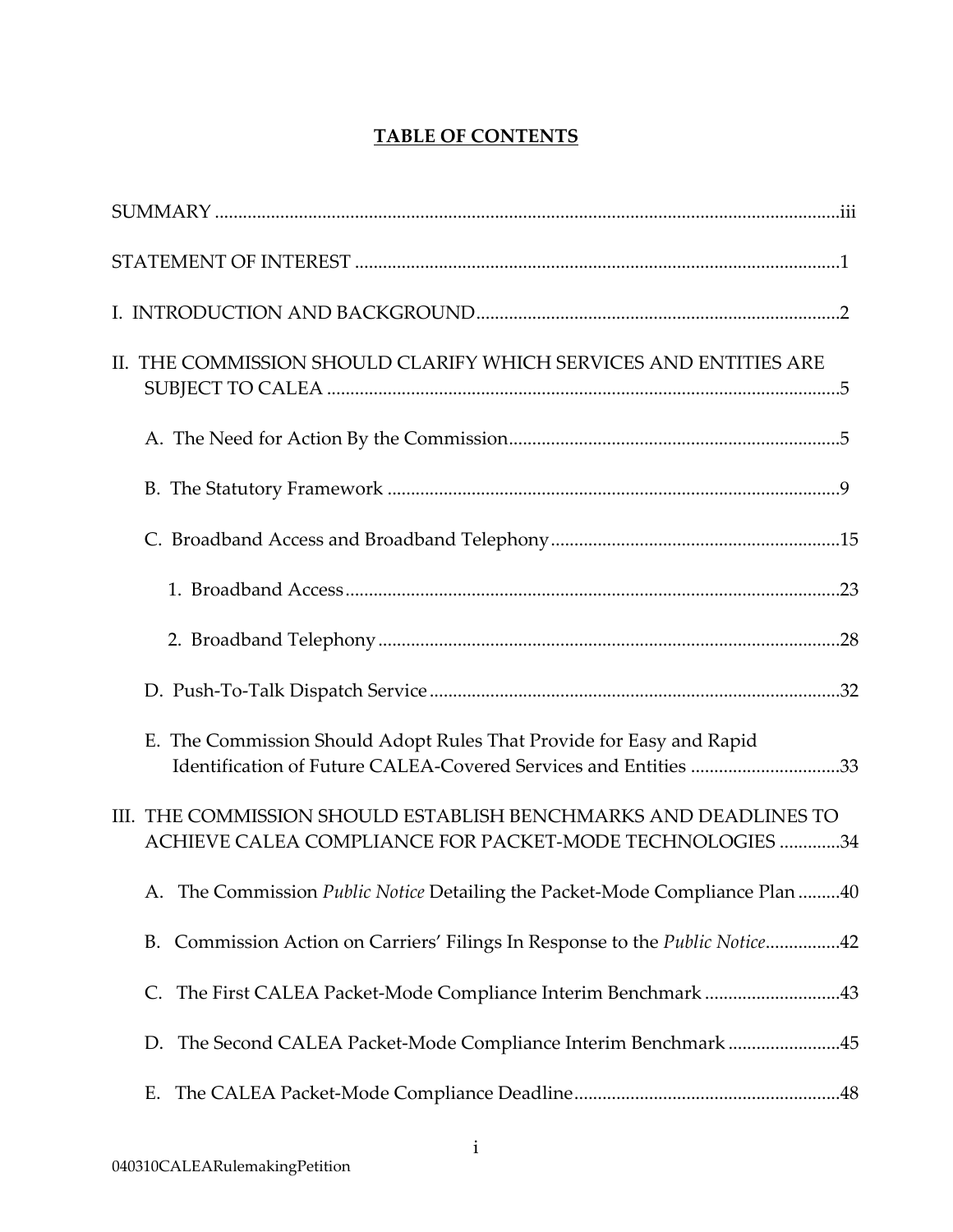# TABLE OF CONTENTS

SUMMARY ....................................................................................................................iii

STATEMENT OF INTEREST .......................................................................................1

I. INTRODUCTION AND BACKGROUND.............................................................................2

II. THE COMMISSION SHOULD CLARIFY WHICH SERVICES AND ENTITIES ARE SUBJECT TO CALEA ..............................................................................................5

A. The Need for Action By the Commission.......................................................................5

B. The Statutory Framework ..................................................................................9

C. Broadband Access and Broadband Telephony..............................................................15

1. Broadband Access...........................................................................................23

2. Broadband Telephony .....................................................................................28

D. Push-To-Talk Dispatch Service..........................................................................32

E. The Commission Should Adopt Rules That Provide for Easy and Rapid Identification of Future CALEA-Covered Services and Entities ................................33

III. THE COMMISSION SHOULD ESTABLISH BENCHMARKS AND DEADLINES TO ACHIEVE CALEA COMPLIANCE FOR PACKET-MODE TECHNOLOGIES .............34

A. The Commission *Public Notice* Detailing the Packet-Mode Compliance Plan .........40

B. Commission Action on Carriers' Filings In Response to the *Public Notice*................42

C. The First CALEA Packet-Mode Compliance Interim Benchmark .............................43

D. The Second CALEA Packet-Mode Compliance Interim Benchmark ........................45

E. The CALEA Packet-Mode Compliance Deadline.........................................................48

040310CALEARulemakingPetition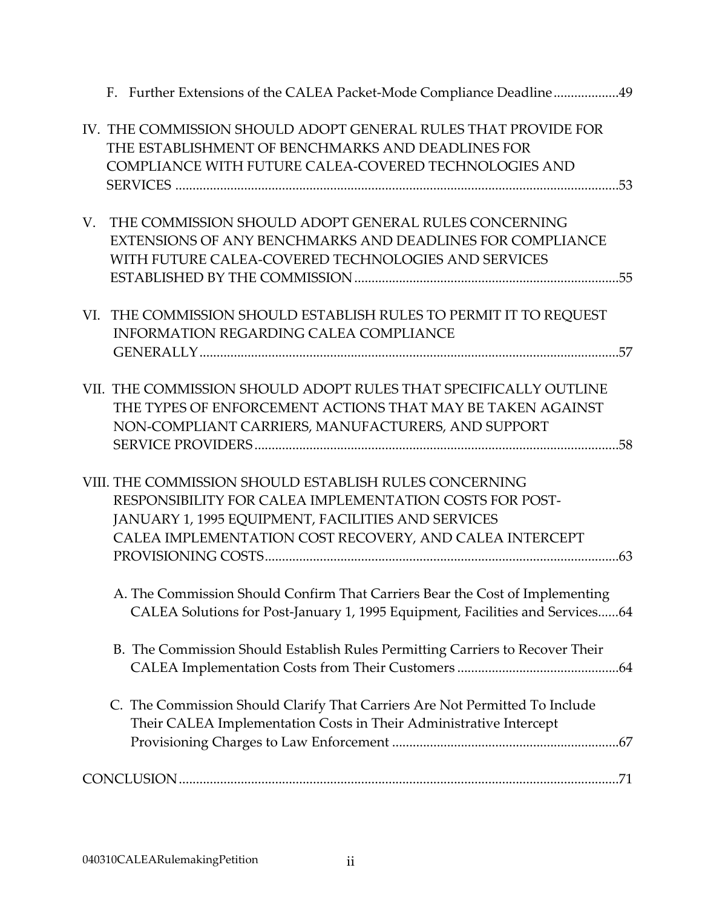F. Further Extensions of the CALEA Packet-Mode Compliance Deadline ....................49

IV. THE COMMISSION SHOULD ADOPT GENERAL RULES THAT PROVIDE FOR THE ESTABLISHMENT OF BENCHMARKS AND DEADLINES FOR COMPLIANCE WITH FUTURE CALEA-COVERED TECHNOLOGIES AND SERVICES ....................53

V. THE COMMISSION SHOULD ADOPT GENERAL RULES CONCERNING EXTENSIONS OF ANY BENCHMARKS AND DEADLINES FOR COMPLIANCE WITH FUTURE CALEA-COVERED TECHNOLOGIES AND SERVICES ESTABLISHED BY THE COMMISSION ....................55

VI. THE COMMISSION SHOULD ESTABLISH RULES TO PERMIT IT TO REQUEST INFORMATION REGARDING CALEA COMPLIANCE GENERALLY ....................57

VII. THE COMMISSION SHOULD ADOPT RULES THAT SPECIFICALLY OUTLINE THE TYPES OF ENFORCEMENT ACTIONS THAT MAY BE TAKEN AGAINST NON-COMPLIANT CARRIERS, MANUFACTURERS, AND SUPPORT SERVICE PROVIDERS ....................58

VIII. THE COMMISSION SHOULD ESTABLISH RULES CONCERNING RESPONSIBILITY FOR CALEA IMPLEMENTATION COSTS FOR POST-JANUARY 1, 1995 EQUIPMENT, FACILITIES AND SERVICES CALEA IMPLEMENTATION COST RECOVERY, AND CALEA INTERCEPT PROVISIONING COSTS ....................63

A. The Commission Should Confirm That Carriers Bear the Cost of Implementing CALEA Solutions for Post-January 1, 1995 Equipment, Facilities and Services......64

B. The Commission Should Establish Rules Permitting Carriers to Recover Their CALEA Implementation Costs from Their Customers ....................64

C. The Commission Should Clarify That Carriers Are Not Permitted To Include Their CALEA Implementation Costs in Their Administrative Intercept Provisioning Charges to Law Enforcement ....................67

CONCLUSION ....................71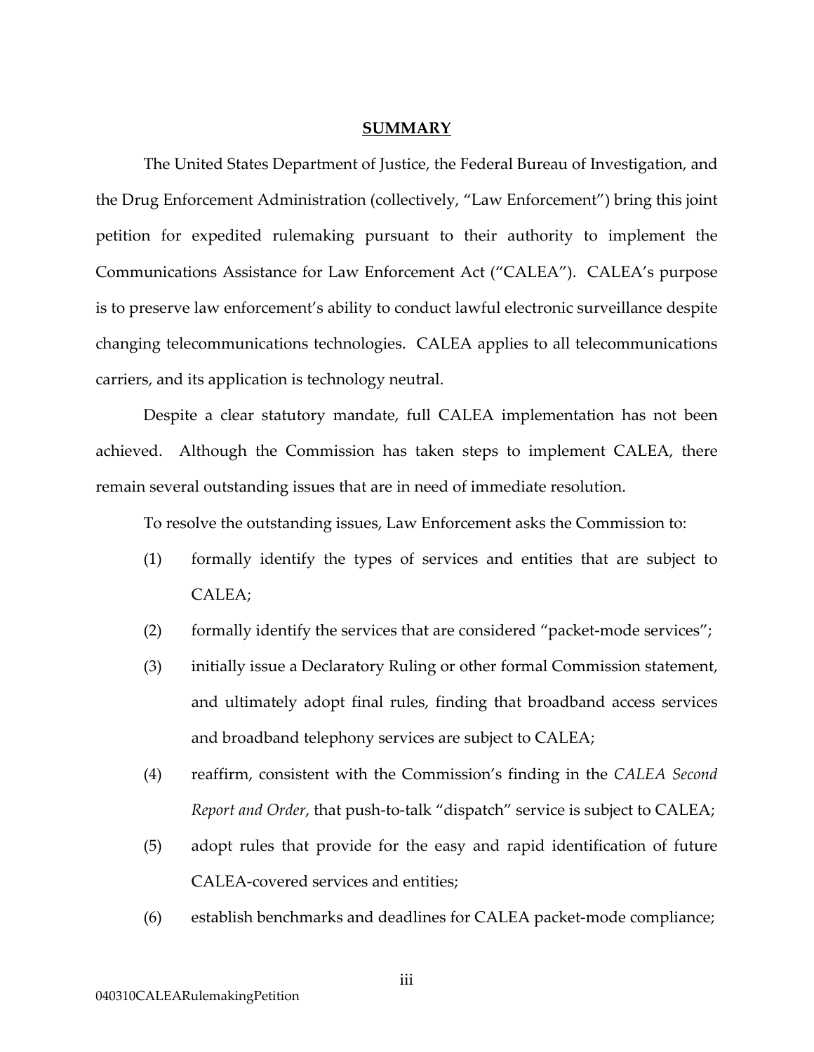## SUMMARY

The United States Department of Justice, the Federal Bureau of Investigation, and the Drug Enforcement Administration (collectively, "Law Enforcement") bring this joint petition for expedited rulemaking pursuant to their authority to implement the Communications Assistance for Law Enforcement Act ("CALEA"). CALEA's purpose is to preserve law enforcement's ability to conduct lawful electronic surveillance despite changing telecommunications technologies. CALEA applies to all telecommunications carriers, and its application is technology neutral.

Despite a clear statutory mandate, full CALEA implementation has not been achieved. Although the Commission has taken steps to implement CALEA, there remain several outstanding issues that are in need of immediate resolution.

To resolve the outstanding issues, Law Enforcement asks the Commission to:

(1) formally identify the types of services and entities that are subject to CALEA;

(2) formally identify the services that are considered "packet-mode services";

(3) initially issue a Declaratory Ruling or other formal Commission statement, and ultimately adopt final rules, finding that broadband access services and broadband telephony services are subject to CALEA;

(4) reaffirm, consistent with the Commission's finding in the *CALEA Second Report and Order*, that push-to-talk "dispatch" service is subject to CALEA;

(5) adopt rules that provide for the easy and rapid identification of future CALEA-covered services and entities;

(6) establish benchmarks and deadlines for CALEA packet-mode compliance;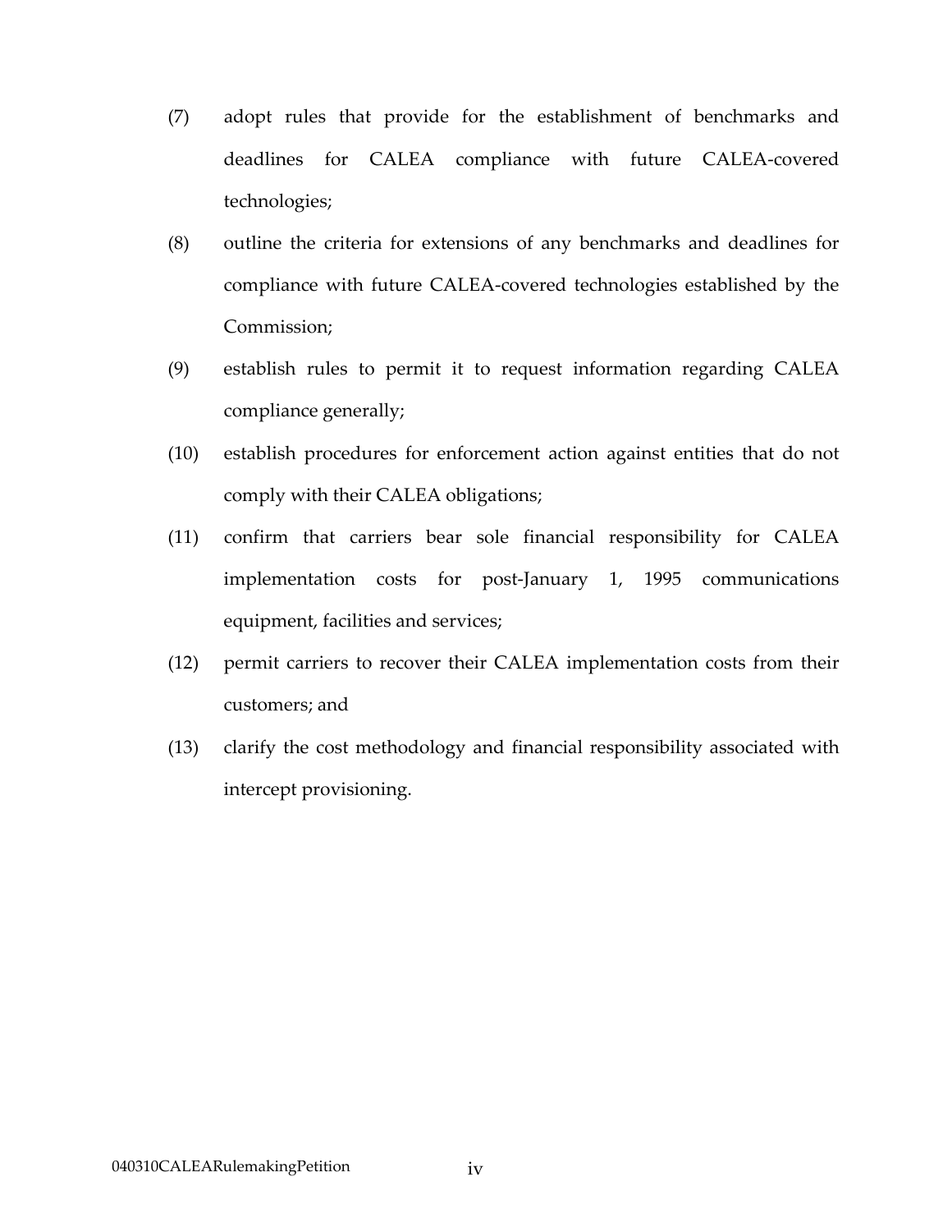(7) adopt rules that provide for the establishment of benchmarks and deadlines for CALEA compliance with future CALEA-covered technologies;

(8) outline the criteria for extensions of any benchmarks and deadlines for compliance with future CALEA-covered technologies established by the Commission;

(9) establish rules to permit it to request information regarding CALEA compliance generally;

(10) establish procedures for enforcement action against entities that do not comply with their CALEA obligations;

(11) confirm that carriers bear sole financial responsibility for CALEA implementation costs for post-January 1, 1995 communications equipment, facilities and services;

(12) permit carriers to recover their CALEA implementation costs from their customers; and

(13) clarify the cost methodology and financial responsibility associated with intercept provisioning.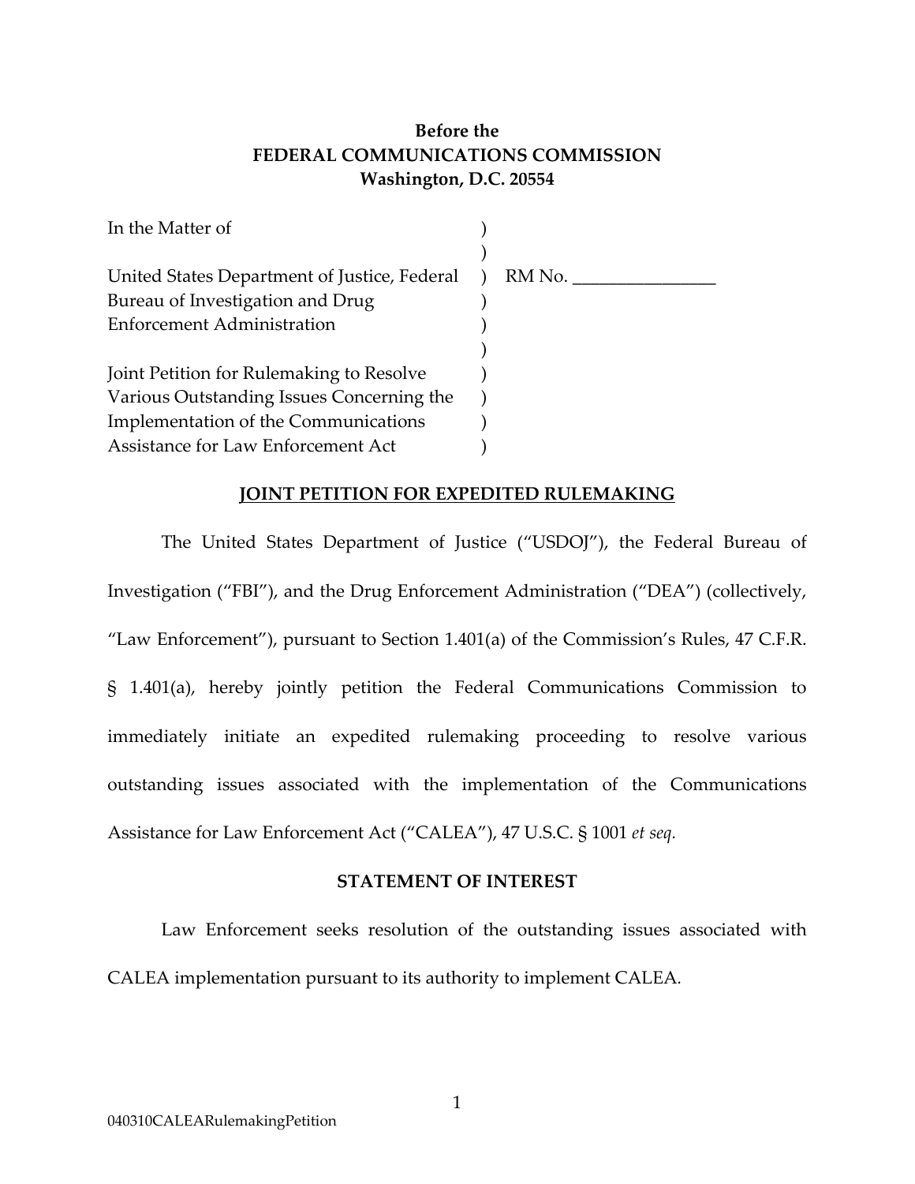**Before the**
**FEDERAL COMMUNICATIONS COMMISSION**
**Washington, D.C. 20554**

| | | |
|---|---|---|
| In the Matter of | ) | |
| | ) | |
| United States Department of Justice, Federal Bureau of Investigation and Drug Enforcement Administration | ) | RM No. ________________ |
| | ) | |
| Joint Petition for Rulemaking to Resolve Various Outstanding Issues Concerning the Implementation of the Communications Assistance for Law Enforcement Act | ) | |

## JOINT PETITION FOR EXPEDITED RULEMAKING

The United States Department of Justice ("USDOJ"), the Federal Bureau of Investigation ("FBI"), and the Drug Enforcement Administration ("DEA") (collectively, "Law Enforcement"), pursuant to Section 1.401(a) of the Commission's Rules, 47 C.F.R. § 1.401(a), hereby jointly petition the Federal Communications Commission to immediately initiate an expedited rulemaking proceeding to resolve various outstanding issues associated with the implementation of the Communications Assistance for Law Enforcement Act ("CALEA"), 47 U.S.C. § 1001 *et seq.*

## STATEMENT OF INTEREST

Law Enforcement seeks resolution of the outstanding issues associated with CALEA implementation pursuant to its authority to implement CALEA.

040310CALEARulemakingPetition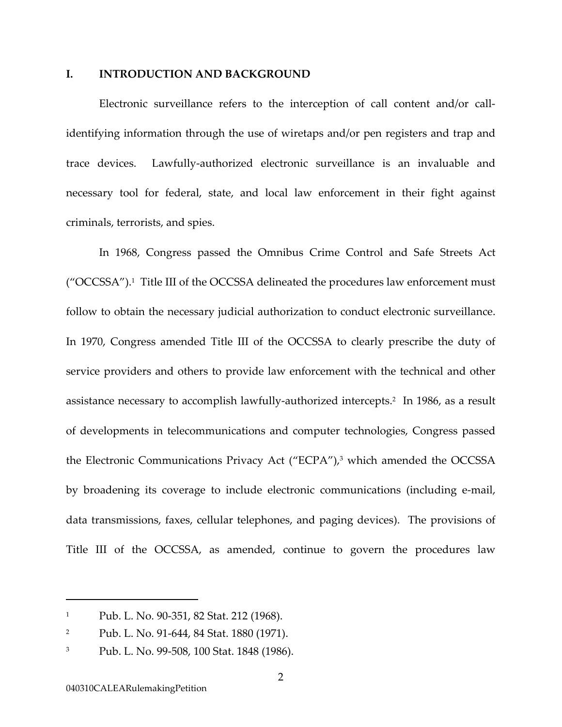## I. INTRODUCTION AND BACKGROUND

Electronic surveillance refers to the interception of call content and/or call-identifying information through the use of wiretaps and/or pen registers and trap and trace devices. Lawfully-authorized electronic surveillance is an invaluable and necessary tool for federal, state, and local law enforcement in their fight against criminals, terrorists, and spies.

In 1968, Congress passed the Omnibus Crime Control and Safe Streets Act ("OCCSSA").[1] Title III of the OCCSSA delineated the procedures law enforcement must follow to obtain the necessary judicial authorization to conduct electronic surveillance. In 1970, Congress amended Title III of the OCCSSA to clearly prescribe the duty of service providers and others to provide law enforcement with the technical and other assistance necessary to accomplish lawfully-authorized intercepts.[2] In 1986, as a result of developments in telecommunications and computer technologies, Congress passed the Electronic Communications Privacy Act ("ECPA"),[3] which amended the OCCSSA by broadening its coverage to include electronic communications (including e-mail, data transmissions, faxes, cellular telephones, and paging devices). The provisions of Title III of the OCCSSA, as amended, continue to govern the procedures law

---

[1] Pub. L. No. 90-351, 82 Stat. 212 (1968).

[2] Pub. L. No. 91-644, 84 Stat. 1880 (1971).

[3] Pub. L. No. 99-508, 100 Stat. 1848 (1986).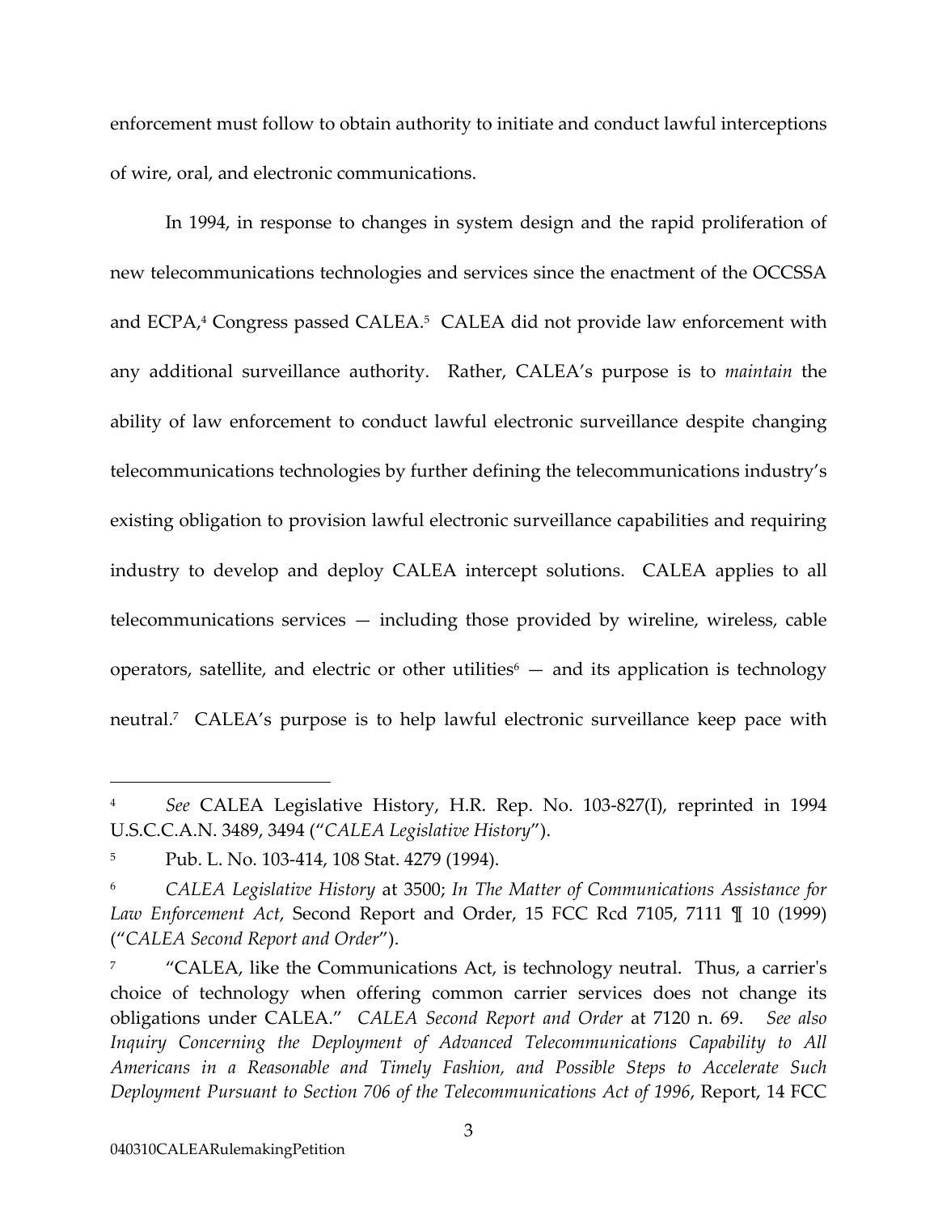enforcement must follow to obtain authority to initiate and conduct lawful interceptions of wire, oral, and electronic communications.

In 1994, in response to changes in system design and the rapid proliferation of new telecommunications technologies and services since the enactment of the OCCSSA and ECPA,[4] Congress passed CALEA.[5] CALEA did not provide law enforcement with any additional surveillance authority. Rather, CALEA's purpose is to *maintain* the ability of law enforcement to conduct lawful electronic surveillance despite changing telecommunications technologies by further defining the telecommunications industry's existing obligation to provision lawful electronic surveillance capabilities and requiring industry to develop and deploy CALEA intercept solutions. CALEA applies to all telecommunications services — including those provided by wireline, wireless, cable operators, satellite, and electric or other utilities[6] — and its application is technology neutral.[7] CALEA's purpose is to help lawful electronic surveillance keep pace with

---

[4] *See* CALEA Legislative History, H.R. Rep. No. 103-827(I), reprinted in 1994 U.S.C.C.A.N. 3489, 3494 ("*CALEA Legislative History*").

[5] Pub. L. No. 103-414, 108 Stat. 4279 (1994).

[6] *CALEA Legislative History* at 3500; *In The Matter of Communications Assistance for Law Enforcement Act*, Second Report and Order, 15 FCC Rcd 7105, 7111 ¶ 10 (1999) ("*CALEA Second Report and Order*").

[7] "CALEA, like the Communications Act, is technology neutral. Thus, a carrier's choice of technology when offering common carrier services does not change its obligations under CALEA." *CALEA Second Report and Order* at 7120 n. 69. *See also Inquiry Concerning the Deployment of Advanced Telecommunications Capability to All Americans in a Reasonable and Timely Fashion, and Possible Steps to Accelerate Such Deployment Pursuant to Section 706 of the Telecommunications Act of 1996*, Report, 14 FCC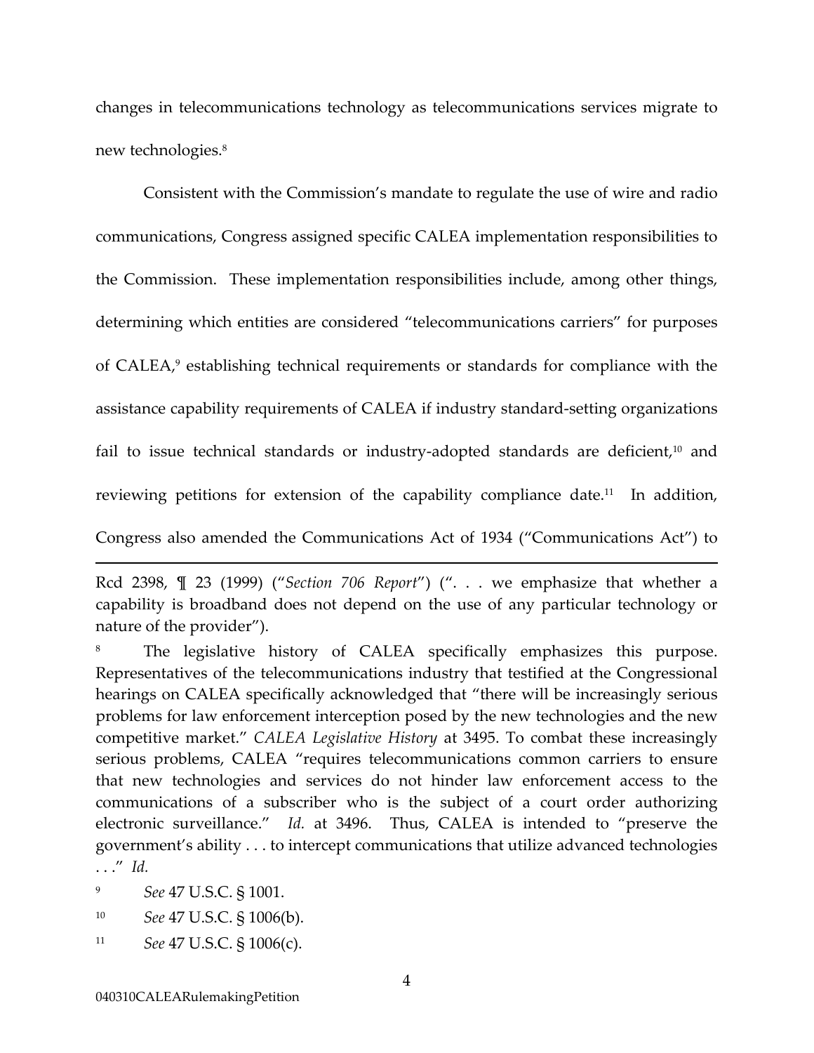changes in telecommunications technology as telecommunications services migrate to new technologies.[8]

Consistent with the Commission's mandate to regulate the use of wire and radio communications, Congress assigned specific CALEA implementation responsibilities to the Commission. These implementation responsibilities include, among other things, determining which entities are considered "telecommunications carriers" for purposes of CALEA,[9] establishing technical requirements or standards for compliance with the assistance capability requirements of CALEA if industry standard-setting organizations fail to issue technical standards or industry-adopted standards are deficient,[10] and reviewing petitions for extension of the capability compliance date.[11] In addition, Congress also amended the Communications Act of 1934 ("Communications Act") to

---

Rcd 2398, ¶ 23 (1999) ("*Section 706 Report*") (". . . we emphasize that whether a capability is broadband does not depend on the use of any particular technology or nature of the provider").

[8] The legislative history of CALEA specifically emphasizes this purpose. Representatives of the telecommunications industry that testified at the Congressional hearings on CALEA specifically acknowledged that "there will be increasingly serious problems for law enforcement interception posed by the new technologies and the new competitive market." *CALEA Legislative History* at 3495. To combat these increasingly serious problems, CALEA "requires telecommunications common carriers to ensure that new technologies and services do not hinder law enforcement access to the communications of a subscriber who is the subject of a court order authorizing electronic surveillance." *Id.* at 3496. Thus, CALEA is intended to "preserve the government's ability . . . to intercept communications that utilize advanced technologies . . ." *Id.*

[9] *See* 47 U.S.C. § 1001.

[10] *See* 47 U.S.C. § 1006(b).

[11] *See* 47 U.S.C. § 1006(c).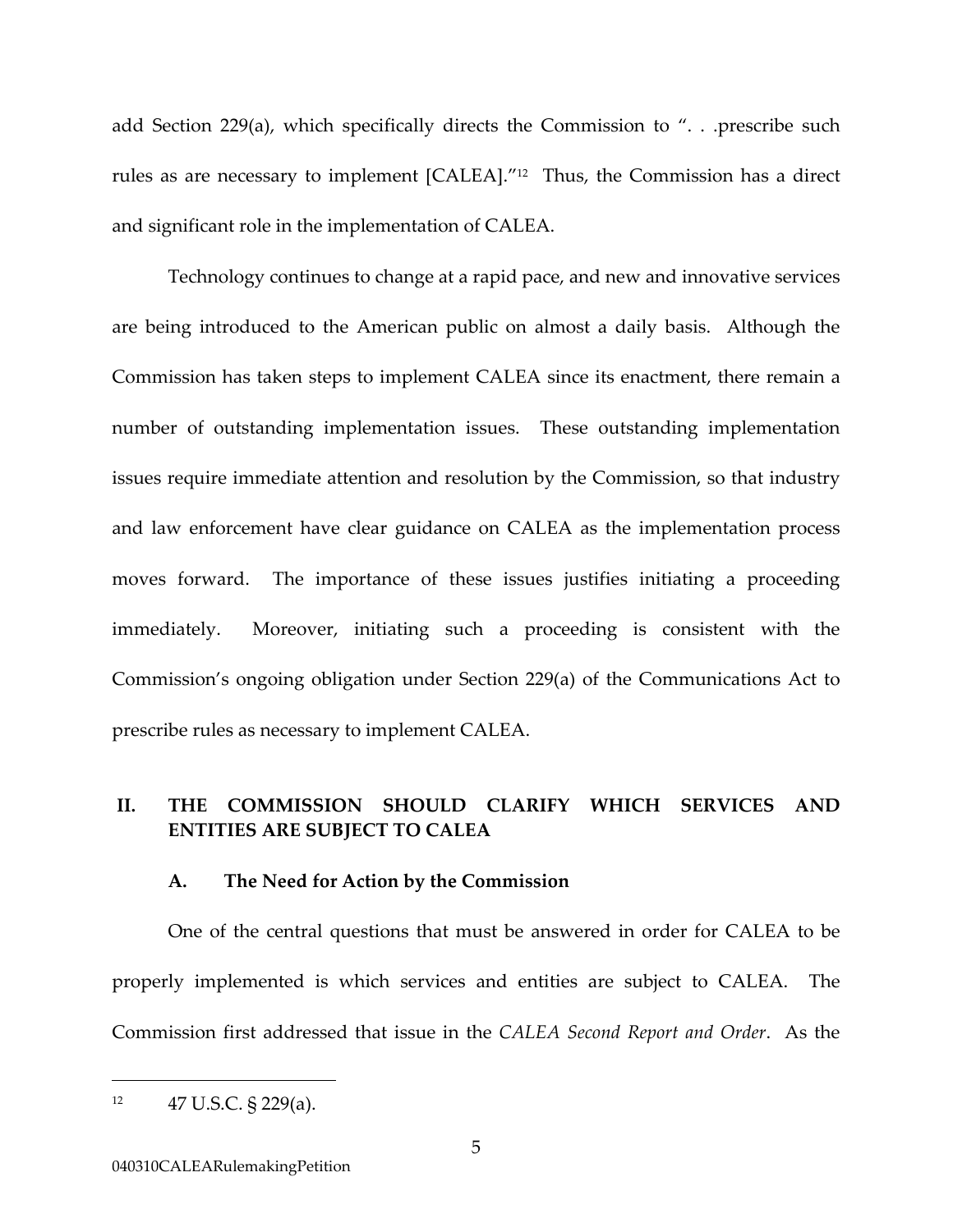add Section 229(a), which specifically directs the Commission to ". . .prescribe such rules as are necessary to implement [CALEA]."[12] Thus, the Commission has a direct and significant role in the implementation of CALEA.

Technology continues to change at a rapid pace, and new and innovative services are being introduced to the American public on almost a daily basis. Although the Commission has taken steps to implement CALEA since its enactment, there remain a number of outstanding implementation issues. These outstanding implementation issues require immediate attention and resolution by the Commission, so that industry and law enforcement have clear guidance on CALEA as the implementation process moves forward. The importance of these issues justifies initiating a proceeding immediately. Moreover, initiating such a proceeding is consistent with the Commission's ongoing obligation under Section 229(a) of the Communications Act to prescribe rules as necessary to implement CALEA.

## II. THE COMMISSION SHOULD CLARIFY WHICH SERVICES AND ENTITIES ARE SUBJECT TO CALEA

### A. The Need for Action by the Commission

One of the central questions that must be answered in order for CALEA to be properly implemented is which services and entities are subject to CALEA. The Commission first addressed that issue in the *CALEA Second Report and Order*. As the

---

[12] 47 U.S.C. § 229(a).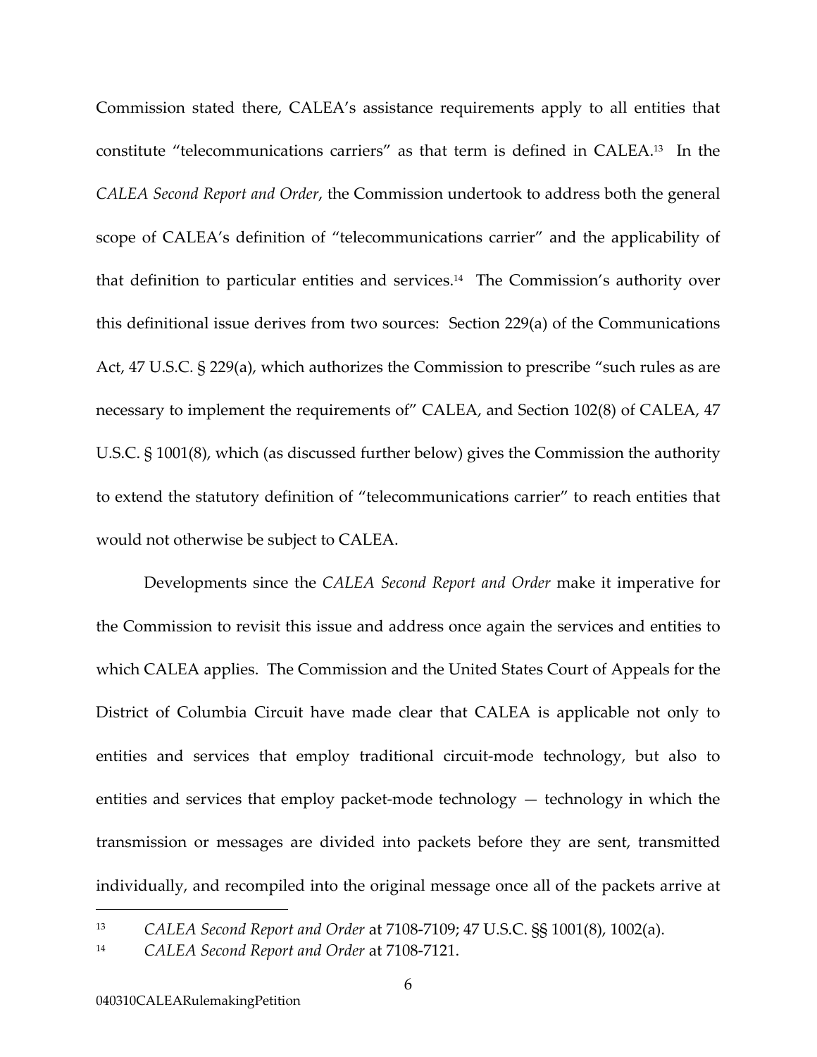Commission stated there, CALEA's assistance requirements apply to all entities that constitute "telecommunications carriers" as that term is defined in CALEA.[13] In the *CALEA Second Report and Order*, the Commission undertook to address both the general scope of CALEA's definition of "telecommunications carrier" and the applicability of that definition to particular entities and services.[14] The Commission's authority over this definitional issue derives from two sources: Section 229(a) of the Communications Act, 47 U.S.C. § 229(a), which authorizes the Commission to prescribe "such rules as are necessary to implement the requirements of" CALEA, and Section 102(8) of CALEA, 47 U.S.C. § 1001(8), which (as discussed further below) gives the Commission the authority to extend the statutory definition of "telecommunications carrier" to reach entities that would not otherwise be subject to CALEA.

Developments since the *CALEA Second Report and Order* make it imperative for the Commission to revisit this issue and address once again the services and entities to which CALEA applies. The Commission and the United States Court of Appeals for the District of Columbia Circuit have made clear that CALEA is applicable not only to entities and services that employ traditional circuit-mode technology, but also to entities and services that employ packet-mode technology — technology in which the transmission or messages are divided into packets before they are sent, transmitted individually, and recompiled into the original message once all of the packets arrive at

---

[13] *CALEA Second Report and Order* at 7108-7109; 47 U.S.C. §§ 1001(8), 1002(a).

[14] *CALEA Second Report and Order* at 7108-7121.

040310CALEARulemakingPetition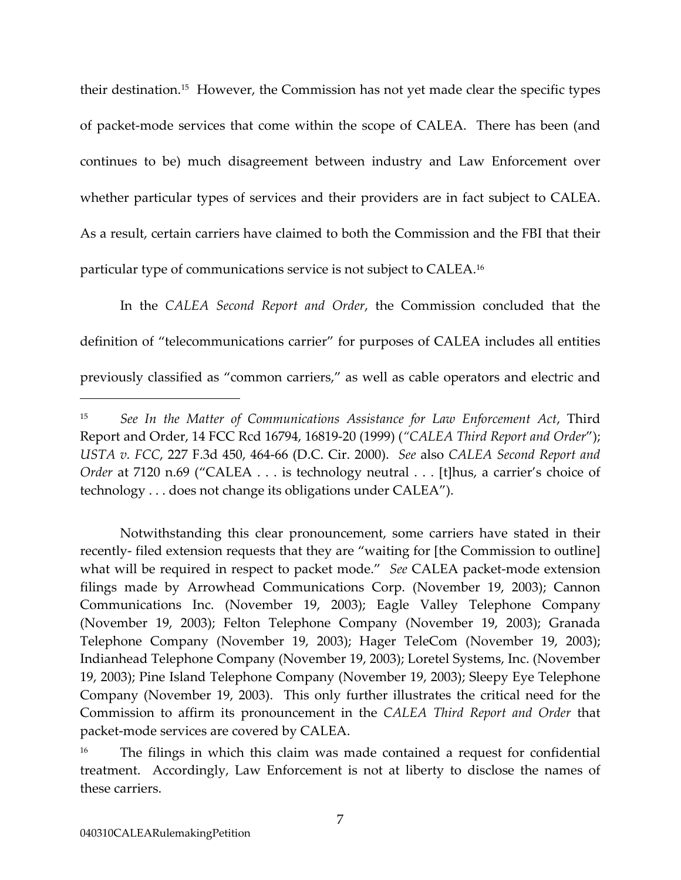their destination.[15] However, the Commission has not yet made clear the specific types of packet-mode services that come within the scope of CALEA. There has been (and continues to be) much disagreement between industry and Law Enforcement over whether particular types of services and their providers are in fact subject to CALEA. As a result, certain carriers have claimed to both the Commission and the FBI that their particular type of communications service is not subject to CALEA.[16]

In the *CALEA Second Report and Order*, the Commission concluded that the definition of "telecommunications carrier" for purposes of CALEA includes all entities previously classified as "common carriers," as well as cable operators and electric and

---

[15] *See In the Matter of Communications Assistance for Law Enforcement Act*, Third Report and Order, 14 FCC Rcd 16794, 16819-20 (1999) (*"CALEA Third Report and Order"*); *USTA v. FCC*, 227 F.3d 450, 464-66 (D.C. Cir. 2000). *See* also *CALEA Second Report and Order* at 7120 n.69 ("CALEA . . . is technology neutral . . . [t]hus, a carrier's choice of technology . . . does not change its obligations under CALEA").

Notwithstanding this clear pronouncement, some carriers have stated in their recently- filed extension requests that they are "waiting for [the Commission to outline] what will be required in respect to packet mode." *See* CALEA packet-mode extension filings made by Arrowhead Communications Corp. (November 19, 2003); Cannon Communications Inc. (November 19, 2003); Eagle Valley Telephone Company (November 19, 2003); Felton Telephone Company (November 19, 2003); Granada Telephone Company (November 19, 2003); Hager TeleCom (November 19, 2003); Indianhead Telephone Company (November 19, 2003); Loretel Systems, Inc. (November 19, 2003); Pine Island Telephone Company (November 19, 2003); Sleepy Eye Telephone Company (November 19, 2003). This only further illustrates the critical need for the Commission to affirm its pronouncement in the *CALEA Third Report and Order* that packet-mode services are covered by CALEA.

[16] The filings in which this claim was made contained a request for confidential treatment. Accordingly, Law Enforcement is not at liberty to disclose the names of these carriers.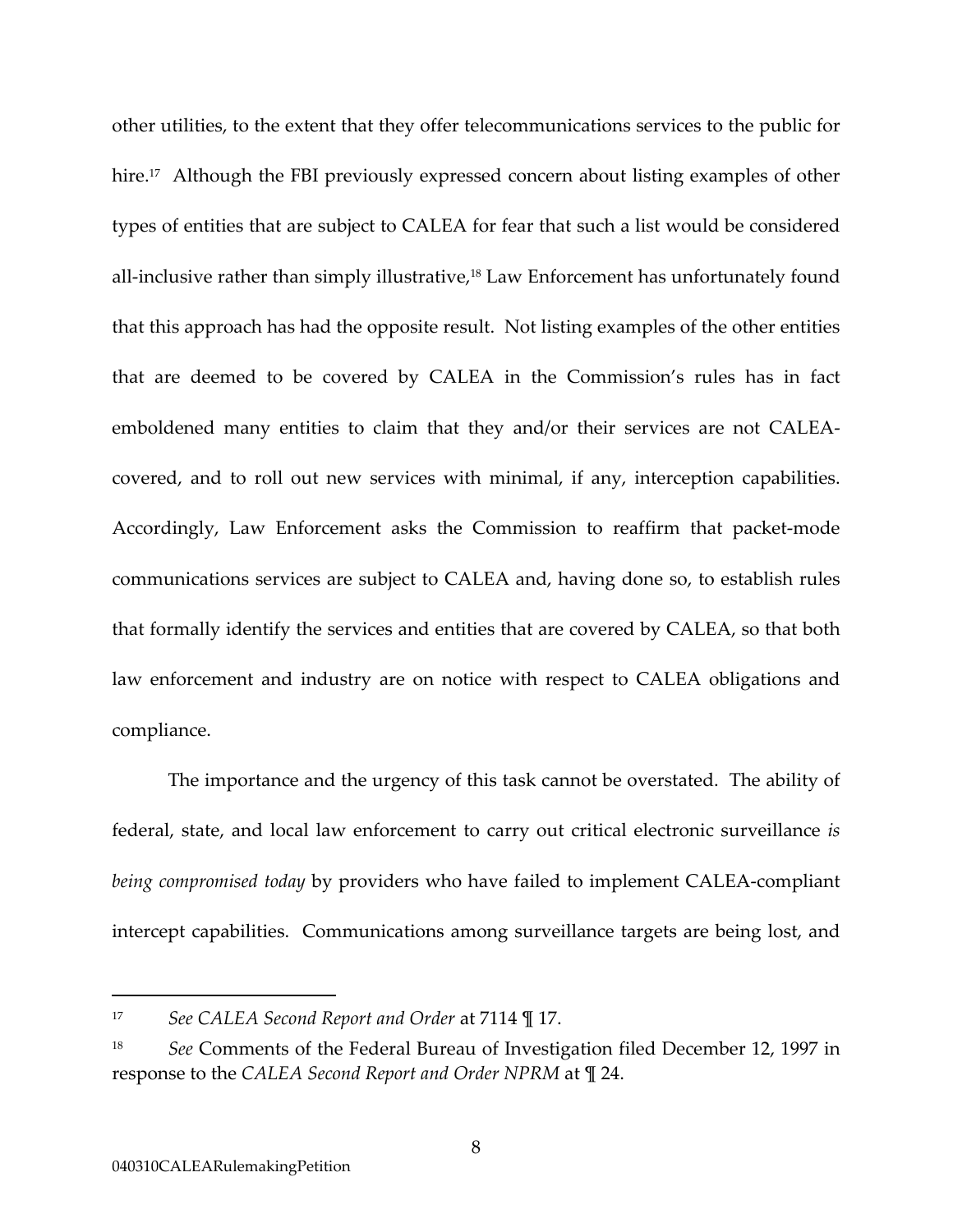other utilities, to the extent that they offer telecommunications services to the public for hire.[17] Although the FBI previously expressed concern about listing examples of other types of entities that are subject to CALEA for fear that such a list would be considered all-inclusive rather than simply illustrative,[18] Law Enforcement has unfortunately found that this approach has had the opposite result. Not listing examples of the other entities that are deemed to be covered by CALEA in the Commission's rules has in fact emboldened many entities to claim that they and/or their services are not CALEA-covered, and to roll out new services with minimal, if any, interception capabilities. Accordingly, Law Enforcement asks the Commission to reaffirm that packet-mode communications services are subject to CALEA and, having done so, to establish rules that formally identify the services and entities that are covered by CALEA, so that both law enforcement and industry are on notice with respect to CALEA obligations and compliance.

The importance and the urgency of this task cannot be overstated. The ability of federal, state, and local law enforcement to carry out critical electronic surveillance *is being compromised today* by providers who have failed to implement CALEA-compliant intercept capabilities. Communications among surveillance targets are being lost, and

---

[17] *See CALEA Second Report and Order* at 7114 ¶ 17.

[18] *See* Comments of the Federal Bureau of Investigation filed December 12, 1997 in response to the *CALEA Second Report and Order NPRM* at ¶ 24.

040310CALEARulemakingPetition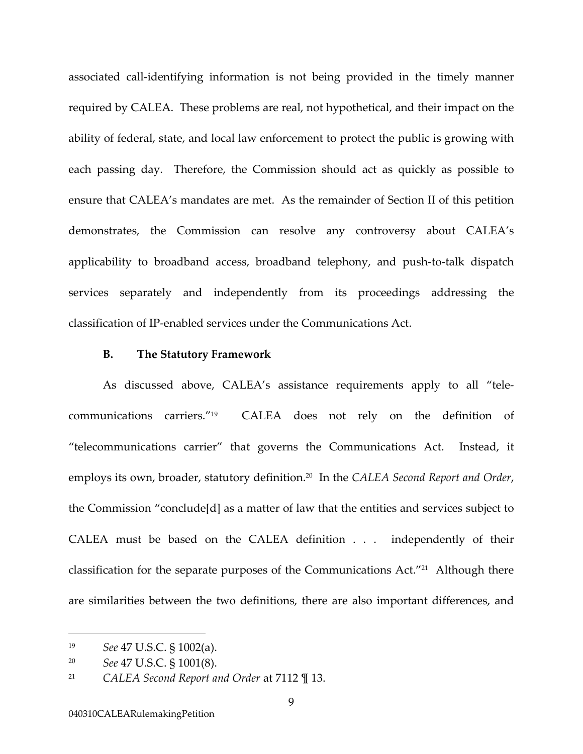associated call-identifying information is not being provided in the timely manner required by CALEA. These problems are real, not hypothetical, and their impact on the ability of federal, state, and local law enforcement to protect the public is growing with each passing day. Therefore, the Commission should act as quickly as possible to ensure that CALEA's mandates are met. As the remainder of Section II of this petition demonstrates, the Commission can resolve any controversy about CALEA's applicability to broadband access, broadband telephony, and push-to-talk dispatch services separately and independently from its proceedings addressing the classification of IP-enabled services under the Communications Act.

### B. The Statutory Framework

As discussed above, CALEA's assistance requirements apply to all "telecommunications carriers."[19] CALEA does not rely on the definition of "telecommunications carrier" that governs the Communications Act. Instead, it employs its own, broader, statutory definition.[20] In the *CALEA Second Report and Order*, the Commission "conclude[d] as a matter of law that the entities and services subject to CALEA must be based on the CALEA definition . . . independently of their classification for the separate purposes of the Communications Act."[21] Although there are similarities between the two definitions, there are also important differences, and

---

[19] *See* 47 U.S.C. § 1002(a).

[20] *See* 47 U.S.C. § 1001(8).

[21] *CALEA Second Report and Order* at 7112 ¶ 13.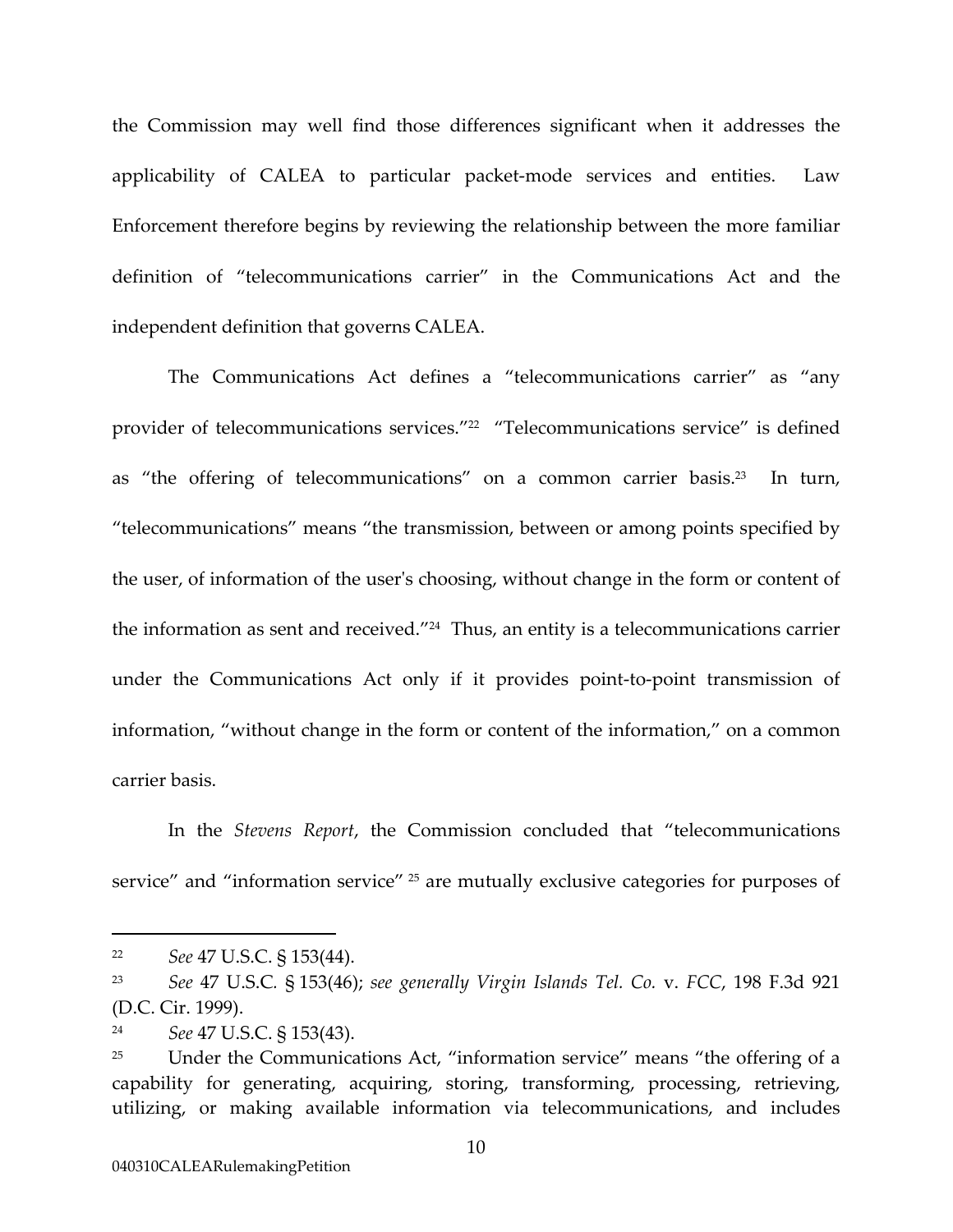the Commission may well find those differences significant when it addresses the applicability of CALEA to particular packet-mode services and entities. Law Enforcement therefore begins by reviewing the relationship between the more familiar definition of "telecommunications carrier" in the Communications Act and the independent definition that governs CALEA.

The Communications Act defines a "telecommunications carrier" as "any provider of telecommunications services."[22] "Telecommunications service" is defined as "the offering of telecommunications" on a common carrier basis.[23] In turn, "telecommunications" means "the transmission, between or among points specified by the user, of information of the user's choosing, without change in the form or content of the information as sent and received."[24] Thus, an entity is a telecommunications carrier under the Communications Act only if it provides point-to-point transmission of information, "without change in the form or content of the information," on a common carrier basis.

In the *Stevens Report*, the Commission concluded that "telecommunications service" and "information service" [25] are mutually exclusive categories for purposes of

---

[22] *See* 47 U.S.C. § 153(44).

[23] *See* 47 U.S.C. § 153(46); *see generally Virgin Islands Tel. Co.* v. *FCC*, 198 F.3d 921 (D.C. Cir. 1999).

[24] *See* 47 U.S.C. § 153(43).

[25] Under the Communications Act, "information service" means "the offering of a capability for generating, acquiring, storing, transforming, processing, retrieving, utilizing, or making available information via telecommunications, and includes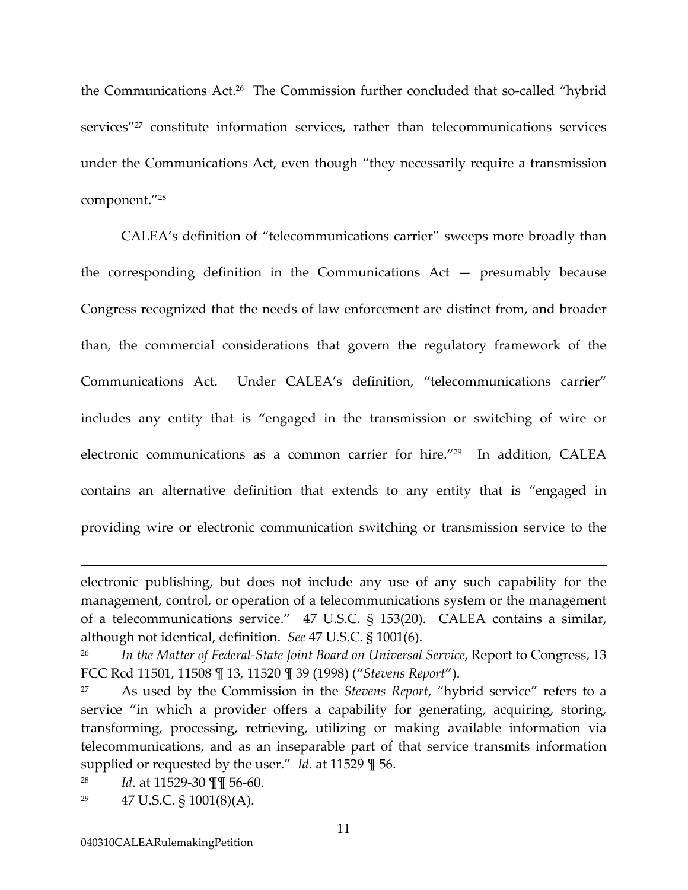the Communications Act.[26] The Commission further concluded that so-called "hybrid services"[27] constitute information services, rather than telecommunications services under the Communications Act, even though "they necessarily require a transmission component."[28]

CALEA's definition of "telecommunications carrier" sweeps more broadly than the corresponding definition in the Communications Act — presumably because Congress recognized that the needs of law enforcement are distinct from, and broader than, the commercial considerations that govern the regulatory framework of the Communications Act. Under CALEA's definition, "telecommunications carrier" includes any entity that is "engaged in the transmission or switching of wire or electronic communications as a common carrier for hire."[29] In addition, CALEA contains an alternative definition that extends to any entity that is "engaged in providing wire or electronic communication switching or transmission service to the

---

electronic publishing, but does not include any use of any such capability for the management, control, or operation of a telecommunications system or the management of a telecommunications service." 47 U.S.C. § 153(20). CALEA contains a similar, although not identical, definition. *See* 47 U.S.C. § 1001(6).

[26] *In the Matter of Federal-State Joint Board on Universal Service*, Report to Congress, 13 FCC Rcd 11501, 11508 ¶ 13, 11520 ¶ 39 (1998) ("*Stevens Report*").

[27] As used by the Commission in the *Stevens Report*, "hybrid service" refers to a service "in which a provider offers a capability for generating, acquiring, storing, transforming, processing, retrieving, utilizing or making available information via telecommunications, and as an inseparable part of that service transmits information supplied or requested by the user." *Id.* at 11529 ¶ 56.

[28] *Id*. at 11529-30 ¶¶ 56-60.

[29] 47 U.S.C. § 1001(8)(A).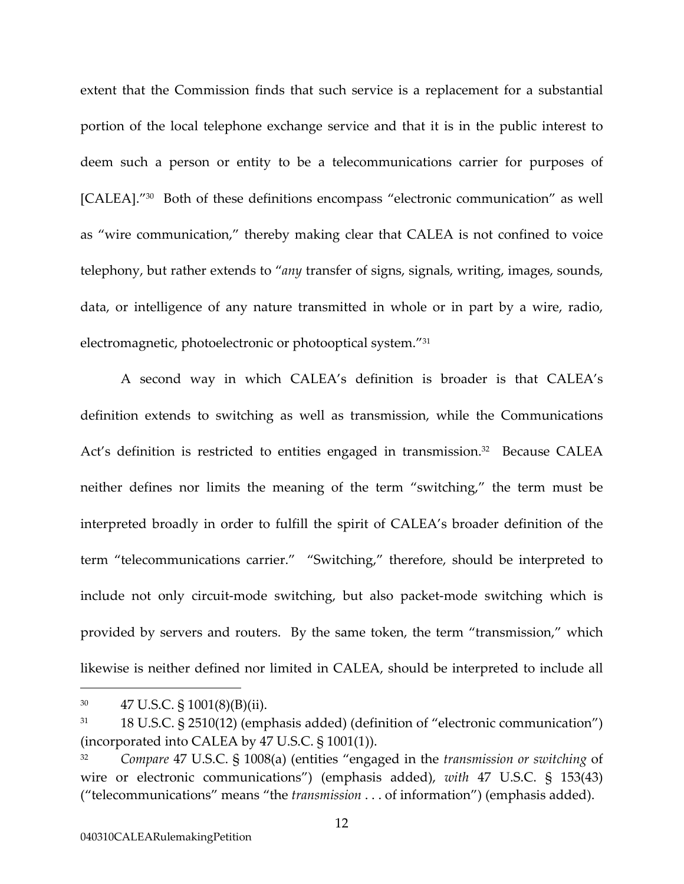extent that the Commission finds that such service is a replacement for a substantial portion of the local telephone exchange service and that it is in the public interest to deem such a person or entity to be a telecommunications carrier for purposes of [CALEA]."[30] Both of these definitions encompass "electronic communication" as well as "wire communication," thereby making clear that CALEA is not confined to voice telephony, but rather extends to "*any* transfer of signs, signals, writing, images, sounds, data, or intelligence of any nature transmitted in whole or in part by a wire, radio, electromagnetic, photoelectronic or photooptical system."[31]

A second way in which CALEA's definition is broader is that CALEA's definition extends to switching as well as transmission, while the Communications Act's definition is restricted to entities engaged in transmission.[32] Because CALEA neither defines nor limits the meaning of the term "switching," the term must be interpreted broadly in order to fulfill the spirit of CALEA's broader definition of the term "telecommunications carrier." "Switching," therefore, should be interpreted to include not only circuit-mode switching, but also packet-mode switching which is provided by servers and routers. By the same token, the term "transmission," which likewise is neither defined nor limited in CALEA, should be interpreted to include all

---

[30] 47 U.S.C. § 1001(8)(B)(ii).

[31] 18 U.S.C. § 2510(12) (emphasis added) (definition of "electronic communication") (incorporated into CALEA by 47 U.S.C. § 1001(1)).

[32] *Compare* 47 U.S.C. § 1008(a) (entities "engaged in the *transmission or switching* of wire or electronic communications") (emphasis added), *with* 47 U.S.C. § 153(43) ("telecommunications" means "the *transmission* . . . of information") (emphasis added).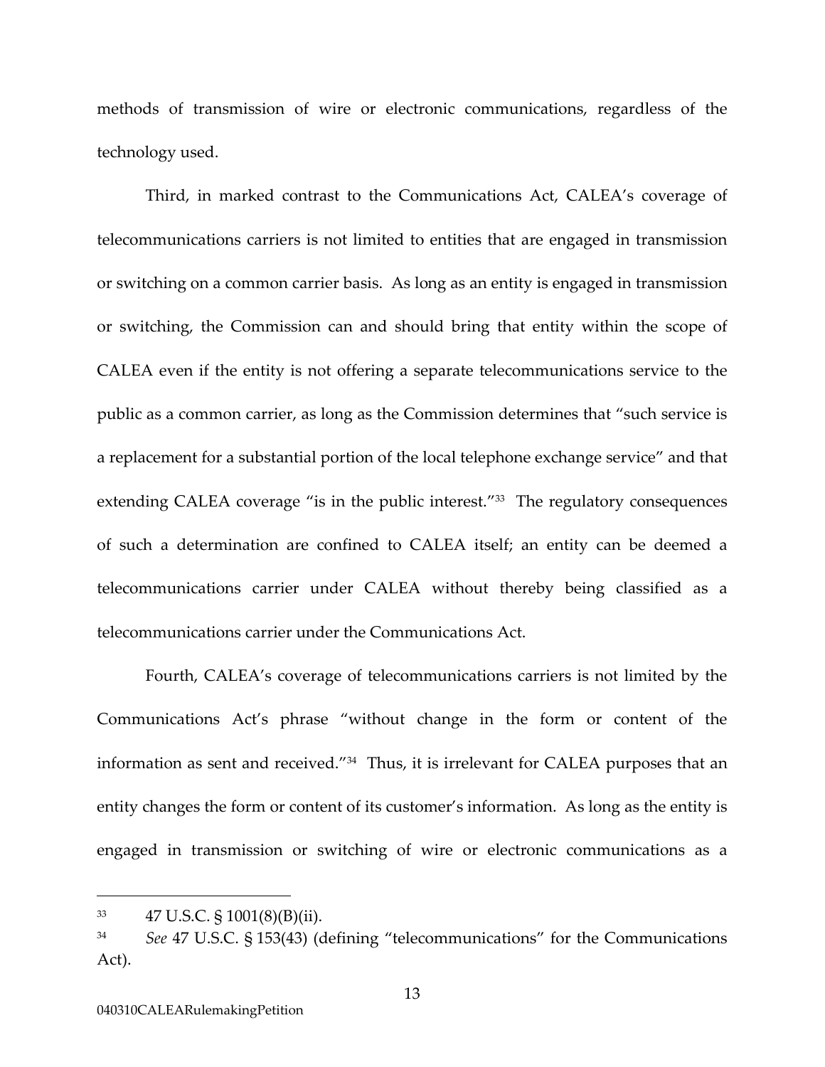methods of transmission of wire or electronic communications, regardless of the technology used.

Third, in marked contrast to the Communications Act, CALEA's coverage of telecommunications carriers is not limited to entities that are engaged in transmission or switching on a common carrier basis. As long as an entity is engaged in transmission or switching, the Commission can and should bring that entity within the scope of CALEA even if the entity is not offering a separate telecommunications service to the public as a common carrier, as long as the Commission determines that "such service is a replacement for a substantial portion of the local telephone exchange service" and that extending CALEA coverage "is in the public interest."[33] The regulatory consequences of such a determination are confined to CALEA itself; an entity can be deemed a telecommunications carrier under CALEA without thereby being classified as a telecommunications carrier under the Communications Act.

Fourth, CALEA's coverage of telecommunications carriers is not limited by the Communications Act's phrase "without change in the form or content of the information as sent and received."[34] Thus, it is irrelevant for CALEA purposes that an entity changes the form or content of its customer's information. As long as the entity is engaged in transmission or switching of wire or electronic communications as a

---

[33] 47 U.S.C. § 1001(8)(B)(ii).

[34] *See* 47 U.S.C. § 153(43) (defining "telecommunications" for the Communications Act).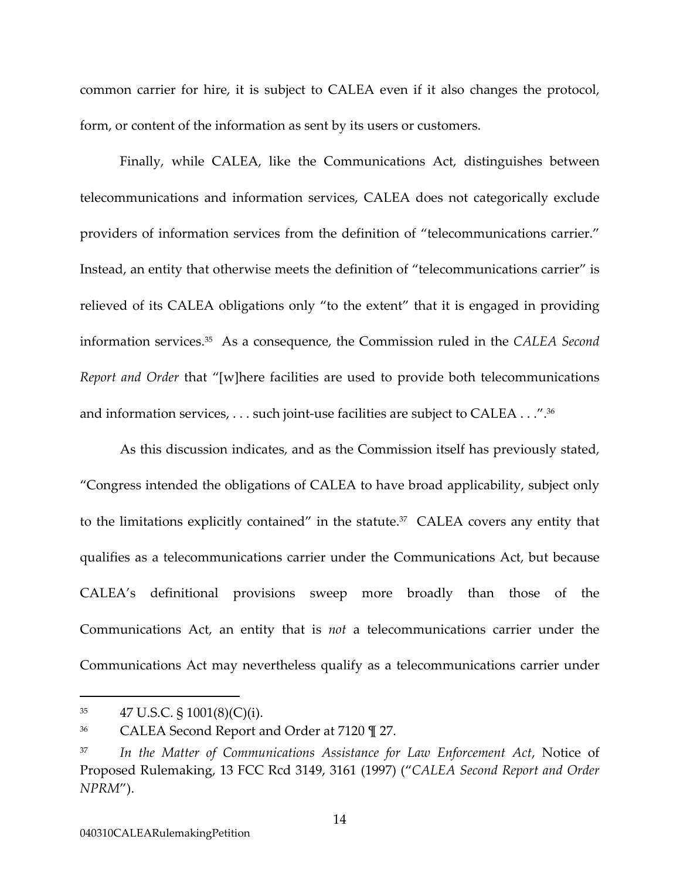common carrier for hire, it is subject to CALEA even if it also changes the protocol, form, or content of the information as sent by its users or customers.

Finally, while CALEA, like the Communications Act, distinguishes between telecommunications and information services, CALEA does not categorically exclude providers of information services from the definition of "telecommunications carrier." Instead, an entity that otherwise meets the definition of "telecommunications carrier" is relieved of its CALEA obligations only "to the extent" that it is engaged in providing information services.[35] As a consequence, the Commission ruled in the *CALEA Second Report and Order* that "[w]here facilities are used to provide both telecommunications and information services, . . . such joint-use facilities are subject to CALEA . . .".[36]

As this discussion indicates, and as the Commission itself has previously stated, "Congress intended the obligations of CALEA to have broad applicability, subject only to the limitations explicitly contained" in the statute.[37] CALEA covers any entity that qualifies as a telecommunications carrier under the Communications Act, but because CALEA's definitional provisions sweep more broadly than those of the Communications Act, an entity that is *not* a telecommunications carrier under the Communications Act may nevertheless qualify as a telecommunications carrier under

---

[35] 47 U.S.C. § 1001(8)(C)(i).

[36] CALEA Second Report and Order at 7120 ¶ 27.

[37] *In the Matter of Communications Assistance for Law Enforcement Act*, Notice of Proposed Rulemaking, 13 FCC Rcd 3149, 3161 (1997) ("*CALEA Second Report and Order NPRM*").

040310CALEARulemakingPetition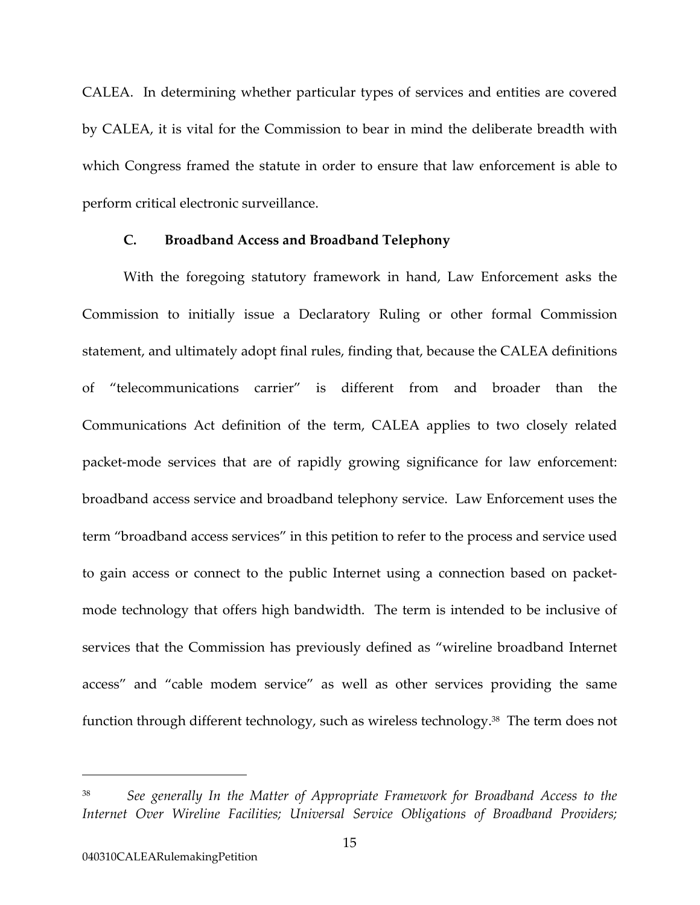CALEA. In determining whether particular types of services and entities are covered by CALEA, it is vital for the Commission to bear in mind the deliberate breadth with which Congress framed the statute in order to ensure that law enforcement is able to perform critical electronic surveillance.

### C. Broadband Access and Broadband Telephony

With the foregoing statutory framework in hand, Law Enforcement asks the Commission to initially issue a Declaratory Ruling or other formal Commission statement, and ultimately adopt final rules, finding that, because the CALEA definitions of "telecommunications carrier" is different from and broader than the Communications Act definition of the term, CALEA applies to two closely related packet-mode services that are of rapidly growing significance for law enforcement: broadband access service and broadband telephony service. Law Enforcement uses the term "broadband access services" in this petition to refer to the process and service used to gain access or connect to the public Internet using a connection based on packet-mode technology that offers high bandwidth. The term is intended to be inclusive of services that the Commission has previously defined as "wireline broadband Internet access" and "cable modem service" as well as other services providing the same function through different technology, such as wireless technology.[38] The term does not

---

[38] *See generally In the Matter of Appropriate Framework for Broadband Access to the Internet Over Wireline Facilities; Universal Service Obligations of Broadband Providers;*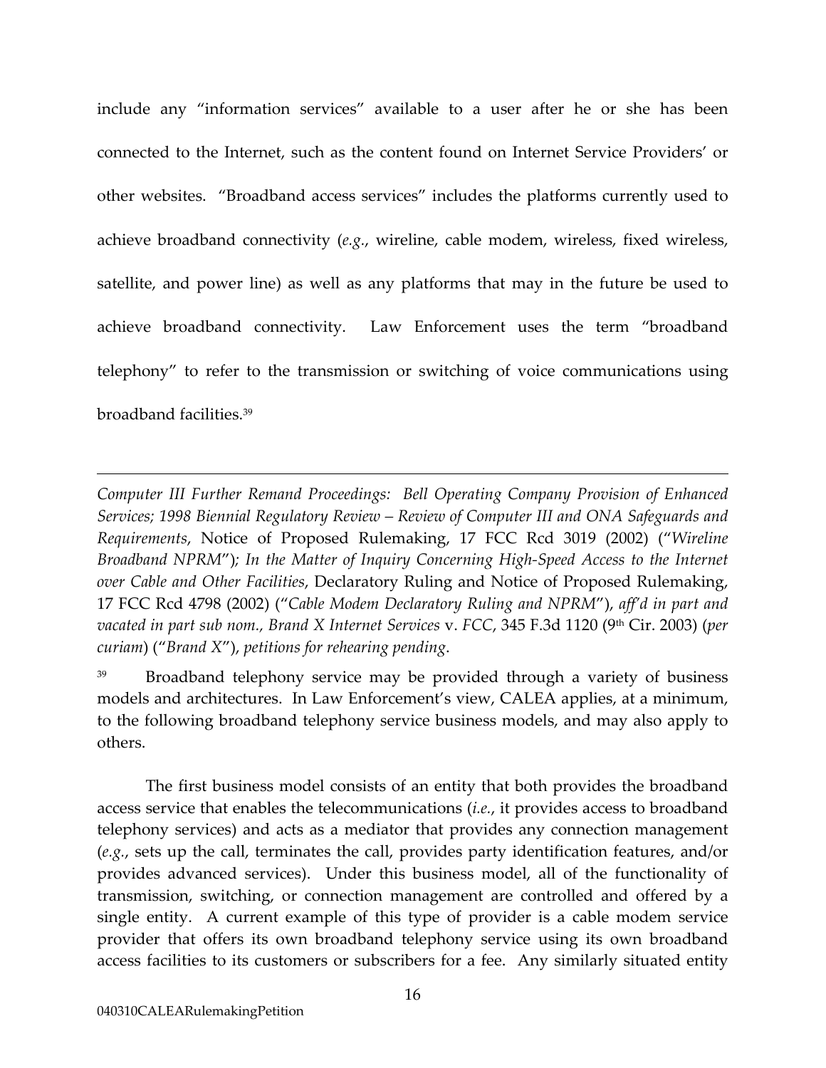include any "information services" available to a user after he or she has been connected to the Internet, such as the content found on Internet Service Providers' or other websites. "Broadband access services" includes the platforms currently used to achieve broadband connectivity (*e.g.*, wireline, cable modem, wireless, fixed wireless, satellite, and power line) as well as any platforms that may in the future be used to achieve broadband connectivity. Law Enforcement uses the term "broadband telephony" to refer to the transmission or switching of voice communications using broadband facilities.[39]

---

*Computer III Further Remand Proceedings: Bell Operating Company Provision of Enhanced Services; 1998 Biennial Regulatory Review – Review of Computer III and ONA Safeguards and Requirements*, Notice of Proposed Rulemaking, 17 FCC Rcd 3019 (2002) ("*Wireline Broadband NPRM*")*; In the Matter of Inquiry Concerning High-Speed Access to the Internet over Cable and Other Facilities*, Declaratory Ruling and Notice of Proposed Rulemaking, 17 FCC Rcd 4798 (2002) ("*Cable Modem Declaratory Ruling and NPRM*"), *aff'd in part and vacated in part sub nom., Brand X Internet Services* v. *FCC*, 345 F.3d 1120 (9th Cir. 2003) (*per curiam*) ("*Brand X*"), *petitions for rehearing pending*.

[39] Broadband telephony service may be provided through a variety of business models and architectures. In Law Enforcement's view, CALEA applies, at a minimum, to the following broadband telephony service business models, and may also apply to others.

The first business model consists of an entity that both provides the broadband access service that enables the telecommunications (*i.e.*, it provides access to broadband telephony services) and acts as a mediator that provides any connection management (*e.g.*, sets up the call, terminates the call, provides party identification features, and/or provides advanced services). Under this business model, all of the functionality of transmission, switching, or connection management are controlled and offered by a single entity. A current example of this type of provider is a cable modem service provider that offers its own broadband telephony service using its own broadband access facilities to its customers or subscribers for a fee. Any similarly situated entity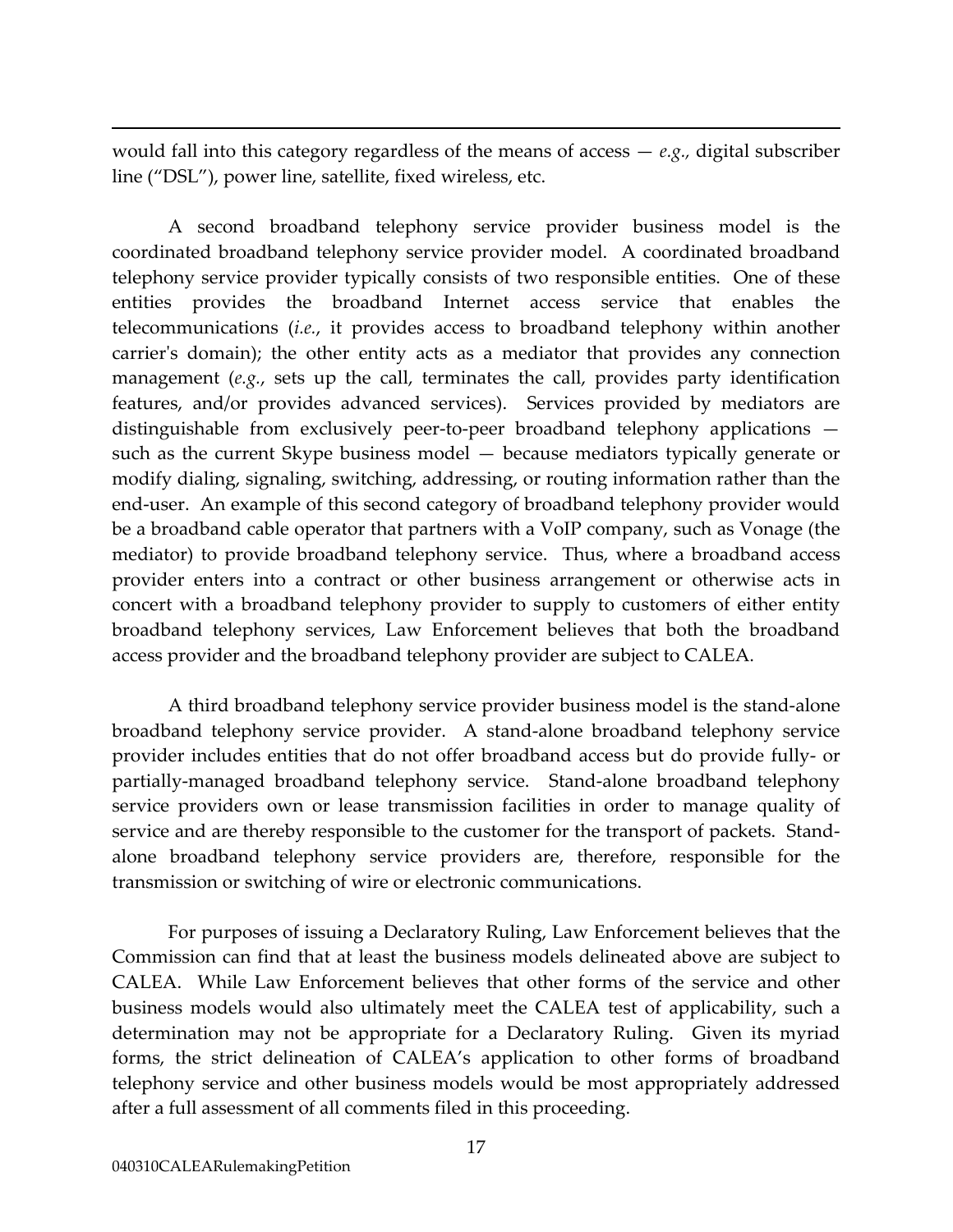would fall into this category regardless of the means of access — *e.g.,* digital subscriber line ("DSL"), power line, satellite, fixed wireless, etc.

A second broadband telephony service provider business model is the coordinated broadband telephony service provider model. A coordinated broadband telephony service provider typically consists of two responsible entities. One of these entities provides the broadband Internet access service that enables the telecommunications (*i.e.*, it provides access to broadband telephony within another carrier's domain); the other entity acts as a mediator that provides any connection management (*e.g.*, sets up the call, terminates the call, provides party identification features, and/or provides advanced services). Services provided by mediators are distinguishable from exclusively peer-to-peer broadband telephony applications — such as the current Skype business model — because mediators typically generate or modify dialing, signaling, switching, addressing, or routing information rather than the end-user. An example of this second category of broadband telephony provider would be a broadband cable operator that partners with a VoIP company, such as Vonage (the mediator) to provide broadband telephony service. Thus, where a broadband access provider enters into a contract or other business arrangement or otherwise acts in concert with a broadband telephony provider to supply to customers of either entity broadband telephony services, Law Enforcement believes that both the broadband access provider and the broadband telephony provider are subject to CALEA.

A third broadband telephony service provider business model is the stand-alone broadband telephony service provider. A stand-alone broadband telephony service provider includes entities that do not offer broadband access but do provide fully- or partially-managed broadband telephony service. Stand-alone broadband telephony service providers own or lease transmission facilities in order to manage quality of service and are thereby responsible to the customer for the transport of packets. Stand-alone broadband telephony service providers are, therefore, responsible for the transmission or switching of wire or electronic communications.

For purposes of issuing a Declaratory Ruling, Law Enforcement believes that the Commission can find that at least the business models delineated above are subject to CALEA. While Law Enforcement believes that other forms of the service and other business models would also ultimately meet the CALEA test of applicability, such a determination may not be appropriate for a Declaratory Ruling. Given its myriad forms, the strict delineation of CALEA's application to other forms of broadband telephony service and other business models would be most appropriately addressed after a full assessment of all comments filed in this proceeding.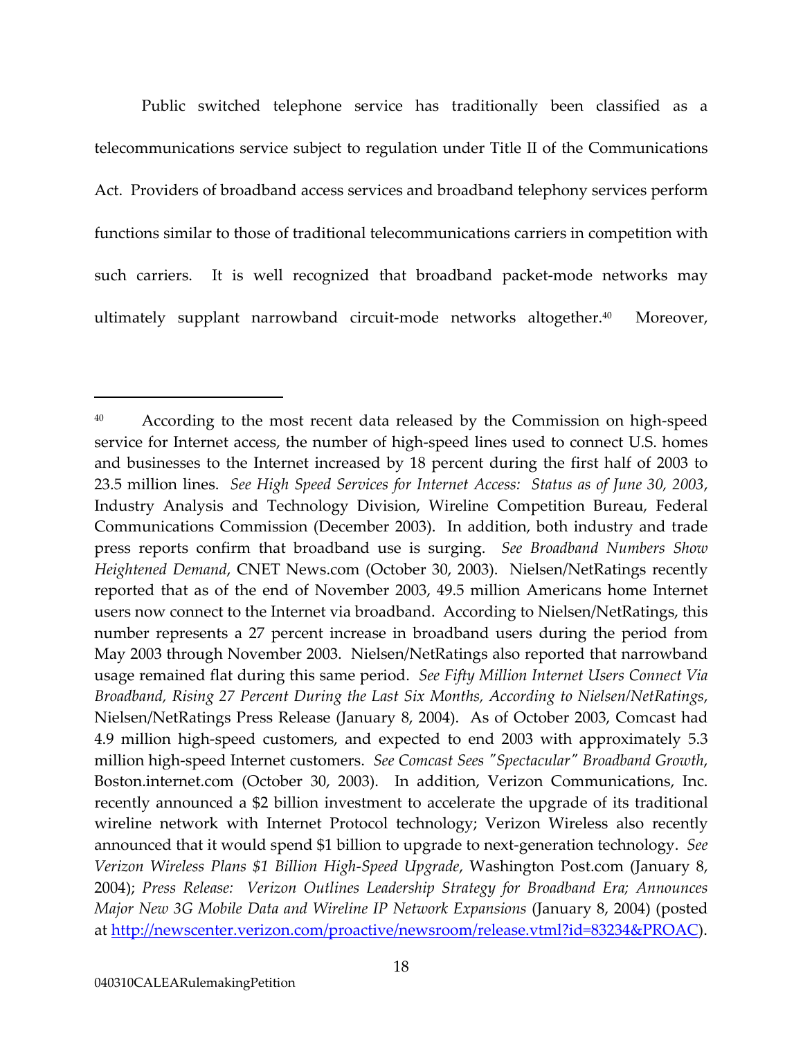Public switched telephone service has traditionally been classified as a telecommunications service subject to regulation under Title II of the Communications Act. Providers of broadband access services and broadband telephony services perform functions similar to those of traditional telecommunications carriers in competition with such carriers. It is well recognized that broadband packet-mode networks may ultimately supplant narrowband circuit-mode networks altogether.[40] Moreover,

---

[40] According to the most recent data released by the Commission on high-speed service for Internet access, the number of high-speed lines used to connect U.S. homes and businesses to the Internet increased by 18 percent during the first half of 2003 to 23.5 million lines. *See High Speed Services for Internet Access: Status as of June 30, 2003*, Industry Analysis and Technology Division, Wireline Competition Bureau, Federal Communications Commission (December 2003). In addition, both industry and trade press reports confirm that broadband use is surging. *See Broadband Numbers Show Heightened Demand*, CNET News.com (October 30, 2003). Nielsen/NetRatings recently reported that as of the end of November 2003, 49.5 million Americans home Internet users now connect to the Internet via broadband. According to Nielsen/NetRatings, this number represents a 27 percent increase in broadband users during the period from May 2003 through November 2003. Nielsen/NetRatings also reported that narrowband usage remained flat during this same period. *See Fifty Million Internet Users Connect Via Broadband, Rising 27 Percent During the Last Six Months, According to Nielsen/NetRatings*, Nielsen/NetRatings Press Release (January 8, 2004). As of October 2003, Comcast had 4.9 million high-speed customers, and expected to end 2003 with approximately 5.3 million high-speed Internet customers. *See Comcast Sees "Spectacular" Broadband Growth*, Boston.internet.com (October 30, 2003). In addition, Verizon Communications, Inc. recently announced a $2 billion investment to accelerate the upgrade of its traditional wireline network with Internet Protocol technology; Verizon Wireless also recently announced that it would spend $1 billion to upgrade to next-generation technology. *See Verizon Wireless Plans $1 Billion High-Speed Upgrade*, Washington Post.com (January 8, 2004); *Press Release: Verizon Outlines Leadership Strategy for Broadband Era; Announces Major New 3G Mobile Data and Wireline IP Network Expansions* (January 8, 2004) (posted at http://newscenter.verizon.com/proactive/newsroom/release.vtml?id=83234&PROAC).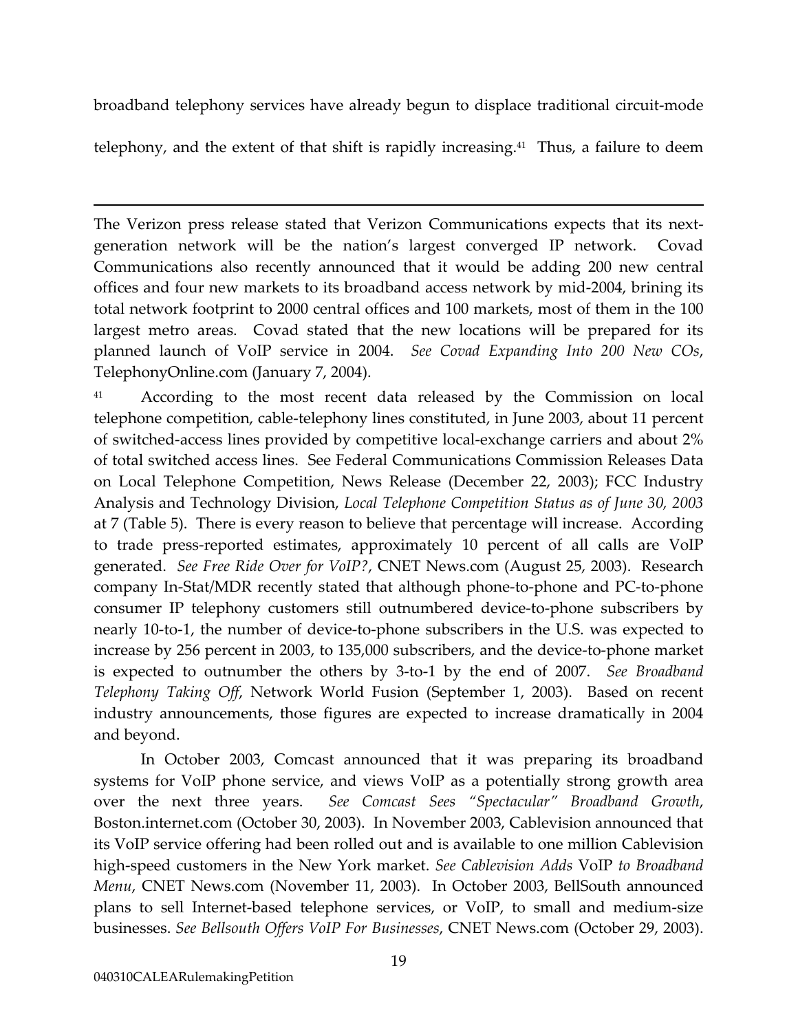broadband telephony services have already begun to displace traditional circuit-mode telephony, and the extent of that shift is rapidly increasing.[41] Thus, a failure to deem

---

The Verizon press release stated that Verizon Communications expects that its next-generation network will be the nation's largest converged IP network. Covad Communications also recently announced that it would be adding 200 new central offices and four new markets to its broadband access network by mid-2004, brining its total network footprint to 2000 central offices and 100 markets, most of them in the 100 largest metro areas. Covad stated that the new locations will be prepared for its planned launch of VoIP service in 2004. *See Covad Expanding Into 200 New COs*, TelephonyOnline.com (January 7, 2004).

[41] According to the most recent data released by the Commission on local telephone competition, cable-telephony lines constituted, in June 2003, about 11 percent of switched-access lines provided by competitive local-exchange carriers and about 2% of total switched access lines. See Federal Communications Commission Releases Data on Local Telephone Competition, News Release (December 22, 2003); FCC Industry Analysis and Technology Division, *Local Telephone Competition Status as of June 30, 2003* at 7 (Table 5). There is every reason to believe that percentage will increase. According to trade press-reported estimates, approximately 10 percent of all calls are VoIP generated. *See Free Ride Over for VoIP?*, CNET News.com (August 25, 2003). Research company In-Stat/MDR recently stated that although phone-to-phone and PC-to-phone consumer IP telephony customers still outnumbered device-to-phone subscribers by nearly 10-to-1, the number of device-to-phone subscribers in the U.S. was expected to increase by 256 percent in 2003, to 135,000 subscribers, and the device-to-phone market is expected to outnumber the others by 3-to-1 by the end of 2007. *See Broadband Telephony Taking Off*, Network World Fusion (September 1, 2003). Based on recent industry announcements, those figures are expected to increase dramatically in 2004 and beyond.

In October 2003, Comcast announced that it was preparing its broadband systems for VoIP phone service, and views VoIP as a potentially strong growth area over the next three years. *See Comcast Sees "Spectacular" Broadband Growth*, Boston.internet.com (October 30, 2003). In November 2003, Cablevision announced that its VoIP service offering had been rolled out and is available to one million Cablevision high-speed customers in the New York market. *See Cablevision Adds* VoIP *to Broadband Menu*, CNET News.com (November 11, 2003). In October 2003, BellSouth announced plans to sell Internet-based telephone services, or VoIP, to small and medium-size businesses. *See Bellsouth Offers VoIP For Businesses*, CNET News.com (October 29, 2003).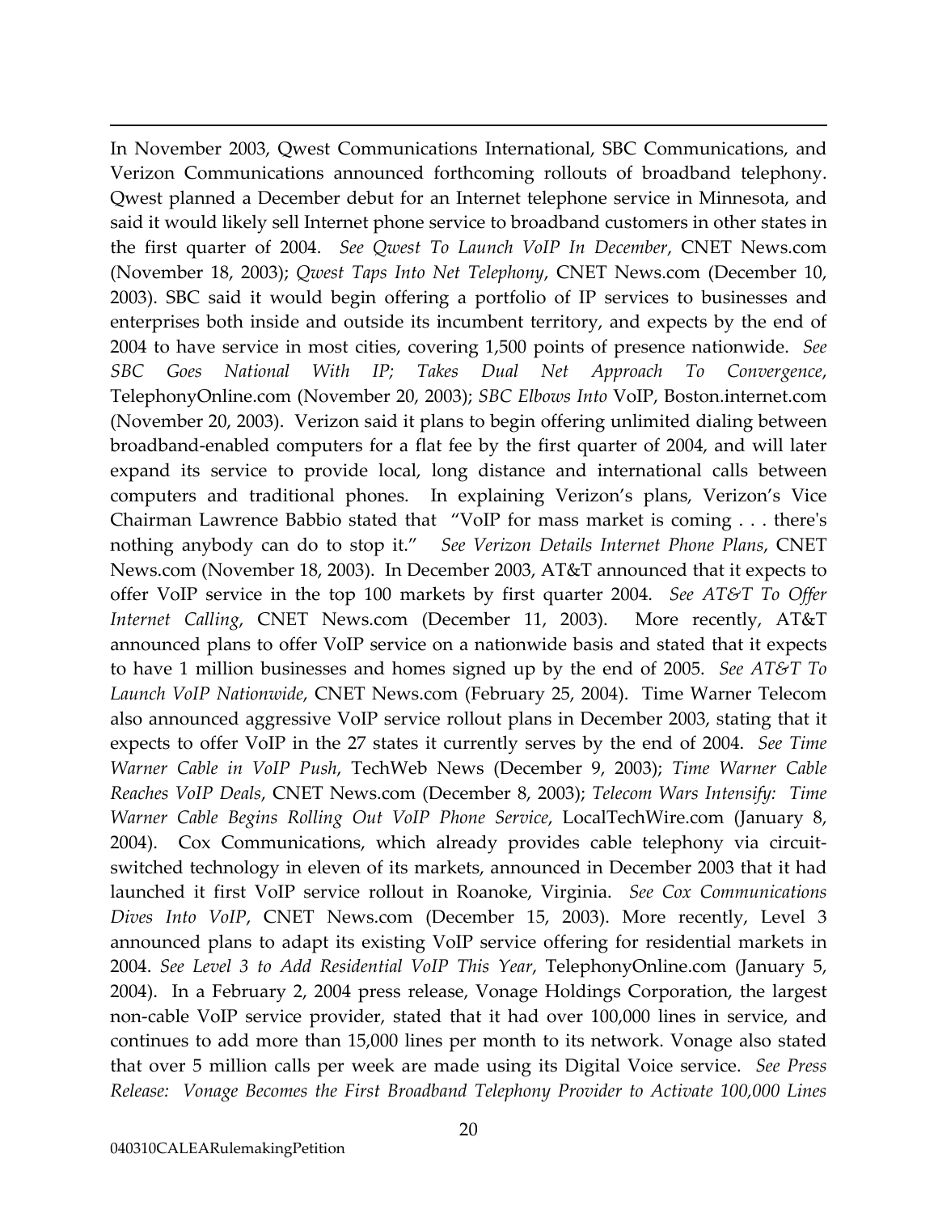In November 2003, Qwest Communications International, SBC Communications, and Verizon Communications announced forthcoming rollouts of broadband telephony. Qwest planned a December debut for an Internet telephone service in Minnesota, and said it would likely sell Internet phone service to broadband customers in other states in the first quarter of 2004. *See Qwest To Launch VoIP In December*, CNET News.com (November 18, 2003); *Qwest Taps Into Net Telephony*, CNET News.com (December 10, 2003). SBC said it would begin offering a portfolio of IP services to businesses and enterprises both inside and outside its incumbent territory, and expects by the end of 2004 to have service in most cities, covering 1,500 points of presence nationwide. *See SBC Goes National With IP; Takes Dual Net Approach To Convergence*, TelephonyOnline.com (November 20, 2003); *SBC Elbows Into* VoIP, Boston.internet.com (November 20, 2003). Verizon said it plans to begin offering unlimited dialing between broadband-enabled computers for a flat fee by the first quarter of 2004, and will later expand its service to provide local, long distance and international calls between computers and traditional phones. In explaining Verizon's plans, Verizon's Vice Chairman Lawrence Babbio stated that "VoIP for mass market is coming . . . there's nothing anybody can do to stop it." *See Verizon Details Internet Phone Plans*, CNET News.com (November 18, 2003). In December 2003, AT&T announced that it expects to offer VoIP service in the top 100 markets by first quarter 2004. *See AT&T To Offer Internet Calling*, CNET News.com (December 11, 2003). More recently, AT&T announced plans to offer VoIP service on a nationwide basis and stated that it expects to have 1 million businesses and homes signed up by the end of 2005. *See AT&T To Launch VoIP Nationwide*, CNET News.com (February 25, 2004). Time Warner Telecom also announced aggressive VoIP service rollout plans in December 2003, stating that it expects to offer VoIP in the 27 states it currently serves by the end of 2004. *See Time Warner Cable in VoIP Push*, TechWeb News (December 9, 2003); *Time Warner Cable Reaches VoIP Deals*, CNET News.com (December 8, 2003); *Telecom Wars Intensify: Time Warner Cable Begins Rolling Out VoIP Phone Service*, LocalTechWire.com (January 8, 2004). Cox Communications, which already provides cable telephony via circuit-switched technology in eleven of its markets, announced in December 2003 that it had launched it first VoIP service rollout in Roanoke, Virginia. *See Cox Communications Dives Into VoIP*, CNET News.com (December 15, 2003). More recently, Level 3 announced plans to adapt its existing VoIP service offering for residential markets in 2004. *See Level 3 to Add Residential VoIP This Year*, TelephonyOnline.com (January 5, 2004). In a February 2, 2004 press release, Vonage Holdings Corporation, the largest non-cable VoIP service provider, stated that it had over 100,000 lines in service, and continues to add more than 15,000 lines per month to its network. Vonage also stated that over 5 million calls per week are made using its Digital Voice service. *See Press Release: Vonage Becomes the First Broadband Telephony Provider to Activate 100,000 Lines*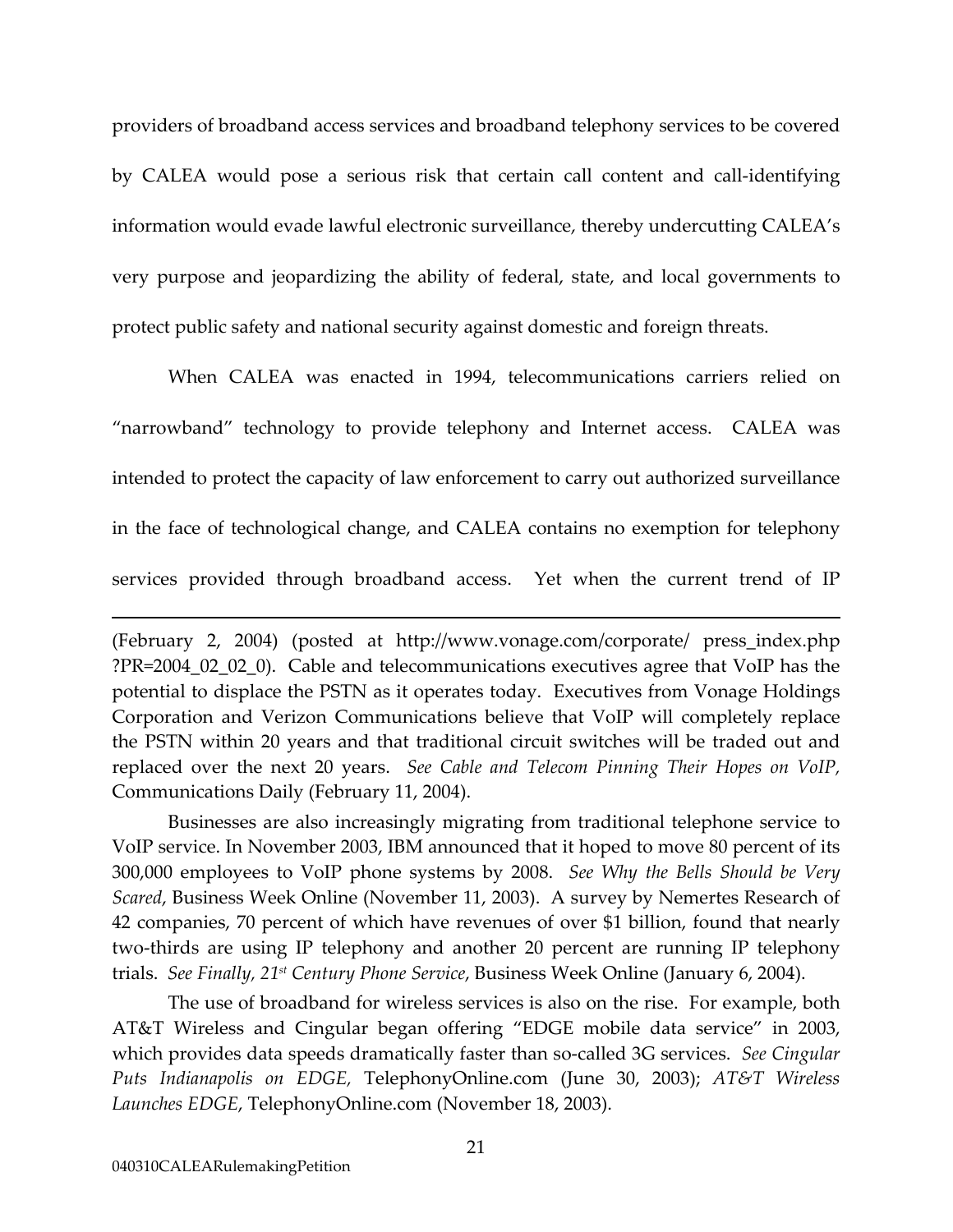providers of broadband access services and broadband telephony services to be covered by CALEA would pose a serious risk that certain call content and call-identifying information would evade lawful electronic surveillance, thereby undercutting CALEA's very purpose and jeopardizing the ability of federal, state, and local governments to protect public safety and national security against domestic and foreign threats.

When CALEA was enacted in 1994, telecommunications carriers relied on "narrowband" technology to provide telephony and Internet access. CALEA was intended to protect the capacity of law enforcement to carry out authorized surveillance in the face of technological change, and CALEA contains no exemption for telephony services provided through broadband access. Yet when the current trend of IP

---

(February 2, 2004) (posted at http://www.vonage.com/corporate/ press_index.php ?PR=2004_02_02_0). Cable and telecommunications executives agree that VoIP has the potential to displace the PSTN as it operates today. Executives from Vonage Holdings Corporation and Verizon Communications believe that VoIP will completely replace the PSTN within 20 years and that traditional circuit switches will be traded out and replaced over the next 20 years. *See Cable and Telecom Pinning Their Hopes on VoIP,* Communications Daily (February 11, 2004).

Businesses are also increasingly migrating from traditional telephone service to VoIP service. In November 2003, IBM announced that it hoped to move 80 percent of its 300,000 employees to VoIP phone systems by 2008. *See Why the Bells Should be Very Scared*, Business Week Online (November 11, 2003). A survey by Nemertes Research of 42 companies, 70 percent of which have revenues of over $1 billion, found that nearly two-thirds are using IP telephony and another 20 percent are running IP telephony trials. *See Finally, 21st Century Phone Service*, Business Week Online (January 6, 2004).

The use of broadband for wireless services is also on the rise. For example, both AT&T Wireless and Cingular began offering "EDGE mobile data service" in 2003, which provides data speeds dramatically faster than so-called 3G services. *See Cingular Puts Indianapolis on EDGE,* TelephonyOnline.com (June 30, 2003); *AT&T Wireless Launches EDGE*, TelephonyOnline.com (November 18, 2003).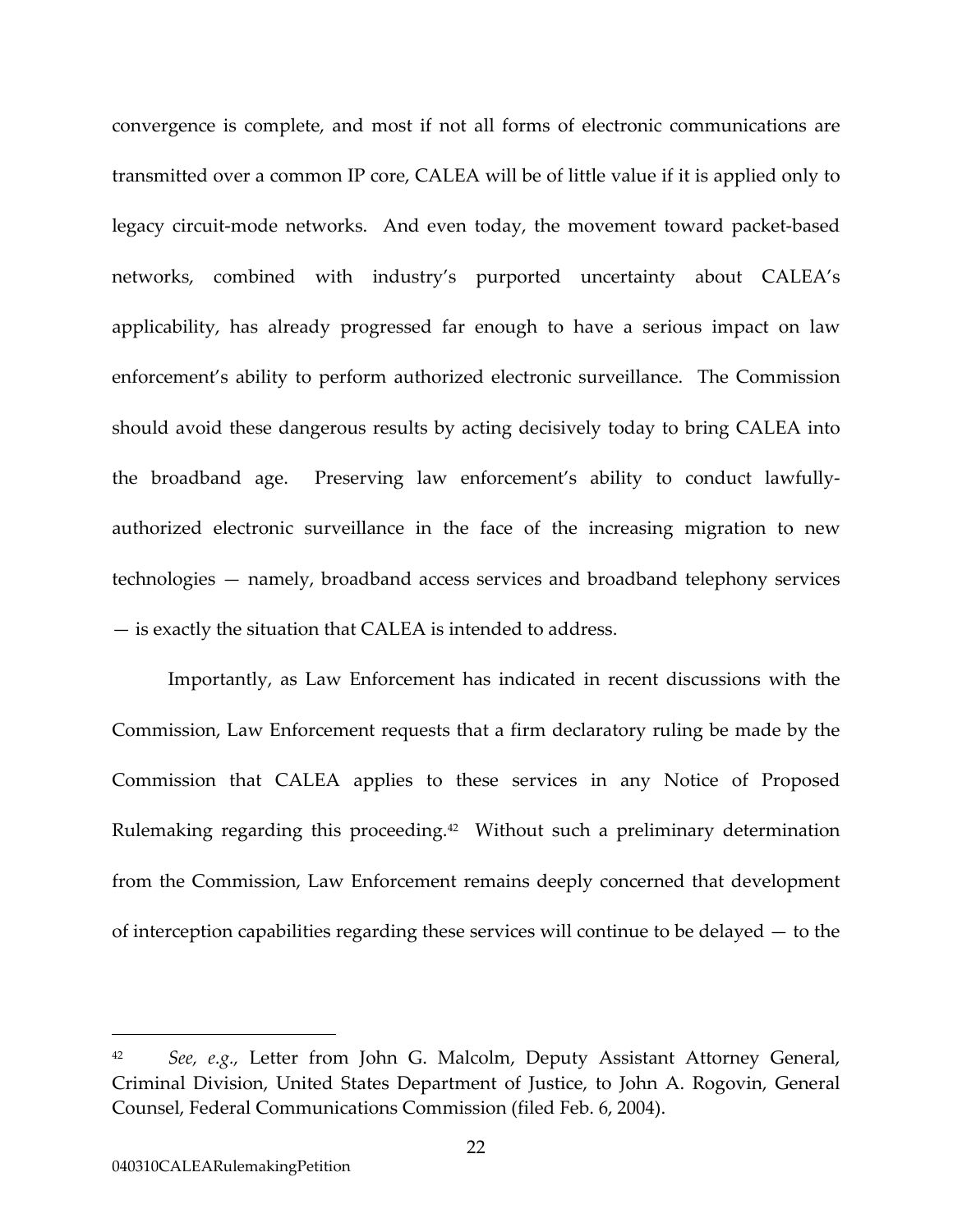convergence is complete, and most if not all forms of electronic communications are transmitted over a common IP core, CALEA will be of little value if it is applied only to legacy circuit-mode networks. And even today, the movement toward packet-based networks, combined with industry's purported uncertainty about CALEA's applicability, has already progressed far enough to have a serious impact on law enforcement's ability to perform authorized electronic surveillance. The Commission should avoid these dangerous results by acting decisively today to bring CALEA into the broadband age. Preserving law enforcement's ability to conduct lawfully-authorized electronic surveillance in the face of the increasing migration to new technologies — namely, broadband access services and broadband telephony services — is exactly the situation that CALEA is intended to address.

Importantly, as Law Enforcement has indicated in recent discussions with the Commission, Law Enforcement requests that a firm declaratory ruling be made by the Commission that CALEA applies to these services in any Notice of Proposed Rulemaking regarding this proceeding.[42] Without such a preliminary determination from the Commission, Law Enforcement remains deeply concerned that development of interception capabilities regarding these services will continue to be delayed — to the

---

[42] *See, e.g.,* Letter from John G. Malcolm, Deputy Assistant Attorney General, Criminal Division, United States Department of Justice, to John A. Rogovin, General Counsel, Federal Communications Commission (filed Feb. 6, 2004).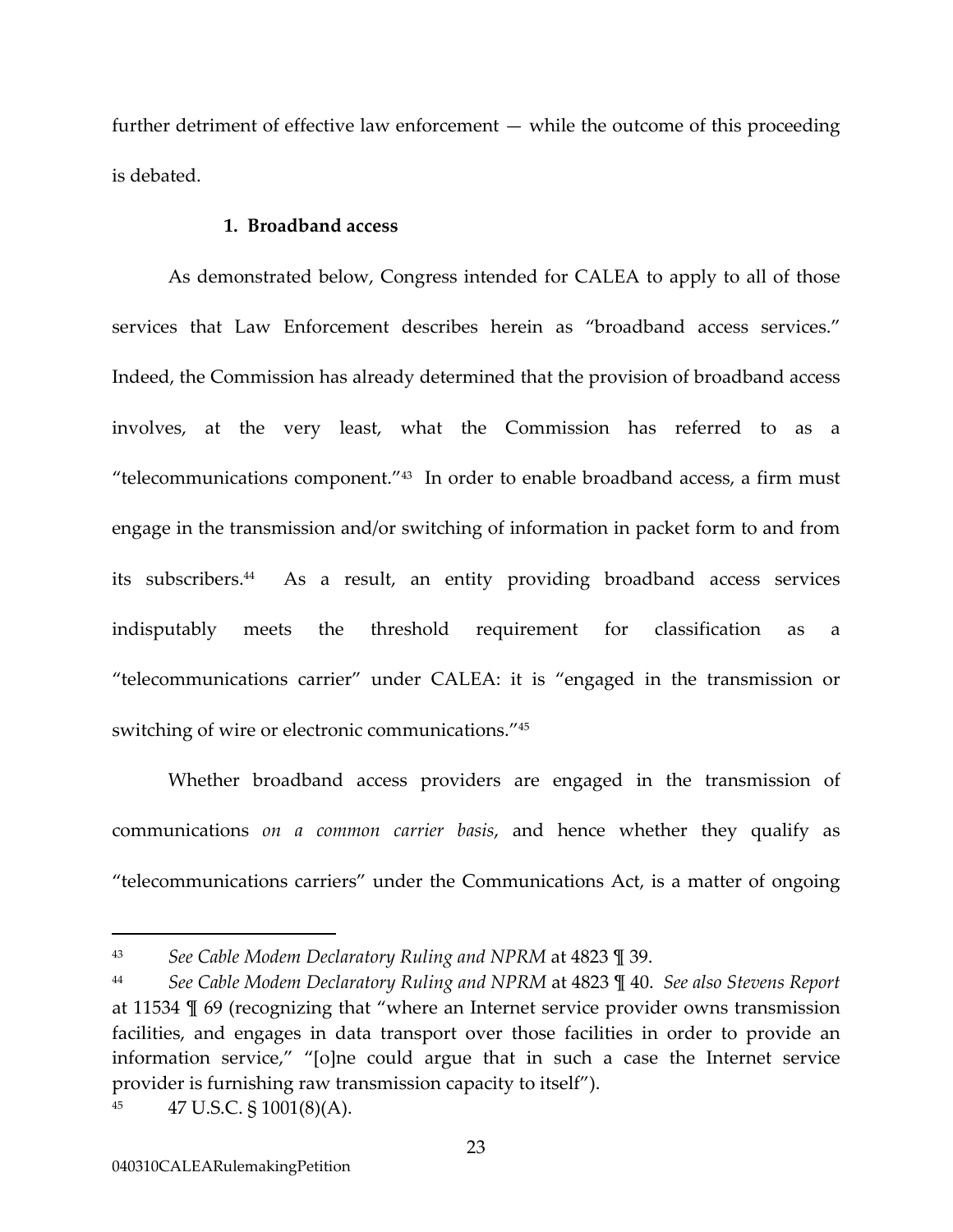further detriment of effective law enforcement — while the outcome of this proceeding is debated.

### 1. Broadband access

As demonstrated below, Congress intended for CALEA to apply to all of those services that Law Enforcement describes herein as "broadband access services." Indeed, the Commission has already determined that the provision of broadband access involves, at the very least, what the Commission has referred to as a "telecommunications component."[43] In order to enable broadband access, a firm must engage in the transmission and/or switching of information in packet form to and from its subscribers.[44] As a result, an entity providing broadband access services indisputably meets the threshold requirement for classification as a "telecommunications carrier" under CALEA: it is "engaged in the transmission or switching of wire or electronic communications."[45]

Whether broadband access providers are engaged in the transmission of communications *on a common carrier basis*, and hence whether they qualify as "telecommunications carriers" under the Communications Act, is a matter of ongoing

---

[43] *See Cable Modem Declaratory Ruling and NPRM* at 4823 ¶ 39.

[44] *See Cable Modem Declaratory Ruling and NPRM* at 4823 ¶ 40. *See also Stevens Report* at 11534 ¶ 69 (recognizing that "where an Internet service provider owns transmission facilities, and engages in data transport over those facilities in order to provide an information service," "[o]ne could argue that in such a case the Internet service provider is furnishing raw transmission capacity to itself").

[45] 47 U.S.C. § 1001(8)(A).

040310CALEARulemakingPetition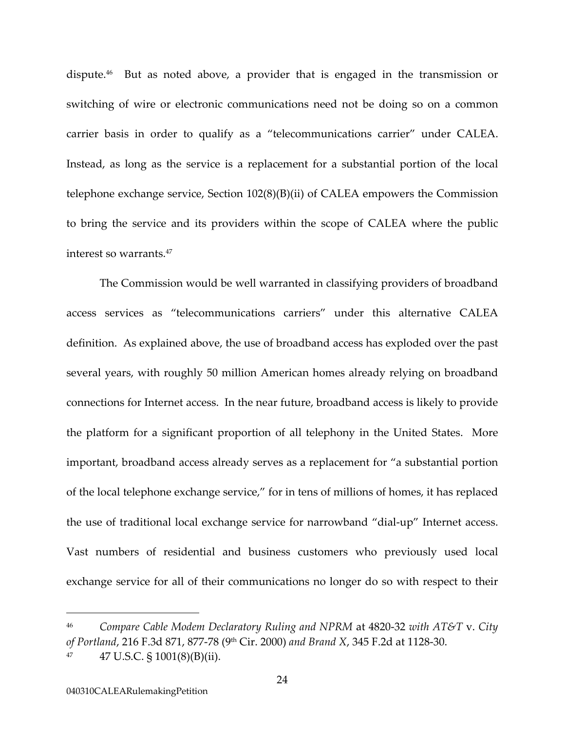dispute.[46] But as noted above, a provider that is engaged in the transmission or switching of wire or electronic communications need not be doing so on a common carrier basis in order to qualify as a "telecommunications carrier" under CALEA. Instead, as long as the service is a replacement for a substantial portion of the local telephone exchange service, Section 102(8)(B)(ii) of CALEA empowers the Commission to bring the service and its providers within the scope of CALEA where the public interest so warrants.[47]

The Commission would be well warranted in classifying providers of broadband access services as "telecommunications carriers" under this alternative CALEA definition. As explained above, the use of broadband access has exploded over the past several years, with roughly 50 million American homes already relying on broadband connections for Internet access. In the near future, broadband access is likely to provide the platform for a significant proportion of all telephony in the United States. More important, broadband access already serves as a replacement for "a substantial portion of the local telephone exchange service," for in tens of millions of homes, it has replaced the use of traditional local exchange service for narrowband "dial-up" Internet access. Vast numbers of residential and business customers who previously used local exchange service for all of their communications no longer do so with respect to their

---

[46] *Compare Cable Modem Declaratory Ruling and NPRM* at 4820-32 *with AT&T* v. *City of Portland*, 216 F.3d 871, 877-78 (9th Cir. 2000) *and Brand X*, 345 F.2d at 1128-30.

[47] 47 U.S.C. § 1001(8)(B)(ii).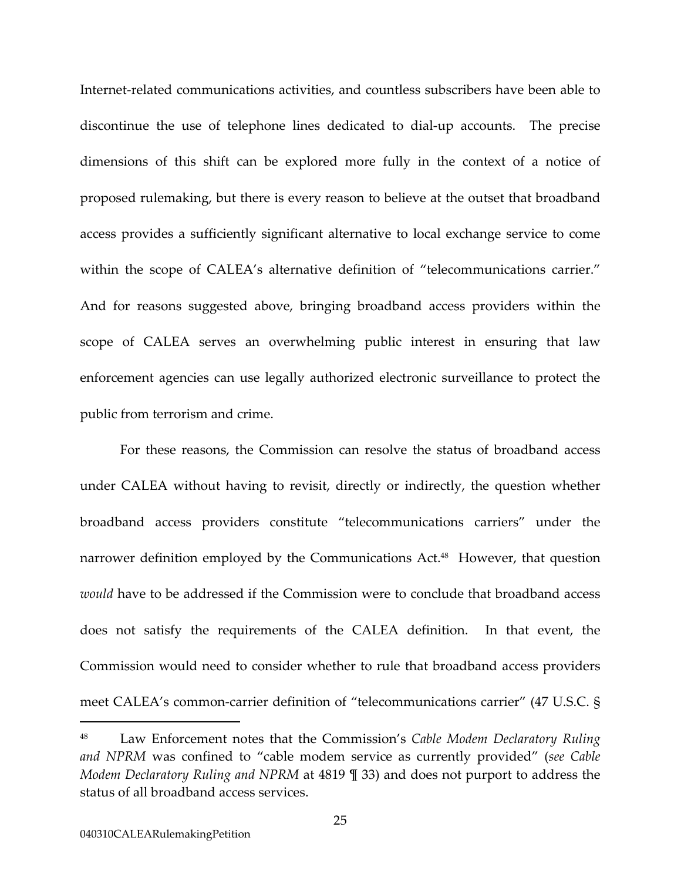Internet-related communications activities, and countless subscribers have been able to discontinue the use of telephone lines dedicated to dial-up accounts. The precise dimensions of this shift can be explored more fully in the context of a notice of proposed rulemaking, but there is every reason to believe at the outset that broadband access provides a sufficiently significant alternative to local exchange service to come within the scope of CALEA's alternative definition of "telecommunications carrier." And for reasons suggested above, bringing broadband access providers within the scope of CALEA serves an overwhelming public interest in ensuring that law enforcement agencies can use legally authorized electronic surveillance to protect the public from terrorism and crime.

For these reasons, the Commission can resolve the status of broadband access under CALEA without having to revisit, directly or indirectly, the question whether broadband access providers constitute "telecommunications carriers" under the narrower definition employed by the Communications Act.[48] However, that question *would* have to be addressed if the Commission were to conclude that broadband access does not satisfy the requirements of the CALEA definition. In that event, the Commission would need to consider whether to rule that broadband access providers meet CALEA's common-carrier definition of "telecommunications carrier" (47 U.S.C. §

[48] Law Enforcement notes that the Commission's *Cable Modem Declaratory Ruling and NPRM* was confined to "cable modem service as currently provided" (*see Cable Modem Declaratory Ruling and NPRM* at 4819 ¶ 33) and does not purport to address the status of all broadband access services.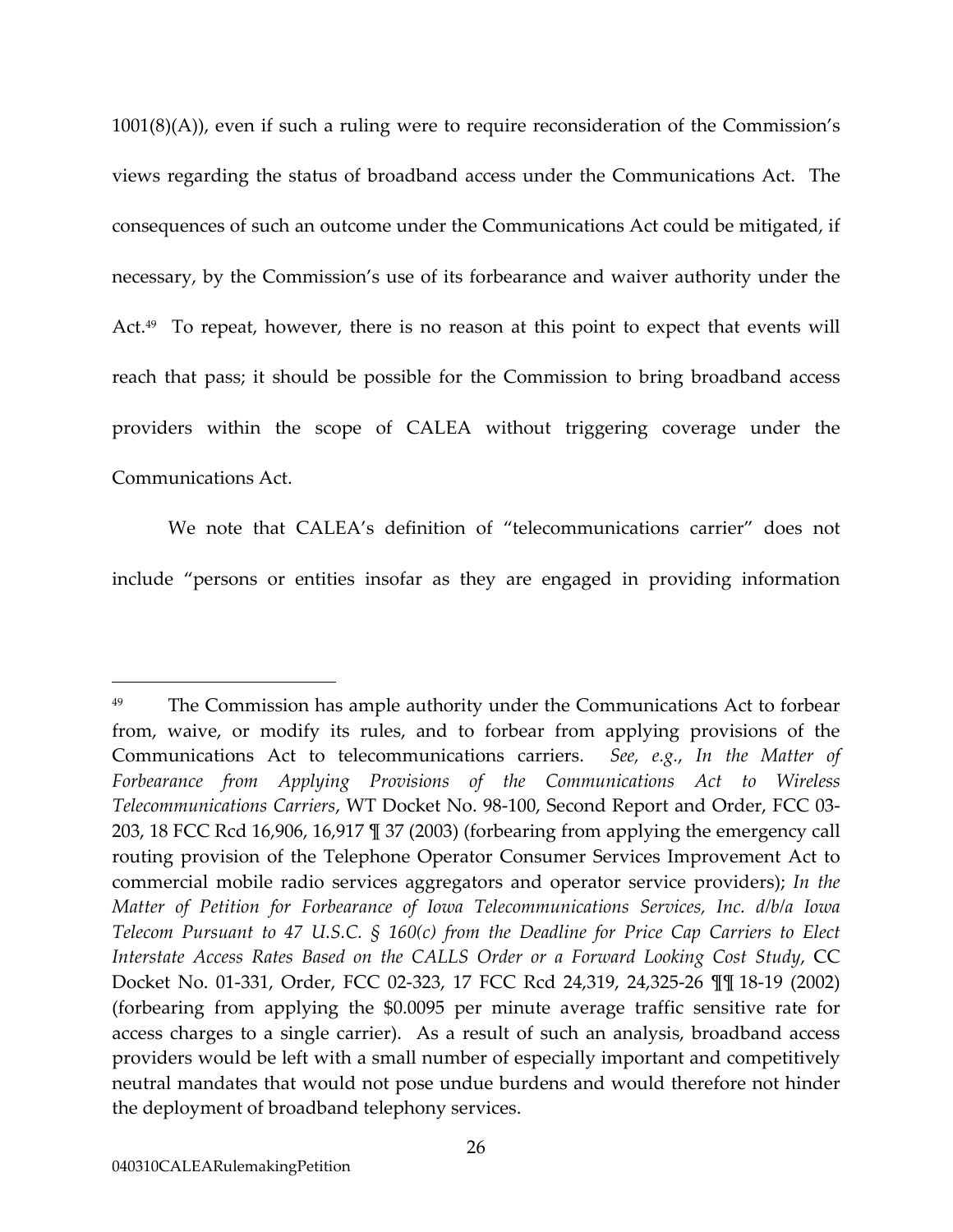1001(8)(A)), even if such a ruling were to require reconsideration of the Commission's views regarding the status of broadband access under the Communications Act. The consequences of such an outcome under the Communications Act could be mitigated, if necessary, by the Commission's use of its forbearance and waiver authority under the Act.[49] To repeat, however, there is no reason at this point to expect that events will reach that pass; it should be possible for the Commission to bring broadband access providers within the scope of CALEA without triggering coverage under the Communications Act.

We note that CALEA's definition of "telecommunications carrier" does not include "persons or entities insofar as they are engaged in providing information

---

[49] The Commission has ample authority under the Communications Act to forbear from, waive, or modify its rules, and to forbear from applying provisions of the Communications Act to telecommunications carriers. *See, e.g.*, *In the Matter of Forbearance from Applying Provisions of the Communications Act to Wireless Telecommunications Carriers*, WT Docket No. 98-100, Second Report and Order, FCC 03-203, 18 FCC Rcd 16,906, 16,917 ¶ 37 (2003) (forbearing from applying the emergency call routing provision of the Telephone Operator Consumer Services Improvement Act to commercial mobile radio services aggregators and operator service providers); *In the Matter of Petition for Forbearance of Iowa Telecommunications Services, Inc. d/b/a Iowa Telecom Pursuant to 47 U.S.C. § 160(c) from the Deadline for Price Cap Carriers to Elect Interstate Access Rates Based on the CALLS Order or a Forward Looking Cost Study*, CC Docket No. 01-331, Order, FCC 02-323, 17 FCC Rcd 24,319, 24,325-26 ¶¶ 18-19 (2002) (forbearing from applying the $0.0095 per minute average traffic sensitive rate for access charges to a single carrier). As a result of such an analysis, broadband access providers would be left with a small number of especially important and competitively neutral mandates that would not pose undue burdens and would therefore not hinder the deployment of broadband telephony services.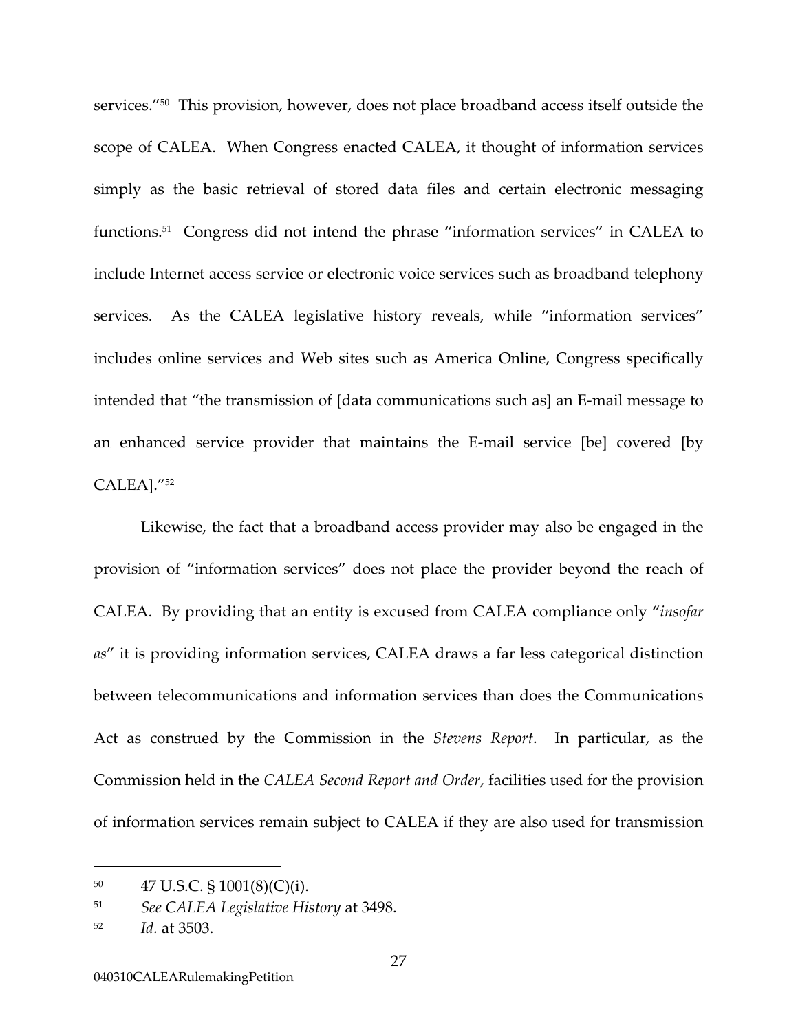services."[50] This provision, however, does not place broadband access itself outside the scope of CALEA. When Congress enacted CALEA, it thought of information services simply as the basic retrieval of stored data files and certain electronic messaging functions.[51] Congress did not intend the phrase "information services" in CALEA to include Internet access service or electronic voice services such as broadband telephony services. As the CALEA legislative history reveals, while "information services" includes online services and Web sites such as America Online, Congress specifically intended that "the transmission of [data communications such as] an E-mail message to an enhanced service provider that maintains the E-mail service [be] covered [by CALEA]."[52]

Likewise, the fact that a broadband access provider may also be engaged in the provision of "information services" does not place the provider beyond the reach of CALEA. By providing that an entity is excused from CALEA compliance only "*insofar as*" it is providing information services, CALEA draws a far less categorical distinction between telecommunications and information services than does the Communications Act as construed by the Commission in the *Stevens Report*. In particular, as the Commission held in the *CALEA Second Report and Order*, facilities used for the provision of information services remain subject to CALEA if they are also used for transmission

---

[50] 47 U.S.C. § 1001(8)(C)(i).

[51] *See CALEA Legislative History* at 3498.

[52] *Id.* at 3503.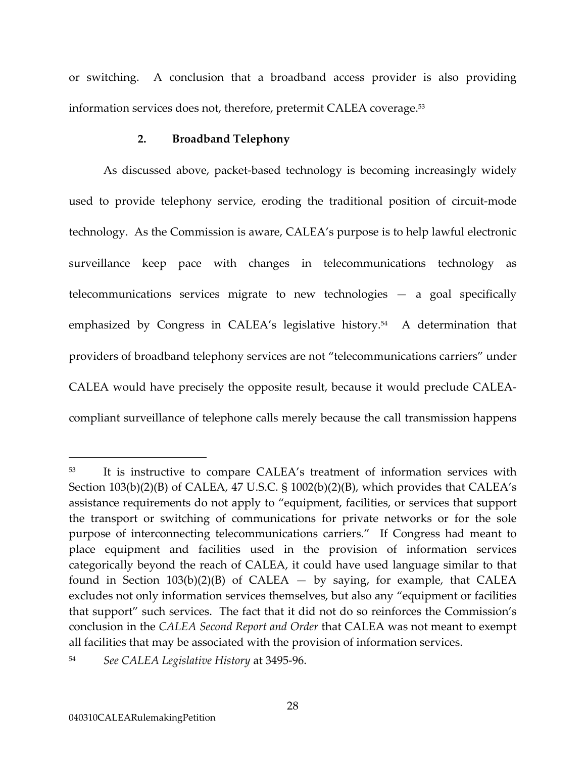or switching. A conclusion that a broadband access provider is also providing information services does not, therefore, pretermit CALEA coverage.[53]

### 2. Broadband Telephony

As discussed above, packet-based technology is becoming increasingly widely used to provide telephony service, eroding the traditional position of circuit-mode technology. As the Commission is aware, CALEA's purpose is to help lawful electronic surveillance keep pace with changes in telecommunications technology as telecommunications services migrate to new technologies — a goal specifically emphasized by Congress in CALEA's legislative history.[54] A determination that providers of broadband telephony services are not "telecommunications carriers" under CALEA would have precisely the opposite result, because it would preclude CALEA-compliant surveillance of telephone calls merely because the call transmission happens

---

[53] It is instructive to compare CALEA's treatment of information services with Section 103(b)(2)(B) of CALEA, 47 U.S.C. § 1002(b)(2)(B), which provides that CALEA's assistance requirements do not apply to "equipment, facilities, or services that support the transport or switching of communications for private networks or for the sole purpose of interconnecting telecommunications carriers." If Congress had meant to place equipment and facilities used in the provision of information services categorically beyond the reach of CALEA, it could have used language similar to that found in Section 103(b)(2)(B) of CALEA — by saying, for example, that CALEA excludes not only information services themselves, but also any "equipment or facilities that support" such services. The fact that it did not do so reinforces the Commission's conclusion in the *CALEA Second Report and Order* that CALEA was not meant to exempt all facilities that may be associated with the provision of information services.

[54] *See CALEA Legislative History* at 3495-96.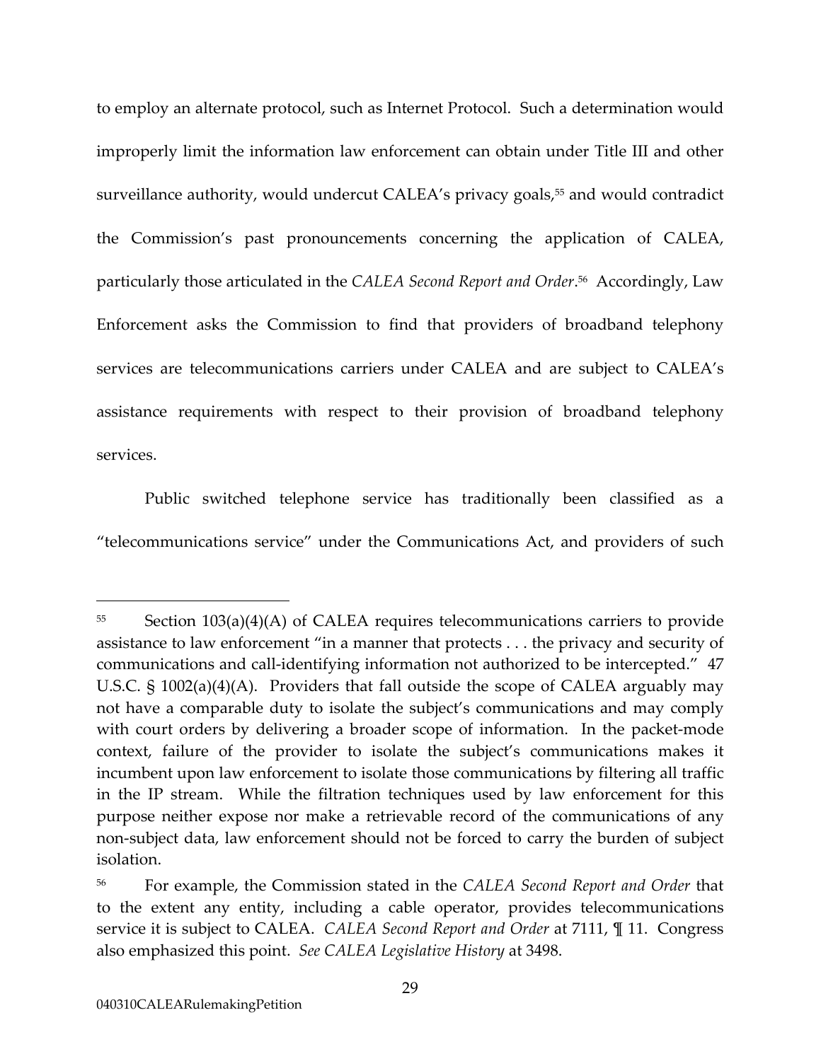to employ an alternate protocol, such as Internet Protocol. Such a determination would improperly limit the information law enforcement can obtain under Title III and other surveillance authority, would undercut CALEA's privacy goals,[55] and would contradict the Commission's past pronouncements concerning the application of CALEA, particularly those articulated in the *CALEA Second Report and Order*.[56] Accordingly, Law Enforcement asks the Commission to find that providers of broadband telephony services are telecommunications carriers under CALEA and are subject to CALEA's assistance requirements with respect to their provision of broadband telephony services.

Public switched telephone service has traditionally been classified as a "telecommunications service" under the Communications Act, and providers of such

---

[55] Section 103(a)(4)(A) of CALEA requires telecommunications carriers to provide assistance to law enforcement "in a manner that protects . . . the privacy and security of communications and call-identifying information not authorized to be intercepted." 47 U.S.C. § 1002(a)(4)(A). Providers that fall outside the scope of CALEA arguably may not have a comparable duty to isolate the subject's communications and may comply with court orders by delivering a broader scope of information. In the packet-mode context, failure of the provider to isolate the subject's communications makes it incumbent upon law enforcement to isolate those communications by filtering all traffic in the IP stream. While the filtration techniques used by law enforcement for this purpose neither expose nor make a retrievable record of the communications of any non-subject data, law enforcement should not be forced to carry the burden of subject isolation.

[56] For example, the Commission stated in the *CALEA Second Report and Order* that to the extent any entity, including a cable operator, provides telecommunications service it is subject to CALEA. *CALEA Second Report and Order* at 7111, ¶ 11. Congress also emphasized this point. *See CALEA Legislative History* at 3498.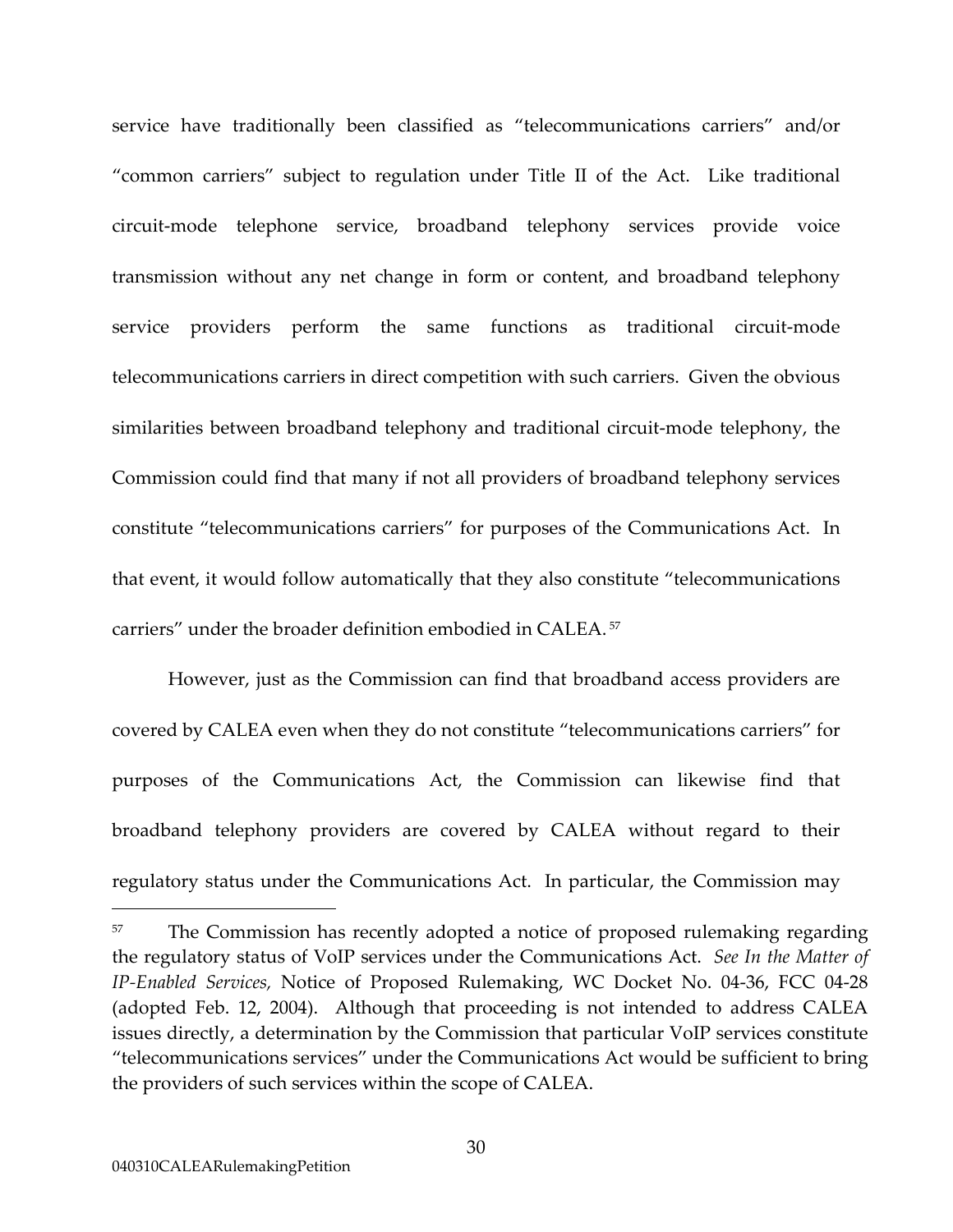service have traditionally been classified as "telecommunications carriers" and/or "common carriers" subject to regulation under Title II of the Act. Like traditional circuit-mode telephone service, broadband telephony services provide voice transmission without any net change in form or content, and broadband telephony service providers perform the same functions as traditional circuit-mode telecommunications carriers in direct competition with such carriers. Given the obvious similarities between broadband telephony and traditional circuit-mode telephony, the Commission could find that many if not all providers of broadband telephony services constitute "telecommunications carriers" for purposes of the Communications Act. In that event, it would follow automatically that they also constitute "telecommunications carriers" under the broader definition embodied in CALEA.[57]

However, just as the Commission can find that broadband access providers are covered by CALEA even when they do not constitute "telecommunications carriers" for purposes of the Communications Act, the Commission can likewise find that broadband telephony providers are covered by CALEA without regard to their regulatory status under the Communications Act. In particular, the Commission may

---

[57] The Commission has recently adopted a notice of proposed rulemaking regarding the regulatory status of VoIP services under the Communications Act. *See In the Matter of IP-Enabled Services,* Notice of Proposed Rulemaking, WC Docket No. 04-36, FCC 04-28 (adopted Feb. 12, 2004). Although that proceeding is not intended to address CALEA issues directly, a determination by the Commission that particular VoIP services constitute "telecommunications services" under the Communications Act would be sufficient to bring the providers of such services within the scope of CALEA.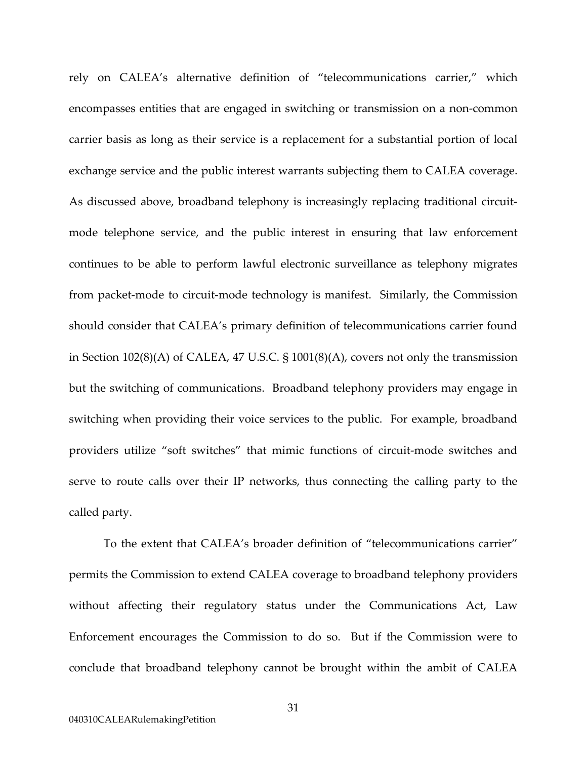rely on CALEA's alternative definition of "telecommunications carrier," which encompasses entities that are engaged in switching or transmission on a non-common carrier basis as long as their service is a replacement for a substantial portion of local exchange service and the public interest warrants subjecting them to CALEA coverage. As discussed above, broadband telephony is increasingly replacing traditional circuit-mode telephone service, and the public interest in ensuring that law enforcement continues to be able to perform lawful electronic surveillance as telephony migrates from packet-mode to circuit-mode technology is manifest. Similarly, the Commission should consider that CALEA's primary definition of telecommunications carrier found in Section 102(8)(A) of CALEA, 47 U.S.C. § 1001(8)(A), covers not only the transmission but the switching of communications. Broadband telephony providers may engage in switching when providing their voice services to the public. For example, broadband providers utilize "soft switches" that mimic functions of circuit-mode switches and serve to route calls over their IP networks, thus connecting the calling party to the called party.

To the extent that CALEA's broader definition of "telecommunications carrier" permits the Commission to extend CALEA coverage to broadband telephony providers without affecting their regulatory status under the Communications Act, Law Enforcement encourages the Commission to do so. But if the Commission were to conclude that broadband telephony cannot be brought within the ambit of CALEA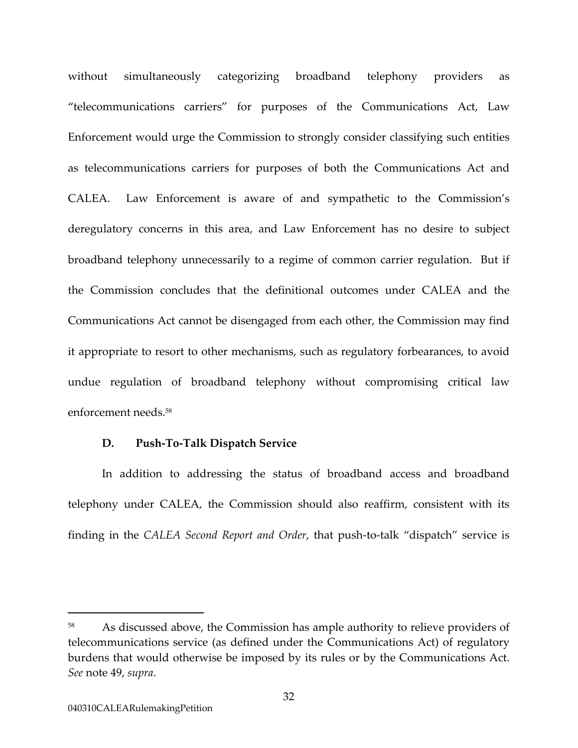without simultaneously categorizing broadband telephony providers as "telecommunications carriers" for purposes of the Communications Act, Law Enforcement would urge the Commission to strongly consider classifying such entities as telecommunications carriers for purposes of both the Communications Act and CALEA. Law Enforcement is aware of and sympathetic to the Commission's deregulatory concerns in this area, and Law Enforcement has no desire to subject broadband telephony unnecessarily to a regime of common carrier regulation. But if the Commission concludes that the definitional outcomes under CALEA and the Communications Act cannot be disengaged from each other, the Commission may find it appropriate to resort to other mechanisms, such as regulatory forbearances, to avoid undue regulation of broadband telephony without compromising critical law enforcement needs.[58]

### D. Push-To-Talk Dispatch Service

In addition to addressing the status of broadband access and broadband telephony under CALEA, the Commission should also reaffirm, consistent with its finding in the *CALEA Second Report and Order*, that push-to-talk "dispatch" service is

---

[58] As discussed above, the Commission has ample authority to relieve providers of telecommunications service (as defined under the Communications Act) of regulatory burdens that would otherwise be imposed by its rules or by the Communications Act. *See* note 49, *supra*.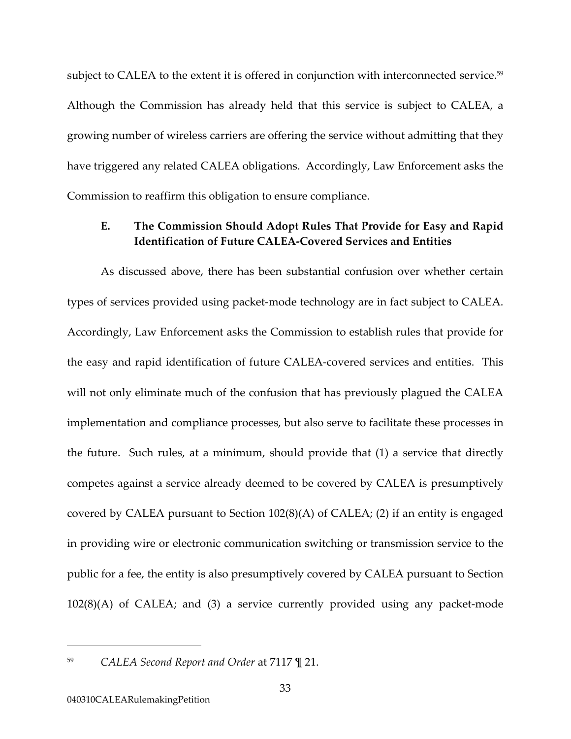subject to CALEA to the extent it is offered in conjunction with interconnected service.[59] Although the Commission has already held that this service is subject to CALEA, a growing number of wireless carriers are offering the service without admitting that they have triggered any related CALEA obligations. Accordingly, Law Enforcement asks the Commission to reaffirm this obligation to ensure compliance.

### E. The Commission Should Adopt Rules That Provide for Easy and Rapid Identification of Future CALEA-Covered Services and Entities

As discussed above, there has been substantial confusion over whether certain types of services provided using packet-mode technology are in fact subject to CALEA. Accordingly, Law Enforcement asks the Commission to establish rules that provide for the easy and rapid identification of future CALEA-covered services and entities. This will not only eliminate much of the confusion that has previously plagued the CALEA implementation and compliance processes, but also serve to facilitate these processes in the future. Such rules, at a minimum, should provide that (1) a service that directly competes against a service already deemed to be covered by CALEA is presumptively covered by CALEA pursuant to Section 102(8)(A) of CALEA; (2) if an entity is engaged in providing wire or electronic communication switching or transmission service to the public for a fee, the entity is also presumptively covered by CALEA pursuant to Section 102(8)(A) of CALEA; and (3) a service currently provided using any packet-mode

---

[59] *CALEA Second Report and Order* at 7117 ¶ 21.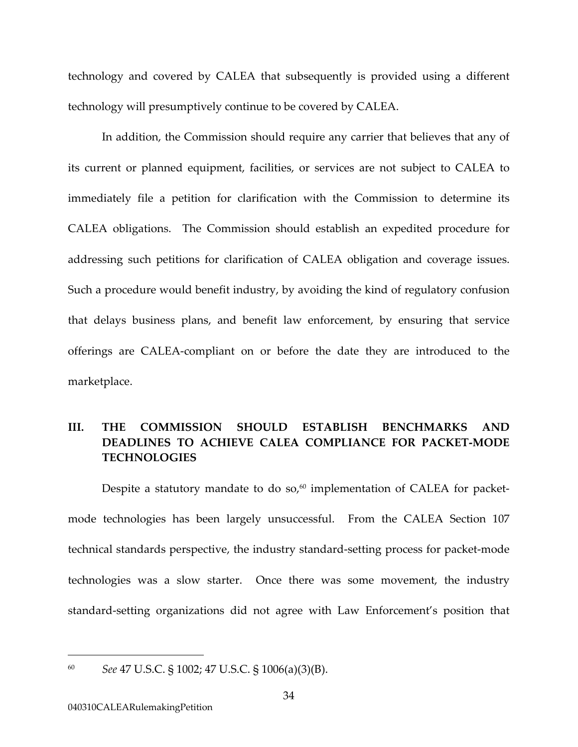technology and covered by CALEA that subsequently is provided using a different technology will presumptively continue to be covered by CALEA.

In addition, the Commission should require any carrier that believes that any of its current or planned equipment, facilities, or services are not subject to CALEA to immediately file a petition for clarification with the Commission to determine its CALEA obligations. The Commission should establish an expedited procedure for addressing such petitions for clarification of CALEA obligation and coverage issues. Such a procedure would benefit industry, by avoiding the kind of regulatory confusion that delays business plans, and benefit law enforcement, by ensuring that service offerings are CALEA-compliant on or before the date they are introduced to the marketplace.

## III. THE COMMISSION SHOULD ESTABLISH BENCHMARKS AND DEADLINES TO ACHIEVE CALEA COMPLIANCE FOR PACKET-MODE TECHNOLOGIES

Despite a statutory mandate to do so,[60] implementation of CALEA for packet-mode technologies has been largely unsuccessful. From the CALEA Section 107 technical standards perspective, the industry standard-setting process for packet-mode technologies was a slow starter. Once there was some movement, the industry standard-setting organizations did not agree with Law Enforcement's position that

---

[60] *See* 47 U.S.C. § 1002; 47 U.S.C. § 1006(a)(3)(B).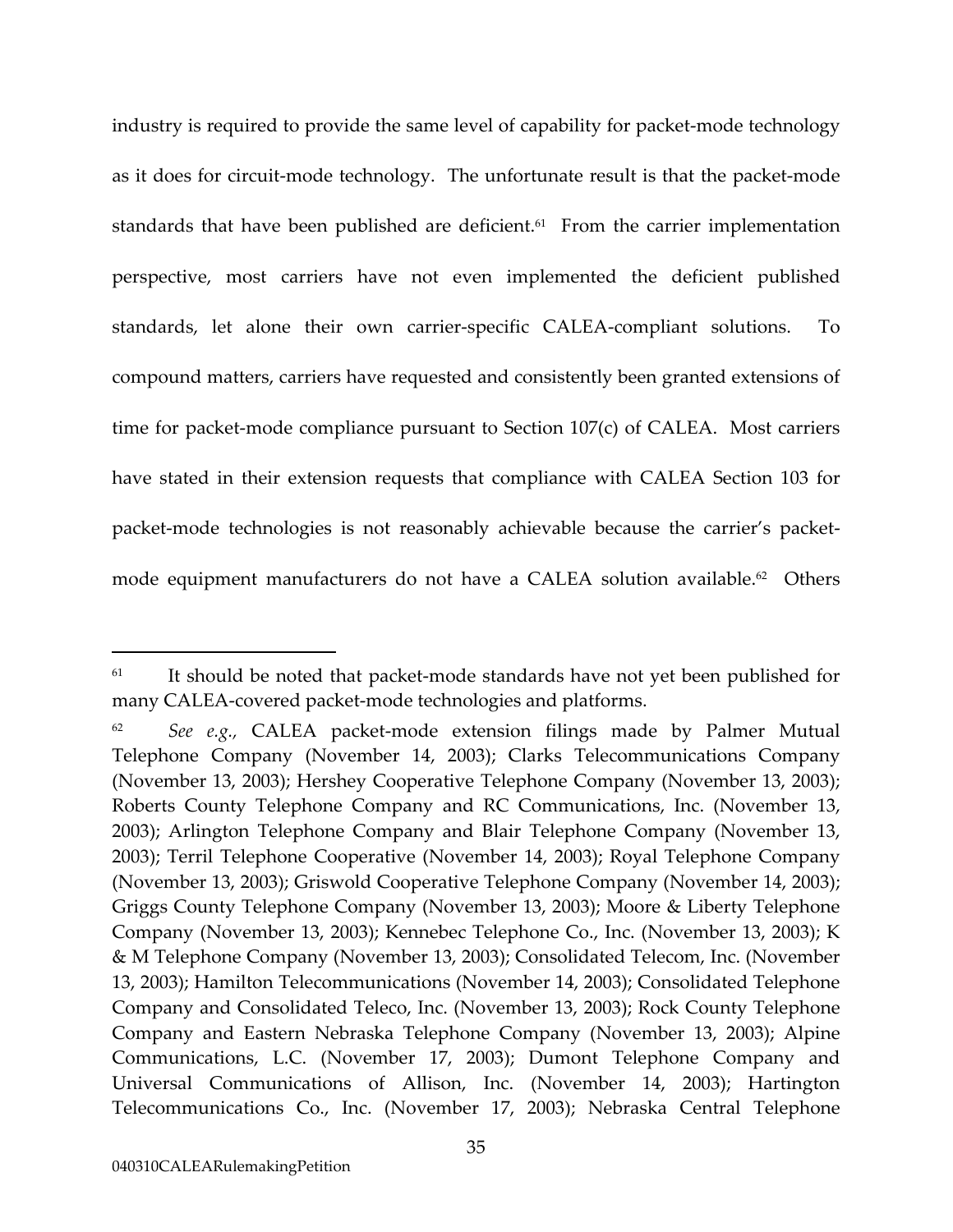industry is required to provide the same level of capability for packet-mode technology as it does for circuit-mode technology. The unfortunate result is that the packet-mode standards that have been published are deficient.[61] From the carrier implementation perspective, most carriers have not even implemented the deficient published standards, let alone their own carrier-specific CALEA-compliant solutions. To compound matters, carriers have requested and consistently been granted extensions of time for packet-mode compliance pursuant to Section 107(c) of CALEA. Most carriers have stated in their extension requests that compliance with CALEA Section 103 for packet-mode technologies is not reasonably achievable because the carrier's packet-mode equipment manufacturers do not have a CALEA solution available.[62] Others

---

[61] It should be noted that packet-mode standards have not yet been published for many CALEA-covered packet-mode technologies and platforms.

[62] *See e.g.*, CALEA packet-mode extension filings made by Palmer Mutual Telephone Company (November 14, 2003); Clarks Telecommunications Company (November 13, 2003); Hershey Cooperative Telephone Company (November 13, 2003); Roberts County Telephone Company and RC Communications, Inc. (November 13, 2003); Arlington Telephone Company and Blair Telephone Company (November 13, 2003); Terril Telephone Cooperative (November 14, 2003); Royal Telephone Company (November 13, 2003); Griswold Cooperative Telephone Company (November 14, 2003); Griggs County Telephone Company (November 13, 2003); Moore & Liberty Telephone Company (November 13, 2003); Kennebec Telephone Co., Inc. (November 13, 2003); K & M Telephone Company (November 13, 2003); Consolidated Telecom, Inc. (November 13, 2003); Hamilton Telecommunications (November 14, 2003); Consolidated Telephone Company and Consolidated Teleco, Inc. (November 13, 2003); Rock County Telephone Company and Eastern Nebraska Telephone Company (November 13, 2003); Alpine Communications, L.C. (November 17, 2003); Dumont Telephone Company and Universal Communications of Allison, Inc. (November 14, 2003); Hartington Telecommunications Co., Inc. (November 17, 2003); Nebraska Central Telephone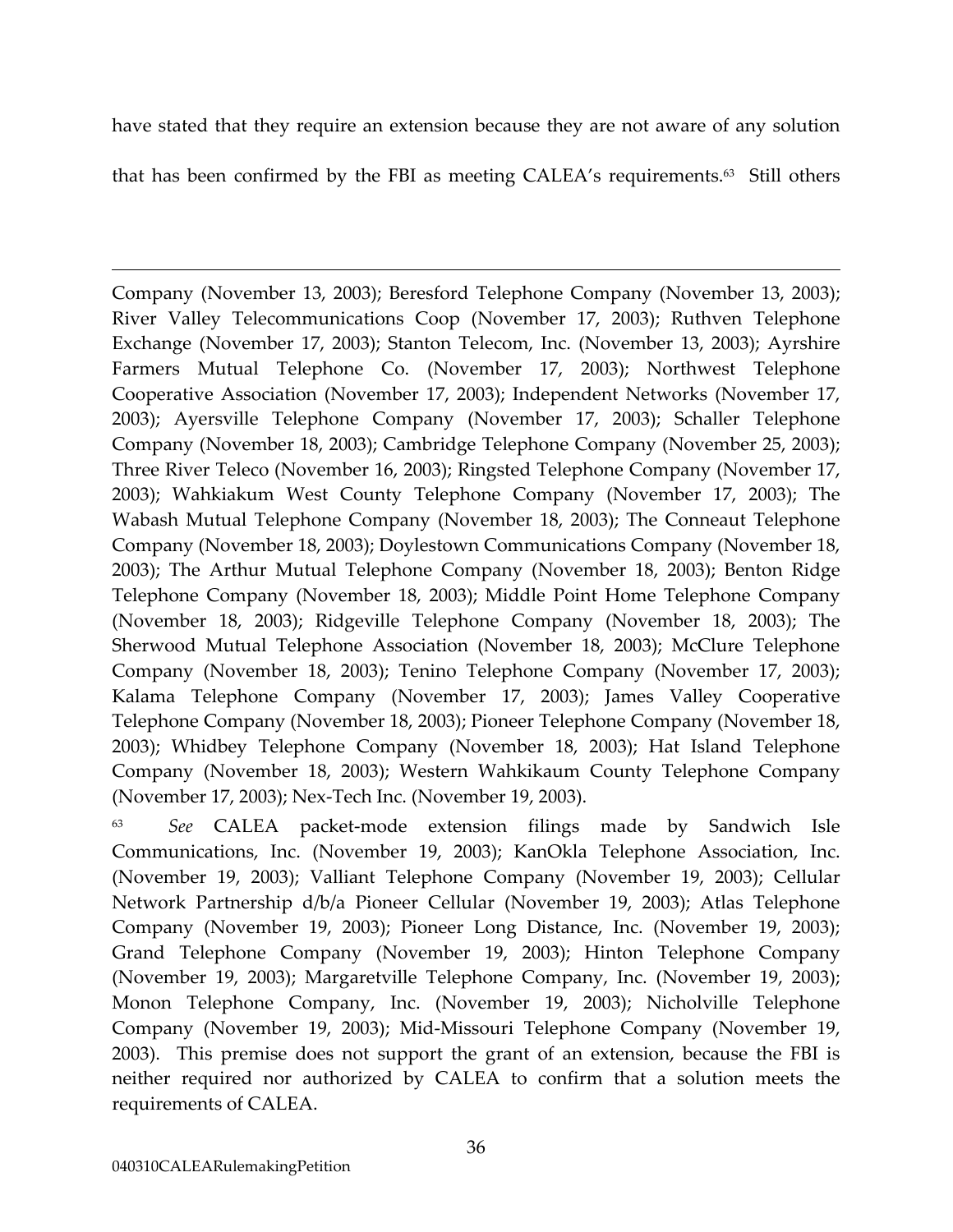have stated that they require an extension because they are not aware of any solution that has been confirmed by the FBI as meeting CALEA's requirements.[63] Still others

---

Company (November 13, 2003); Beresford Telephone Company (November 13, 2003); River Valley Telecommunications Coop (November 17, 2003); Ruthven Telephone Exchange (November 17, 2003); Stanton Telecom, Inc. (November 13, 2003); Ayrshire Farmers Mutual Telephone Co. (November 17, 2003); Northwest Telephone Cooperative Association (November 17, 2003); Independent Networks (November 17, 2003); Ayersville Telephone Company (November 17, 2003); Schaller Telephone Company (November 18, 2003); Cambridge Telephone Company (November 25, 2003); Three River Teleco (November 16, 2003); Ringsted Telephone Company (November 17, 2003); Wahkiakum West County Telephone Company (November 17, 2003); The Wabash Mutual Telephone Company (November 18, 2003); The Conneaut Telephone Company (November 18, 2003); Doylestown Communications Company (November 18, 2003); The Arthur Mutual Telephone Company (November 18, 2003); Benton Ridge Telephone Company (November 18, 2003); Middle Point Home Telephone Company (November 18, 2003); Ridgeville Telephone Company (November 18, 2003); The Sherwood Mutual Telephone Association (November 18, 2003); McClure Telephone Company (November 18, 2003); Tenino Telephone Company (November 17, 2003); Kalama Telephone Company (November 17, 2003); James Valley Cooperative Telephone Company (November 18, 2003); Pioneer Telephone Company (November 18, 2003); Whidbey Telephone Company (November 18, 2003); Hat Island Telephone Company (November 18, 2003); Western Wahkikaum County Telephone Company (November 17, 2003); Nex-Tech Inc. (November 19, 2003).

[63] *See* CALEA packet-mode extension filings made by Sandwich Isle Communications, Inc. (November 19, 2003); KanOkla Telephone Association, Inc. (November 19, 2003); Valliant Telephone Company (November 19, 2003); Cellular Network Partnership d/b/a Pioneer Cellular (November 19, 2003); Atlas Telephone Company (November 19, 2003); Pioneer Long Distance, Inc. (November 19, 2003); Grand Telephone Company (November 19, 2003); Hinton Telephone Company (November 19, 2003); Margaretville Telephone Company, Inc. (November 19, 2003); Monon Telephone Company, Inc. (November 19, 2003); Nicholville Telephone Company (November 19, 2003); Mid-Missouri Telephone Company (November 19, 2003). This premise does not support the grant of an extension, because the FBI is neither required nor authorized by CALEA to confirm that a solution meets the requirements of CALEA.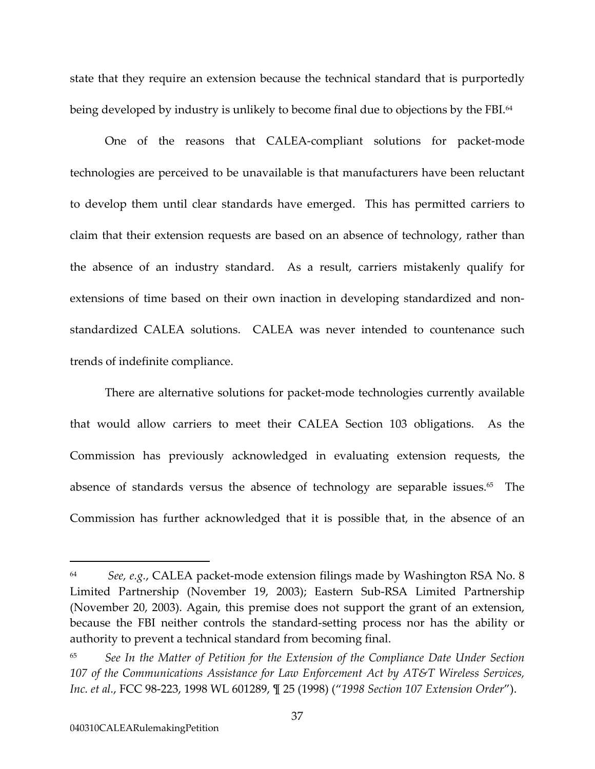state that they require an extension because the technical standard that is purportedly being developed by industry is unlikely to become final due to objections by the FBI.[64]

One of the reasons that CALEA-compliant solutions for packet-mode technologies are perceived to be unavailable is that manufacturers have been reluctant to develop them until clear standards have emerged. This has permitted carriers to claim that their extension requests are based on an absence of technology, rather than the absence of an industry standard. As a result, carriers mistakenly qualify for extensions of time based on their own inaction in developing standardized and non-standardized CALEA solutions. CALEA was never intended to countenance such trends of indefinite compliance.

There are alternative solutions for packet-mode technologies currently available that would allow carriers to meet their CALEA Section 103 obligations. As the Commission has previously acknowledged in evaluating extension requests, the absence of standards versus the absence of technology are separable issues.[65] The Commission has further acknowledged that it is possible that, in the absence of an

---

[64] *See, e.g.*, CALEA packet-mode extension filings made by Washington RSA No. 8 Limited Partnership (November 19, 2003); Eastern Sub-RSA Limited Partnership (November 20, 2003). Again, this premise does not support the grant of an extension, because the FBI neither controls the standard-setting process nor has the ability or authority to prevent a technical standard from becoming final.

[65] *See In the Matter of Petition for the Extension of the Compliance Date Under Section 107 of the Communications Assistance for Law Enforcement Act by AT&T Wireless Services, Inc. et al.*, FCC 98-223, 1998 WL 601289, ¶ 25 (1998) ("*1998 Section 107 Extension Order*").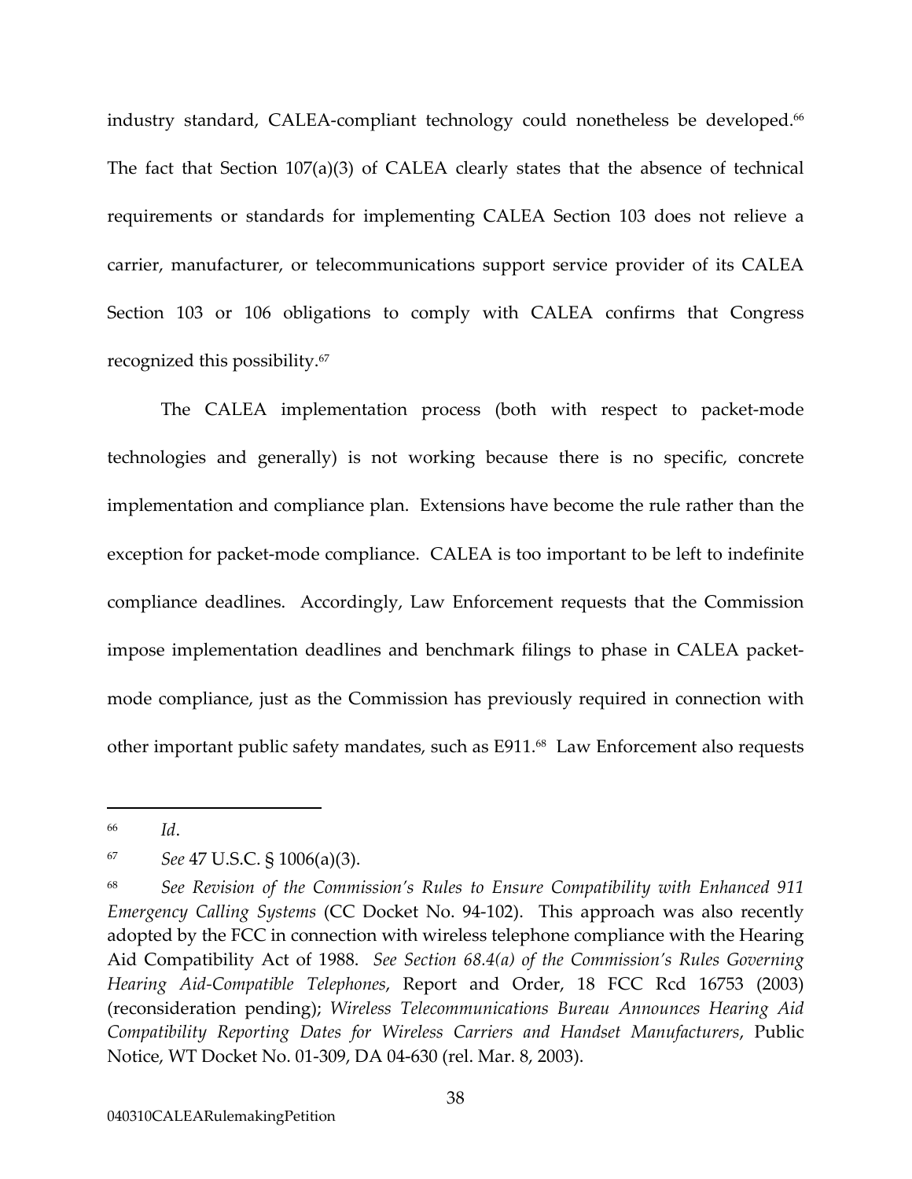industry standard, CALEA-compliant technology could nonetheless be developed.[66] The fact that Section 107(a)(3) of CALEA clearly states that the absence of technical requirements or standards for implementing CALEA Section 103 does not relieve a carrier, manufacturer, or telecommunications support service provider of its CALEA Section 103 or 106 obligations to comply with CALEA confirms that Congress recognized this possibility.[67]

The CALEA implementation process (both with respect to packet-mode technologies and generally) is not working because there is no specific, concrete implementation and compliance plan. Extensions have become the rule rather than the exception for packet-mode compliance. CALEA is too important to be left to indefinite compliance deadlines. Accordingly, Law Enforcement requests that the Commission impose implementation deadlines and benchmark filings to phase in CALEA packet-mode compliance, just as the Commission has previously required in connection with other important public safety mandates, such as E911.[68] Law Enforcement also requests

---

[66] *Id*.

[67] *See* 47 U.S.C. § 1006(a)(3).

[68] *See Revision of the Commission's Rules to Ensure Compatibility with Enhanced 911 Emergency Calling Systems* (CC Docket No. 94-102). This approach was also recently adopted by the FCC in connection with wireless telephone compliance with the Hearing Aid Compatibility Act of 1988. *See Section 68.4(a) of the Commission's Rules Governing Hearing Aid-Compatible Telephones*, Report and Order, 18 FCC Rcd 16753 (2003) (reconsideration pending); *Wireless Telecommunications Bureau Announces Hearing Aid Compatibility Reporting Dates for Wireless Carriers and Handset Manufacturers*, Public Notice, WT Docket No. 01-309, DA 04-630 (rel. Mar. 8, 2003).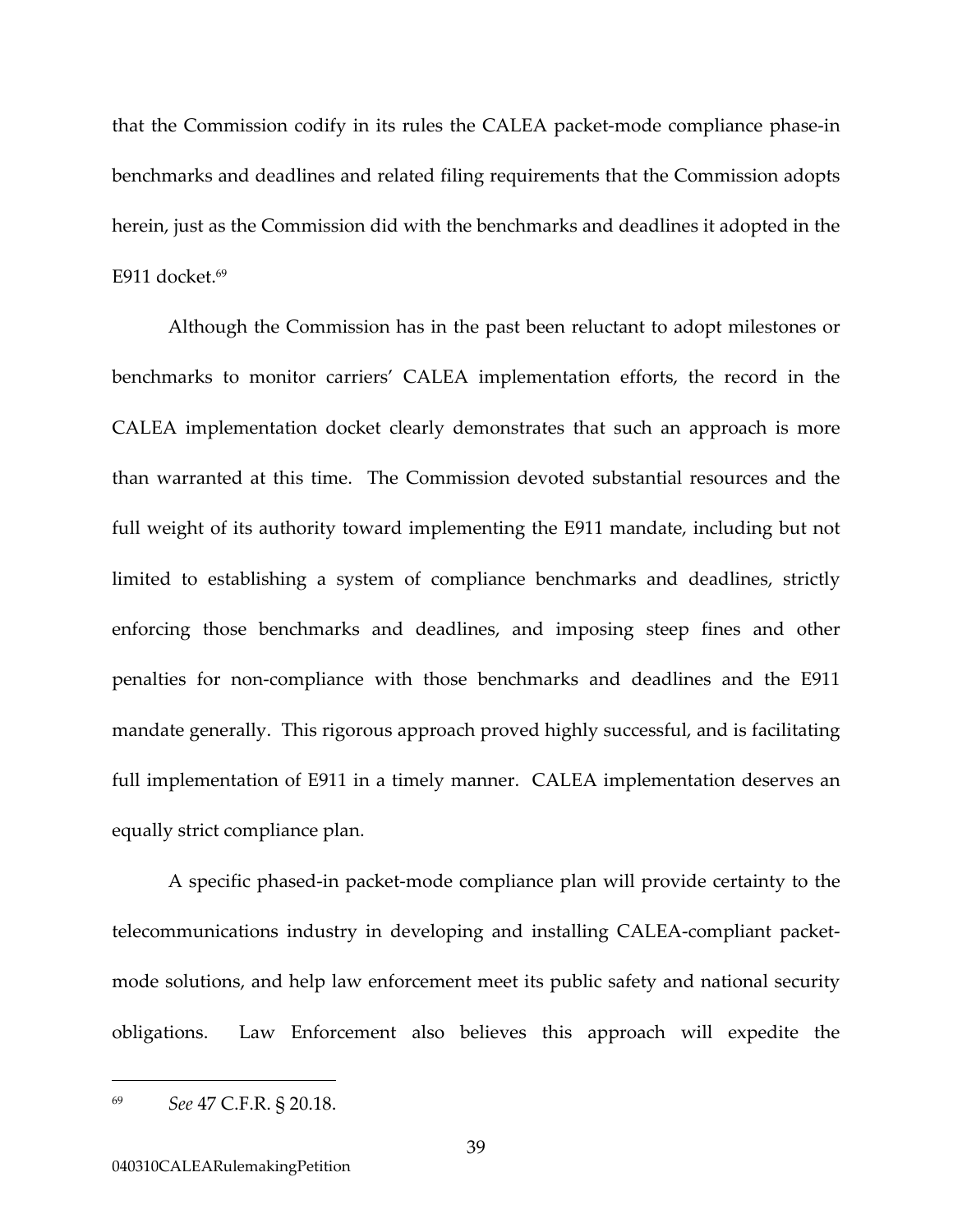that the Commission codify in its rules the CALEA packet-mode compliance phase-in benchmarks and deadlines and related filing requirements that the Commission adopts herein, just as the Commission did with the benchmarks and deadlines it adopted in the E911 docket.[69]

Although the Commission has in the past been reluctant to adopt milestones or benchmarks to monitor carriers' CALEA implementation efforts, the record in the CALEA implementation docket clearly demonstrates that such an approach is more than warranted at this time. The Commission devoted substantial resources and the full weight of its authority toward implementing the E911 mandate, including but not limited to establishing a system of compliance benchmarks and deadlines, strictly enforcing those benchmarks and deadlines, and imposing steep fines and other penalties for non-compliance with those benchmarks and deadlines and the E911 mandate generally. This rigorous approach proved highly successful, and is facilitating full implementation of E911 in a timely manner. CALEA implementation deserves an equally strict compliance plan.

A specific phased-in packet-mode compliance plan will provide certainty to the telecommunications industry in developing and installing CALEA-compliant packet-mode solutions, and help law enforcement meet its public safety and national security obligations. Law Enforcement also believes this approach will expedite the

---

[69] *See* 47 C.F.R. § 20.18.

040310CALEARulemakingPetition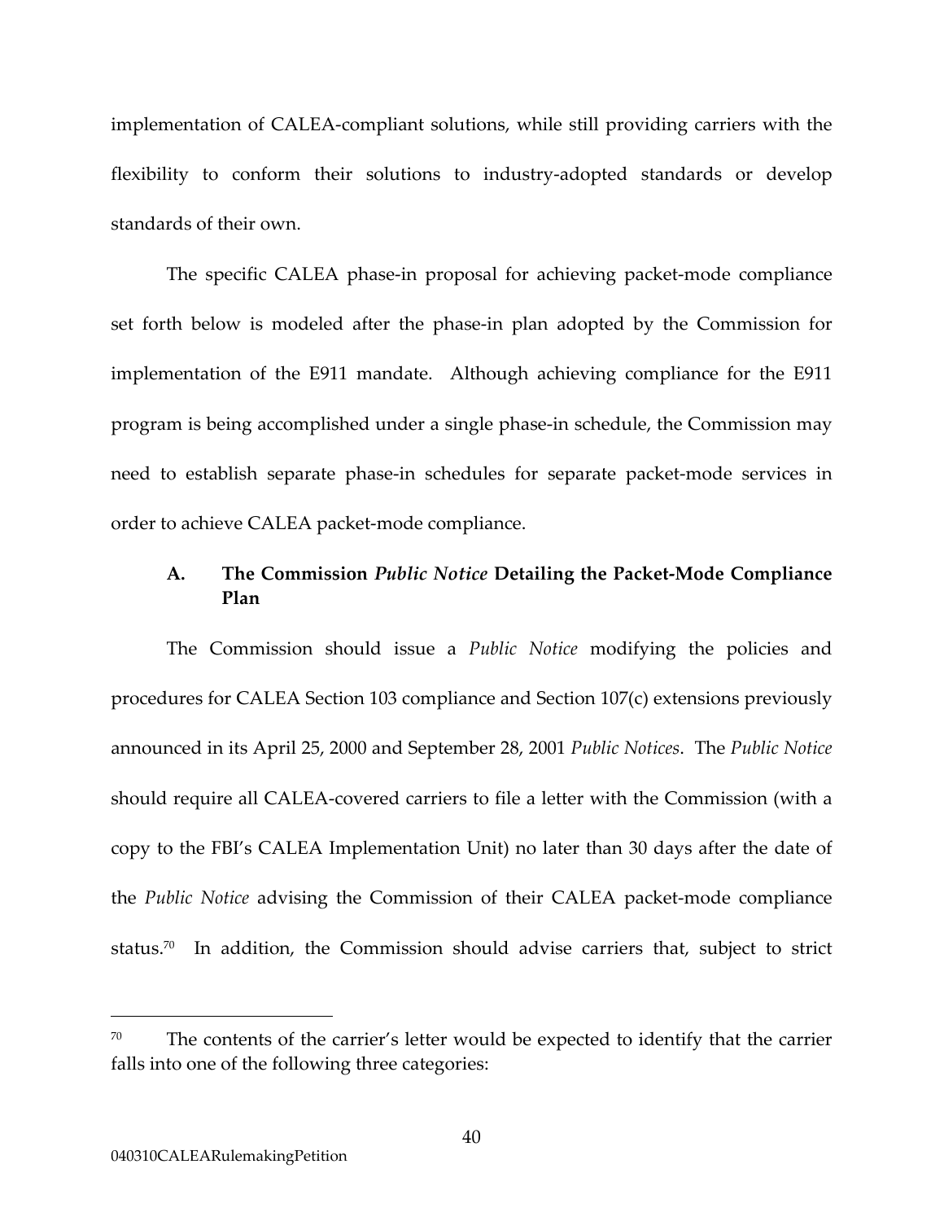implementation of CALEA-compliant solutions, while still providing carriers with the flexibility to conform their solutions to industry-adopted standards or develop standards of their own.

The specific CALEA phase-in proposal for achieving packet-mode compliance set forth below is modeled after the phase-in plan adopted by the Commission for implementation of the E911 mandate. Although achieving compliance for the E911 program is being accomplished under a single phase-in schedule, the Commission may need to establish separate phase-in schedules for separate packet-mode services in order to achieve CALEA packet-mode compliance.

### A. The Commission *Public Notice* Detailing the Packet-Mode Compliance Plan

The Commission should issue a *Public Notice* modifying the policies and procedures for CALEA Section 103 compliance and Section 107(c) extensions previously announced in its April 25, 2000 and September 28, 2001 *Public Notices*. The *Public Notice* should require all CALEA-covered carriers to file a letter with the Commission (with a copy to the FBI's CALEA Implementation Unit) no later than 30 days after the date of the *Public Notice* advising the Commission of their CALEA packet-mode compliance status.[70] In addition, the Commission should advise carriers that, subject to strict

---

[70] The contents of the carrier's letter would be expected to identify that the carrier falls into one of the following three categories: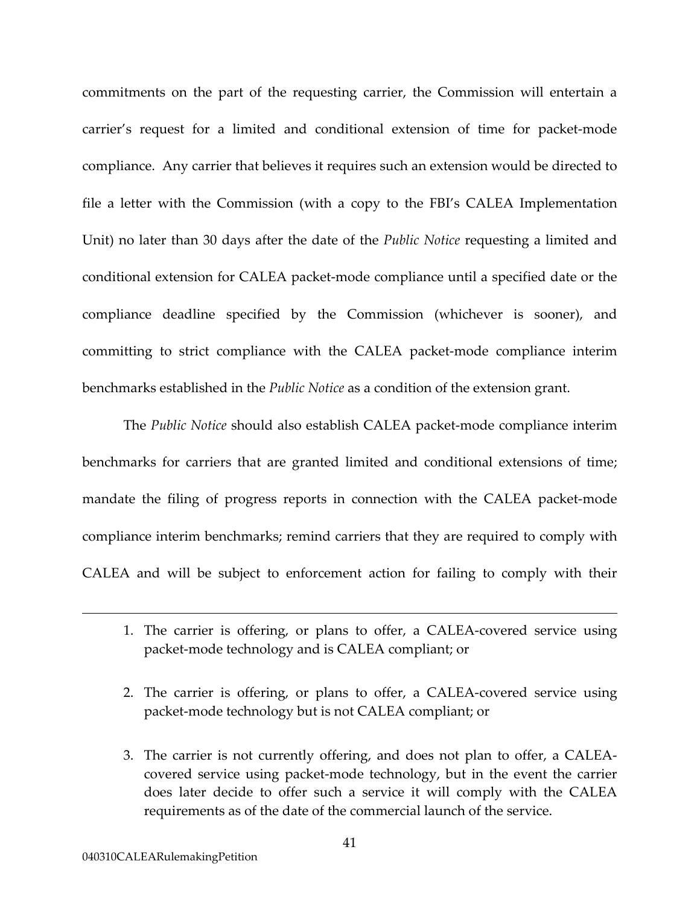commitments on the part of the requesting carrier, the Commission will entertain a carrier's request for a limited and conditional extension of time for packet-mode compliance. Any carrier that believes it requires such an extension would be directed to file a letter with the Commission (with a copy to the FBI's CALEA Implementation Unit) no later than 30 days after the date of the *Public Notice* requesting a limited and conditional extension for CALEA packet-mode compliance until a specified date or the compliance deadline specified by the Commission (whichever is sooner), and committing to strict compliance with the CALEA packet-mode compliance interim benchmarks established in the *Public Notice* as a condition of the extension grant.

The *Public Notice* should also establish CALEA packet-mode compliance interim benchmarks for carriers that are granted limited and conditional extensions of time; mandate the filing of progress reports in connection with the CALEA packet-mode compliance interim benchmarks; remind carriers that they are required to comply with CALEA and will be subject to enforcement action for failing to comply with their

---

1. The carrier is offering, or plans to offer, a CALEA-covered service using packet-mode technology and is CALEA compliant; or

2. The carrier is offering, or plans to offer, a CALEA-covered service using packet-mode technology but is not CALEA compliant; or

3. The carrier is not currently offering, and does not plan to offer, a CALEA-covered service using packet-mode technology, but in the event the carrier does later decide to offer such a service it will comply with the CALEA requirements as of the date of the commercial launch of the service.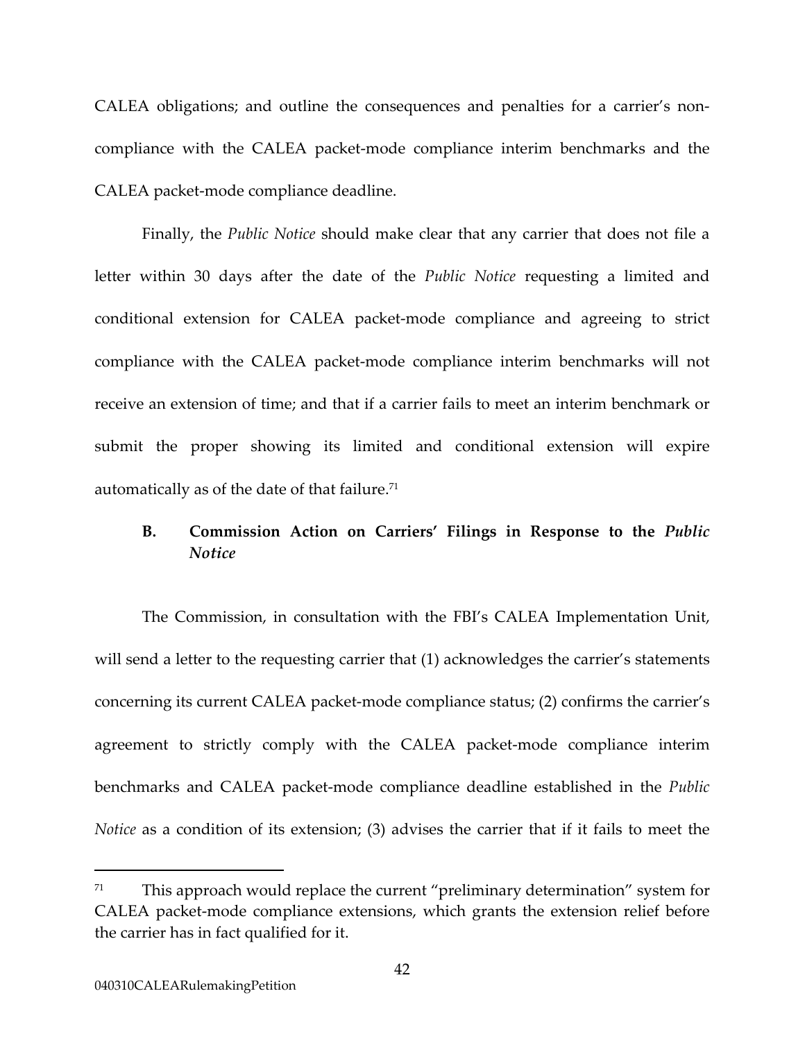CALEA obligations; and outline the consequences and penalties for a carrier's non-compliance with the CALEA packet-mode compliance interim benchmarks and the CALEA packet-mode compliance deadline.

Finally, the *Public Notice* should make clear that any carrier that does not file a letter within 30 days after the date of the *Public Notice* requesting a limited and conditional extension for CALEA packet-mode compliance and agreeing to strict compliance with the CALEA packet-mode compliance interim benchmarks will not receive an extension of time; and that if a carrier fails to meet an interim benchmark or submit the proper showing its limited and conditional extension will expire automatically as of the date of that failure.[71]

### B. Commission Action on Carriers' Filings in Response to the *Public Notice*

The Commission, in consultation with the FBI's CALEA Implementation Unit, will send a letter to the requesting carrier that (1) acknowledges the carrier's statements concerning its current CALEA packet-mode compliance status; (2) confirms the carrier's agreement to strictly comply with the CALEA packet-mode compliance interim benchmarks and CALEA packet-mode compliance deadline established in the *Public Notice* as a condition of its extension; (3) advises the carrier that if it fails to meet the

---

[71] This approach would replace the current "preliminary determination" system for CALEA packet-mode compliance extensions, which grants the extension relief before the carrier has in fact qualified for it.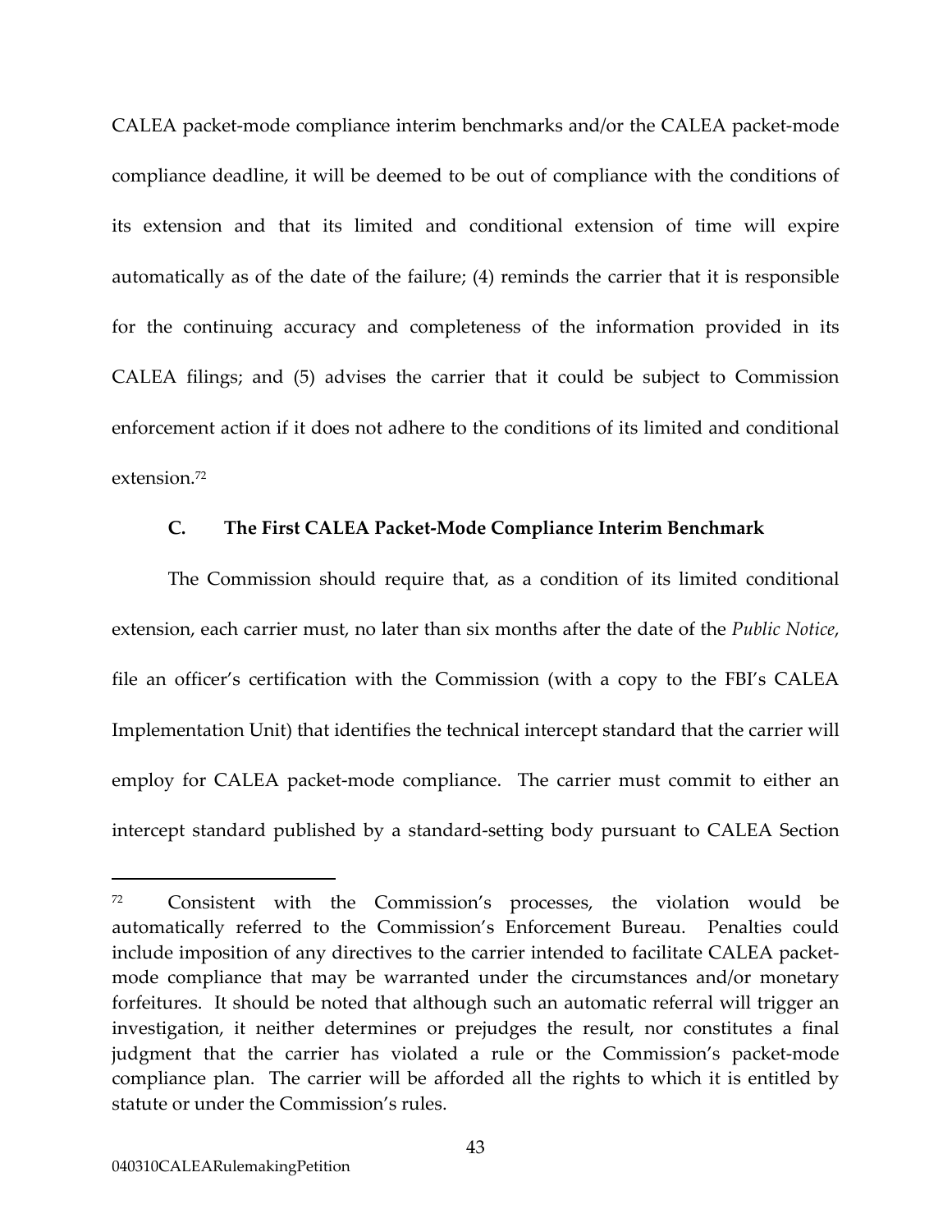CALEA packet-mode compliance interim benchmarks and/or the CALEA packet-mode compliance deadline, it will be deemed to be out of compliance with the conditions of its extension and that its limited and conditional extension of time will expire automatically as of the date of the failure; (4) reminds the carrier that it is responsible for the continuing accuracy and completeness of the information provided in its CALEA filings; and (5) advises the carrier that it could be subject to Commission enforcement action if it does not adhere to the conditions of its limited and conditional extension.[72]

### C. The First CALEA Packet-Mode Compliance Interim Benchmark

The Commission should require that, as a condition of its limited conditional extension, each carrier must, no later than six months after the date of the *Public Notice*, file an officer's certification with the Commission (with a copy to the FBI's CALEA Implementation Unit) that identifies the technical intercept standard that the carrier will employ for CALEA packet-mode compliance. The carrier must commit to either an intercept standard published by a standard-setting body pursuant to CALEA Section

---

[72] Consistent with the Commission's processes, the violation would be automatically referred to the Commission's Enforcement Bureau. Penalties could include imposition of any directives to the carrier intended to facilitate CALEA packet-mode compliance that may be warranted under the circumstances and/or monetary forfeitures. It should be noted that although such an automatic referral will trigger an investigation, it neither determines or prejudges the result, nor constitutes a final judgment that the carrier has violated a rule or the Commission's packet-mode compliance plan. The carrier will be afforded all the rights to which it is entitled by statute or under the Commission's rules.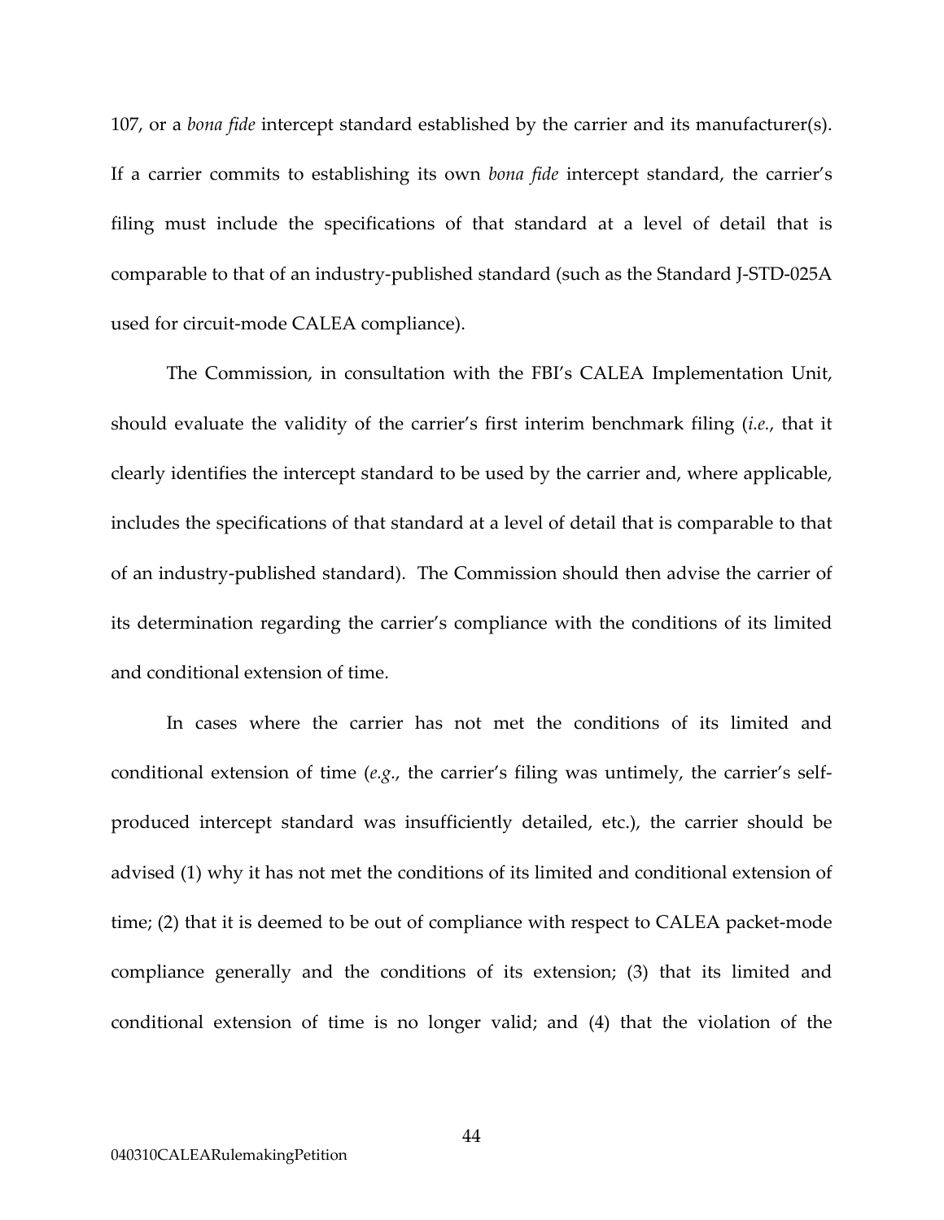107, or a *bona fide* intercept standard established by the carrier and its manufacturer(s). If a carrier commits to establishing its own *bona fide* intercept standard, the carrier's filing must include the specifications of that standard at a level of detail that is comparable to that of an industry-published standard (such as the Standard J-STD-025A used for circuit-mode CALEA compliance).

The Commission, in consultation with the FBI's CALEA Implementation Unit, should evaluate the validity of the carrier's first interim benchmark filing (*i.e.*, that it clearly identifies the intercept standard to be used by the carrier and, where applicable, includes the specifications of that standard at a level of detail that is comparable to that of an industry-published standard). The Commission should then advise the carrier of its determination regarding the carrier's compliance with the conditions of its limited and conditional extension of time.

In cases where the carrier has not met the conditions of its limited and conditional extension of time (*e.g.*, the carrier's filing was untimely, the carrier's self-produced intercept standard was insufficiently detailed, etc.), the carrier should be advised (1) why it has not met the conditions of its limited and conditional extension of time; (2) that it is deemed to be out of compliance with respect to CALEA packet-mode compliance generally and the conditions of its extension; (3) that its limited and conditional extension of time is no longer valid; and (4) that the violation of the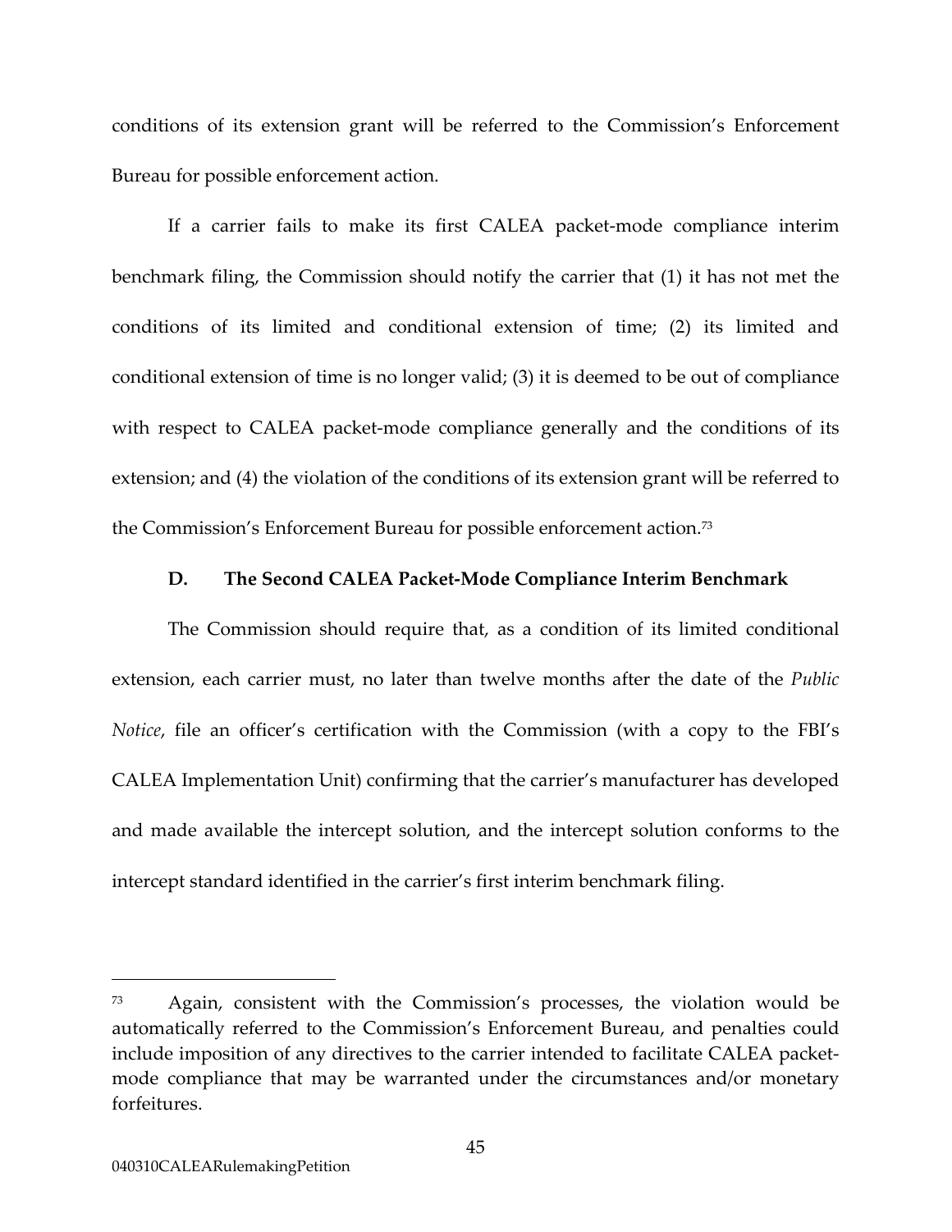conditions of its extension grant will be referred to the Commission's Enforcement Bureau for possible enforcement action.

If a carrier fails to make its first CALEA packet-mode compliance interim benchmark filing, the Commission should notify the carrier that (1) it has not met the conditions of its limited and conditional extension of time; (2) its limited and conditional extension of time is no longer valid; (3) it is deemed to be out of compliance with respect to CALEA packet-mode compliance generally and the conditions of its extension; and (4) the violation of the conditions of its extension grant will be referred to the Commission's Enforcement Bureau for possible enforcement action.[73]

### D. The Second CALEA Packet-Mode Compliance Interim Benchmark

The Commission should require that, as a condition of its limited conditional extension, each carrier must, no later than twelve months after the date of the *Public Notice*, file an officer's certification with the Commission (with a copy to the FBI's CALEA Implementation Unit) confirming that the carrier's manufacturer has developed and made available the intercept solution, and the intercept solution conforms to the intercept standard identified in the carrier's first interim benchmark filing.

---

[73] Again, consistent with the Commission's processes, the violation would be automatically referred to the Commission's Enforcement Bureau, and penalties could include imposition of any directives to the carrier intended to facilitate CALEA packet-mode compliance that may be warranted under the circumstances and/or monetary forfeitures.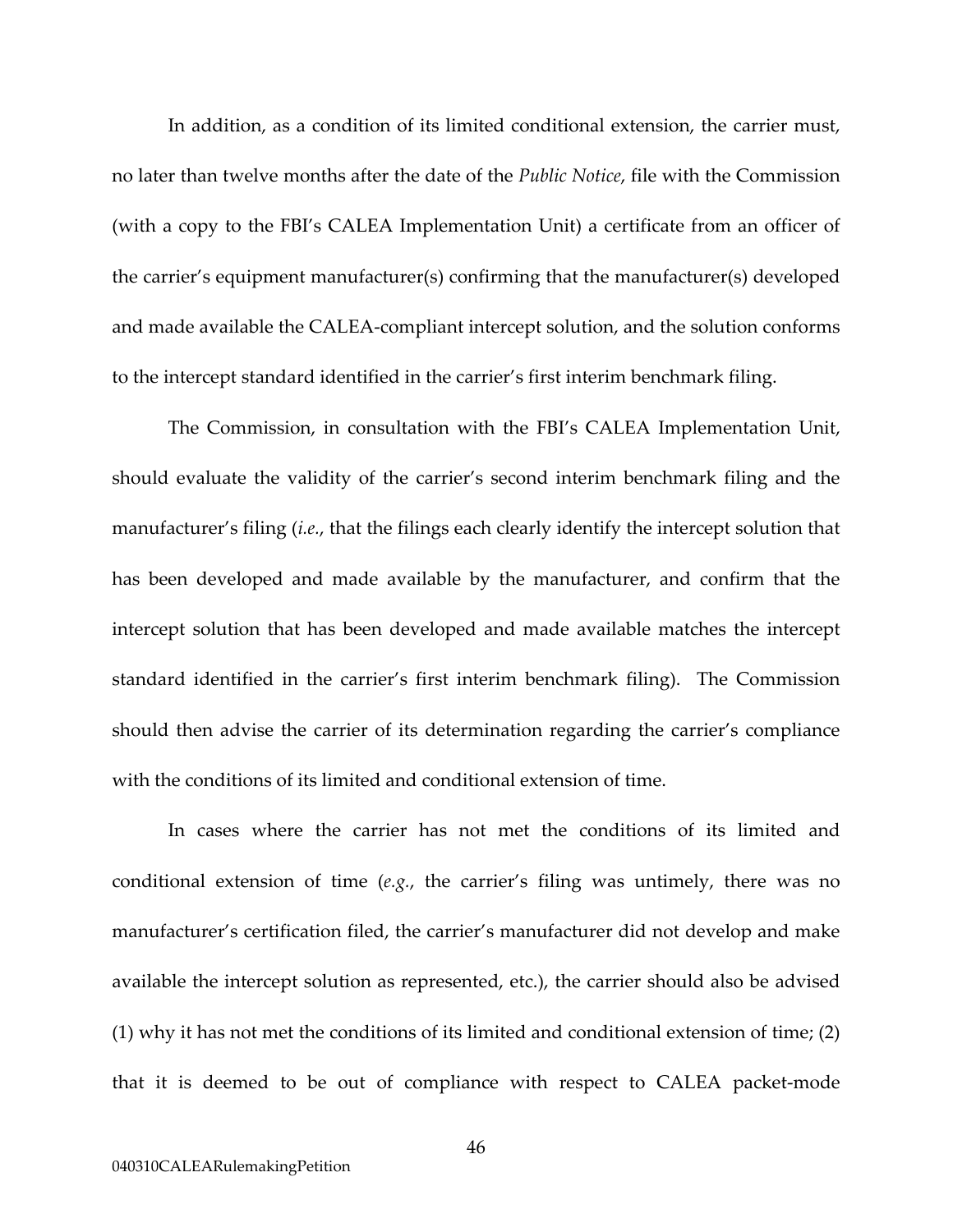In addition, as a condition of its limited conditional extension, the carrier must, no later than twelve months after the date of the *Public Notice*, file with the Commission (with a copy to the FBI's CALEA Implementation Unit) a certificate from an officer of the carrier's equipment manufacturer(s) confirming that the manufacturer(s) developed and made available the CALEA-compliant intercept solution, and the solution conforms to the intercept standard identified in the carrier's first interim benchmark filing.

The Commission, in consultation with the FBI's CALEA Implementation Unit, should evaluate the validity of the carrier's second interim benchmark filing and the manufacturer's filing (*i.e.*, that the filings each clearly identify the intercept solution that has been developed and made available by the manufacturer, and confirm that the intercept solution that has been developed and made available matches the intercept standard identified in the carrier's first interim benchmark filing). The Commission should then advise the carrier of its determination regarding the carrier's compliance with the conditions of its limited and conditional extension of time.

In cases where the carrier has not met the conditions of its limited and conditional extension of time (*e.g.*, the carrier's filing was untimely, there was no manufacturer's certification filed, the carrier's manufacturer did not develop and make available the intercept solution as represented, etc.), the carrier should also be advised (1) why it has not met the conditions of its limited and conditional extension of time; (2) that it is deemed to be out of compliance with respect to CALEA packet-mode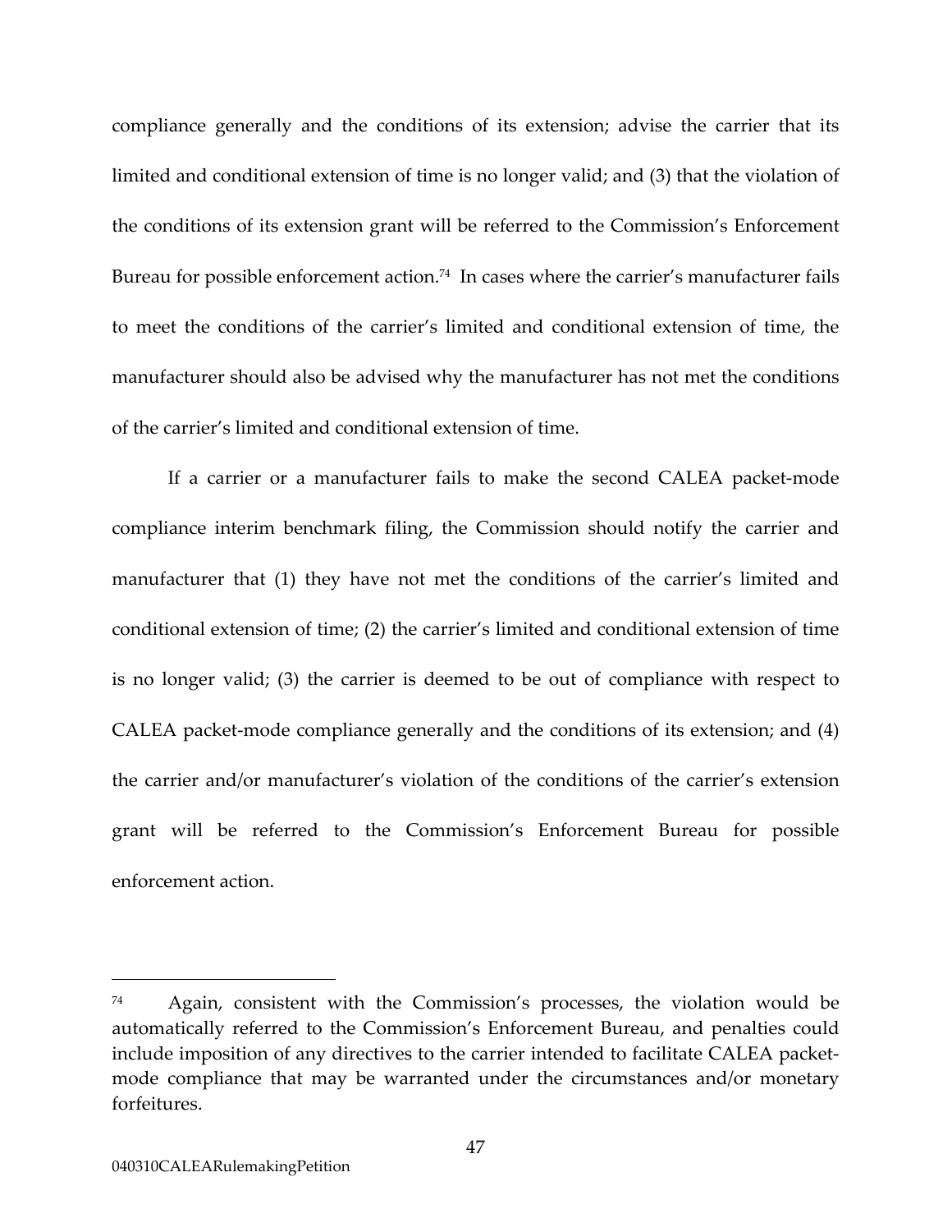compliance generally and the conditions of its extension; advise the carrier that its limited and conditional extension of time is no longer valid; and (3) that the violation of the conditions of its extension grant will be referred to the Commission's Enforcement Bureau for possible enforcement action.[74] In cases where the carrier's manufacturer fails to meet the conditions of the carrier's limited and conditional extension of time, the manufacturer should also be advised why the manufacturer has not met the conditions of the carrier's limited and conditional extension of time.

If a carrier or a manufacturer fails to make the second CALEA packet-mode compliance interim benchmark filing, the Commission should notify the carrier and manufacturer that (1) they have not met the conditions of the carrier's limited and conditional extension of time; (2) the carrier's limited and conditional extension of time is no longer valid; (3) the carrier is deemed to be out of compliance with respect to CALEA packet-mode compliance generally and the conditions of its extension; and (4) the carrier and/or manufacturer's violation of the conditions of the carrier's extension grant will be referred to the Commission's Enforcement Bureau for possible enforcement action.

---

[74] Again, consistent with the Commission's processes, the violation would be automatically referred to the Commission's Enforcement Bureau, and penalties could include imposition of any directives to the carrier intended to facilitate CALEA packet-mode compliance that may be warranted under the circumstances and/or monetary forfeitures.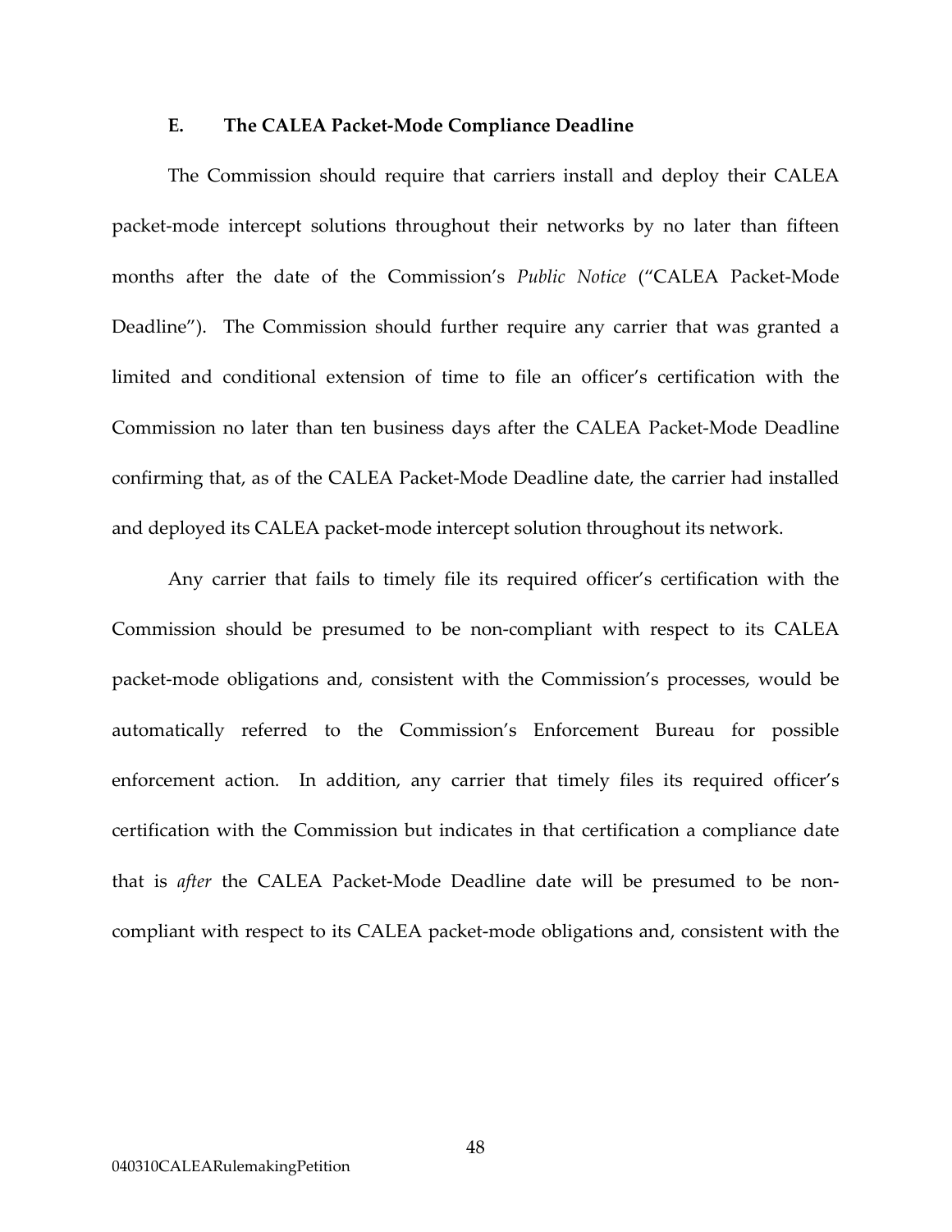### E. The CALEA Packet-Mode Compliance Deadline

The Commission should require that carriers install and deploy their CALEA packet-mode intercept solutions throughout their networks by no later than fifteen months after the date of the Commission's *Public Notice* ("CALEA Packet-Mode Deadline"). The Commission should further require any carrier that was granted a limited and conditional extension of time to file an officer's certification with the Commission no later than ten business days after the CALEA Packet-Mode Deadline confirming that, as of the CALEA Packet-Mode Deadline date, the carrier had installed and deployed its CALEA packet-mode intercept solution throughout its network.

Any carrier that fails to timely file its required officer's certification with the Commission should be presumed to be non-compliant with respect to its CALEA packet-mode obligations and, consistent with the Commission's processes, would be automatically referred to the Commission's Enforcement Bureau for possible enforcement action. In addition, any carrier that timely files its required officer's certification with the Commission but indicates in that certification a compliance date that is *after* the CALEA Packet-Mode Deadline date will be presumed to be non-compliant with respect to its CALEA packet-mode obligations and, consistent with the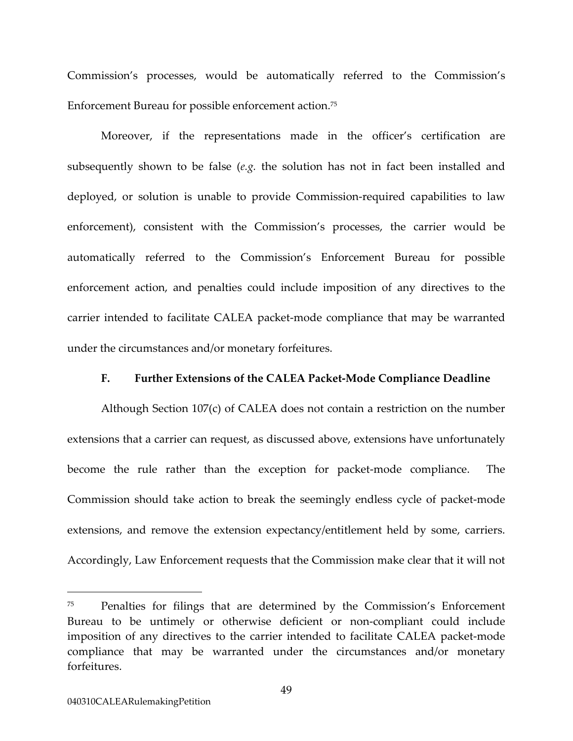Commission's processes, would be automatically referred to the Commission's Enforcement Bureau for possible enforcement action.[75]

Moreover, if the representations made in the officer's certification are subsequently shown to be false (*e.g.* the solution has not in fact been installed and deployed, or solution is unable to provide Commission-required capabilities to law enforcement), consistent with the Commission's processes, the carrier would be automatically referred to the Commission's Enforcement Bureau for possible enforcement action, and penalties could include imposition of any directives to the carrier intended to facilitate CALEA packet-mode compliance that may be warranted under the circumstances and/or monetary forfeitures.

### F. Further Extensions of the CALEA Packet-Mode Compliance Deadline

Although Section 107(c) of CALEA does not contain a restriction on the number extensions that a carrier can request, as discussed above, extensions have unfortunately become the rule rather than the exception for packet-mode compliance. The Commission should take action to break the seemingly endless cycle of packet-mode extensions, and remove the extension expectancy/entitlement held by some, carriers. Accordingly, Law Enforcement requests that the Commission make clear that it will not

---

[75] Penalties for filings that are determined by the Commission's Enforcement Bureau to be untimely or otherwise deficient or non-compliant could include imposition of any directives to the carrier intended to facilitate CALEA packet-mode compliance that may be warranted under the circumstances and/or monetary forfeitures.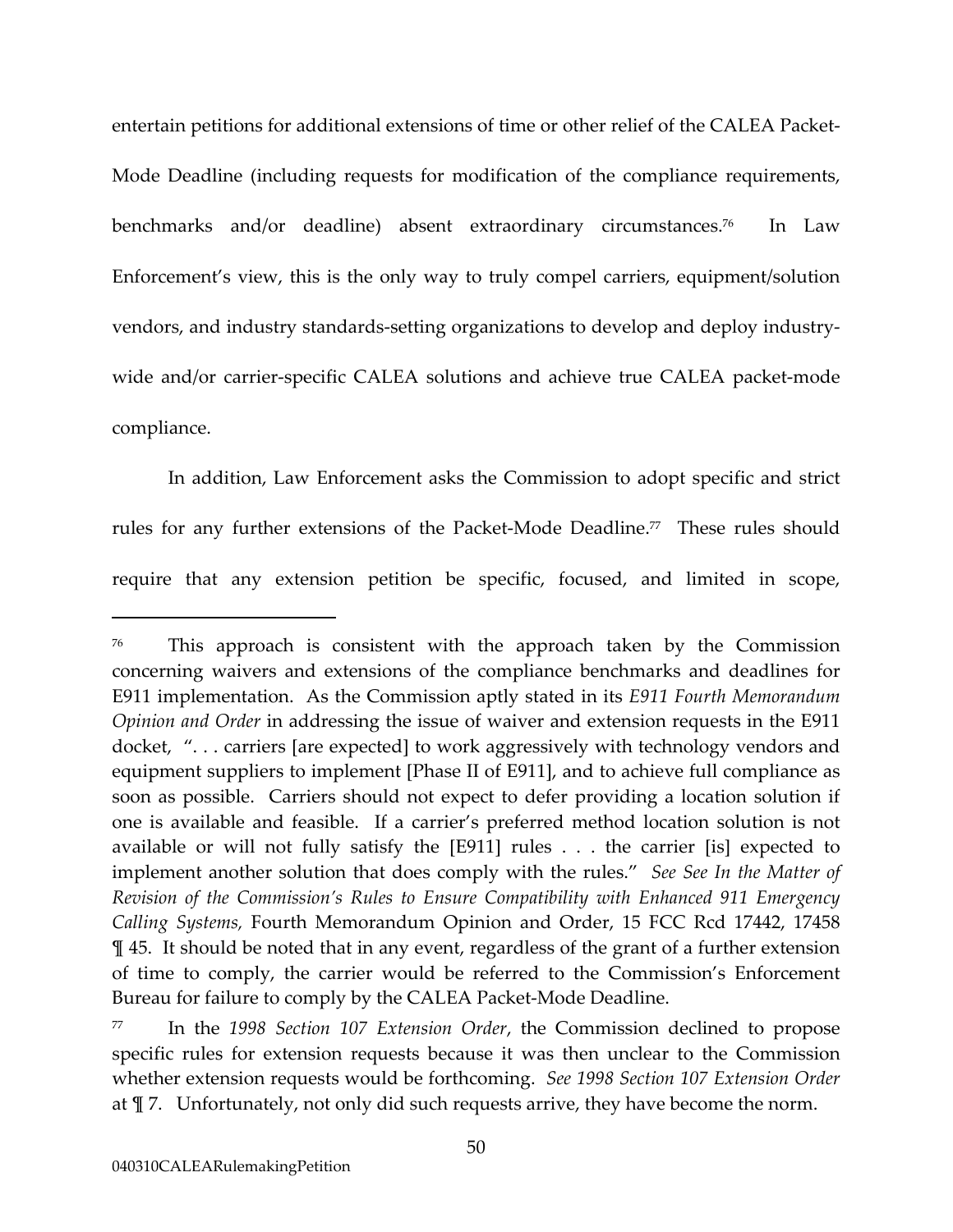entertain petitions for additional extensions of time or other relief of the CALEA Packet-Mode Deadline (including requests for modification of the compliance requirements, benchmarks and/or deadline) absent extraordinary circumstances.[76] In Law Enforcement's view, this is the only way to truly compel carriers, equipment/solution vendors, and industry standards-setting organizations to develop and deploy industry-wide and/or carrier-specific CALEA solutions and achieve true CALEA packet-mode compliance.

In addition, Law Enforcement asks the Commission to adopt specific and strict rules for any further extensions of the Packet-Mode Deadline.[77] These rules should require that any extension petition be specific, focused, and limited in scope,

---

[76] This approach is consistent with the approach taken by the Commission concerning waivers and extensions of the compliance benchmarks and deadlines for E911 implementation. As the Commission aptly stated in its *E911 Fourth Memorandum Opinion and Order* in addressing the issue of waiver and extension requests in the E911 docket, ". . . carriers [are expected] to work aggressively with technology vendors and equipment suppliers to implement [Phase II of E911], and to achieve full compliance as soon as possible. Carriers should not expect to defer providing a location solution if one is available and feasible. If a carrier's preferred method location solution is not available or will not fully satisfy the [E911] rules . . . the carrier [is] expected to implement another solution that does comply with the rules." *See See In the Matter of Revision of the Commission's Rules to Ensure Compatibility with Enhanced 911 Emergency Calling Systems,* Fourth Memorandum Opinion and Order, 15 FCC Rcd 17442, 17458 ¶ 45. It should be noted that in any event, regardless of the grant of a further extension of time to comply, the carrier would be referred to the Commission's Enforcement Bureau for failure to comply by the CALEA Packet-Mode Deadline.

[77] In the *1998 Section 107 Extension Order*, the Commission declined to propose specific rules for extension requests because it was then unclear to the Commission whether extension requests would be forthcoming. *See 1998 Section 107 Extension Order* at ¶ 7. Unfortunately, not only did such requests arrive, they have become the norm.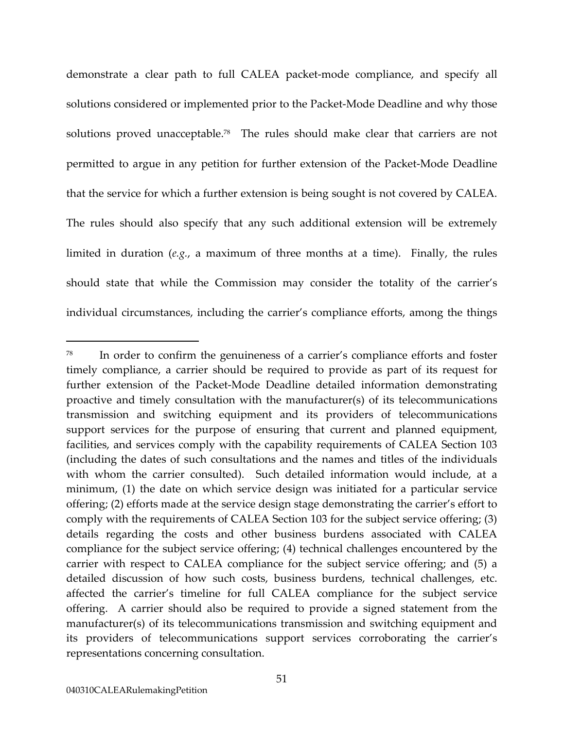demonstrate a clear path to full CALEA packet-mode compliance, and specify all solutions considered or implemented prior to the Packet-Mode Deadline and why those solutions proved unacceptable.[78] The rules should make clear that carriers are not permitted to argue in any petition for further extension of the Packet-Mode Deadline that the service for which a further extension is being sought is not covered by CALEA. The rules should also specify that any such additional extension will be extremely limited in duration (*e.g.*, a maximum of three months at a time). Finally, the rules should state that while the Commission may consider the totality of the carrier's individual circumstances, including the carrier's compliance efforts, among the things

---

[78] In order to confirm the genuineness of a carrier's compliance efforts and foster timely compliance, a carrier should be required to provide as part of its request for further extension of the Packet-Mode Deadline detailed information demonstrating proactive and timely consultation with the manufacturer(s) of its telecommunications transmission and switching equipment and its providers of telecommunications support services for the purpose of ensuring that current and planned equipment, facilities, and services comply with the capability requirements of CALEA Section 103 (including the dates of such consultations and the names and titles of the individuals with whom the carrier consulted). Such detailed information would include, at a minimum, (1) the date on which service design was initiated for a particular service offering; (2) efforts made at the service design stage demonstrating the carrier's effort to comply with the requirements of CALEA Section 103 for the subject service offering; (3) details regarding the costs and other business burdens associated with CALEA compliance for the subject service offering; (4) technical challenges encountered by the carrier with respect to CALEA compliance for the subject service offering; and (5) a detailed discussion of how such costs, business burdens, technical challenges, etc. affected the carrier's timeline for full CALEA compliance for the subject service offering. A carrier should also be required to provide a signed statement from the manufacturer(s) of its telecommunications transmission and switching equipment and its providers of telecommunications support services corroborating the carrier's representations concerning consultation.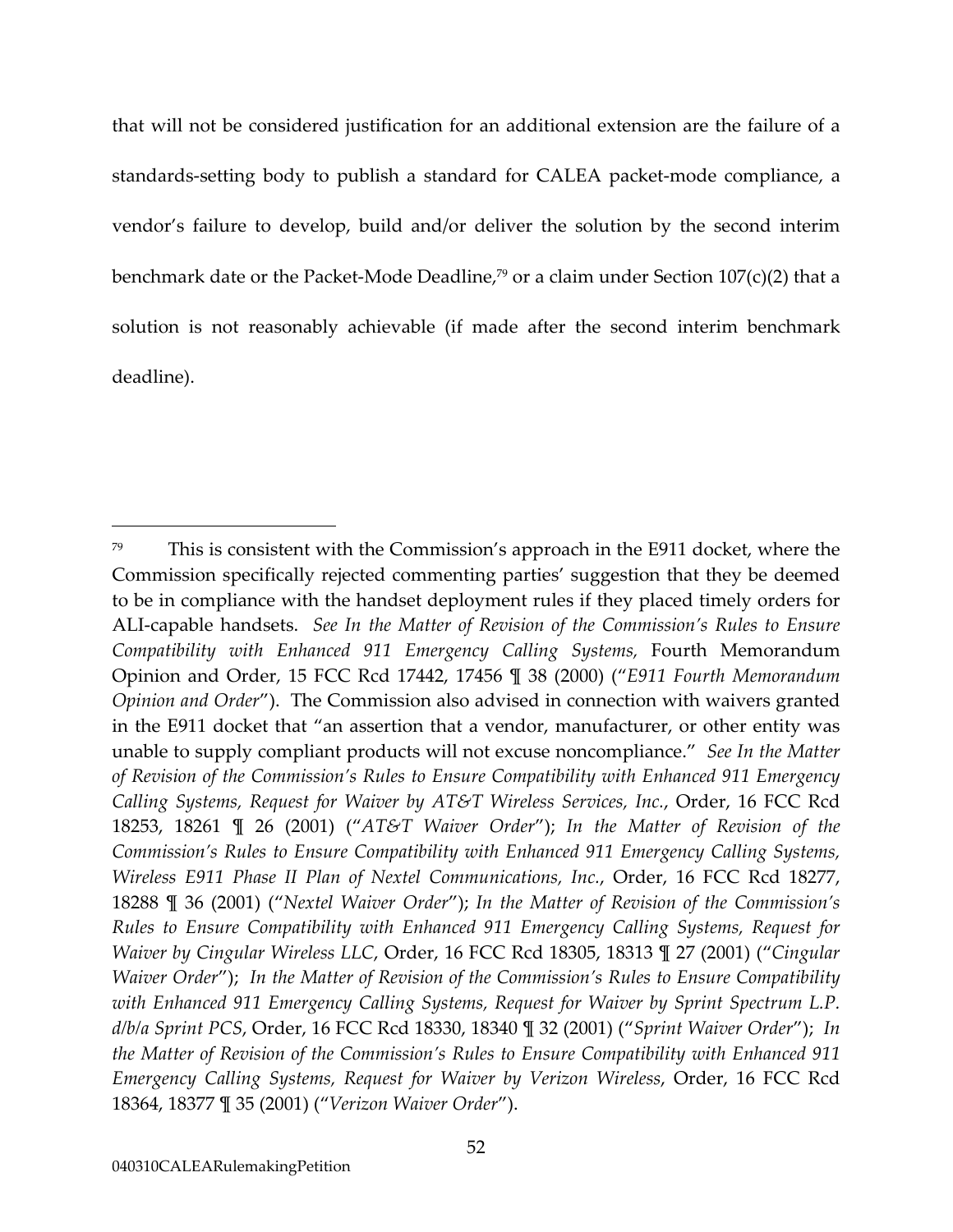that will not be considered justification for an additional extension are the failure of a standards-setting body to publish a standard for CALEA packet-mode compliance, a vendor's failure to develop, build and/or deliver the solution by the second interim benchmark date or the Packet-Mode Deadline,[79] or a claim under Section 107(c)(2) that a solution is not reasonably achievable (if made after the second interim benchmark deadline).

---

[79] This is consistent with the Commission's approach in the E911 docket, where the Commission specifically rejected commenting parties' suggestion that they be deemed to be in compliance with the handset deployment rules if they placed timely orders for ALI-capable handsets. *See In the Matter of Revision of the Commission's Rules to Ensure Compatibility with Enhanced 911 Emergency Calling Systems,* Fourth Memorandum Opinion and Order, 15 FCC Rcd 17442, 17456 ¶ 38 (2000) ("*E911 Fourth Memorandum Opinion and Order*"). The Commission also advised in connection with waivers granted in the E911 docket that "an assertion that a vendor, manufacturer, or other entity was unable to supply compliant products will not excuse noncompliance." *See In the Matter of Revision of the Commission's Rules to Ensure Compatibility with Enhanced 911 Emergency Calling Systems, Request for Waiver by AT&T Wireless Services, Inc.*, Order, 16 FCC Rcd 18253, 18261 ¶ 26 (2001) ("*AT&T Waiver Order*"); *In the Matter of Revision of the Commission's Rules to Ensure Compatibility with Enhanced 911 Emergency Calling Systems, Wireless E911 Phase II Plan of Nextel Communications, Inc.*, Order, 16 FCC Rcd 18277, 18288 ¶ 36 (2001) ("*Nextel Waiver Order*"); *In the Matter of Revision of the Commission's Rules to Ensure Compatibility with Enhanced 911 Emergency Calling Systems, Request for Waiver by Cingular Wireless LLC*, Order, 16 FCC Rcd 18305, 18313 ¶ 27 (2001) ("*Cingular Waiver Order*"); *In the Matter of Revision of the Commission's Rules to Ensure Compatibility with Enhanced 911 Emergency Calling Systems, Request for Waiver by Sprint Spectrum L.P. d/b/a Sprint PCS*, Order, 16 FCC Rcd 18330, 18340 ¶ 32 (2001) ("*Sprint Waiver Order*"); *In the Matter of Revision of the Commission's Rules to Ensure Compatibility with Enhanced 911 Emergency Calling Systems, Request for Waiver by Verizon Wireless*, Order, 16 FCC Rcd 18364, 18377 ¶ 35 (2001) ("*Verizon Waiver Order*").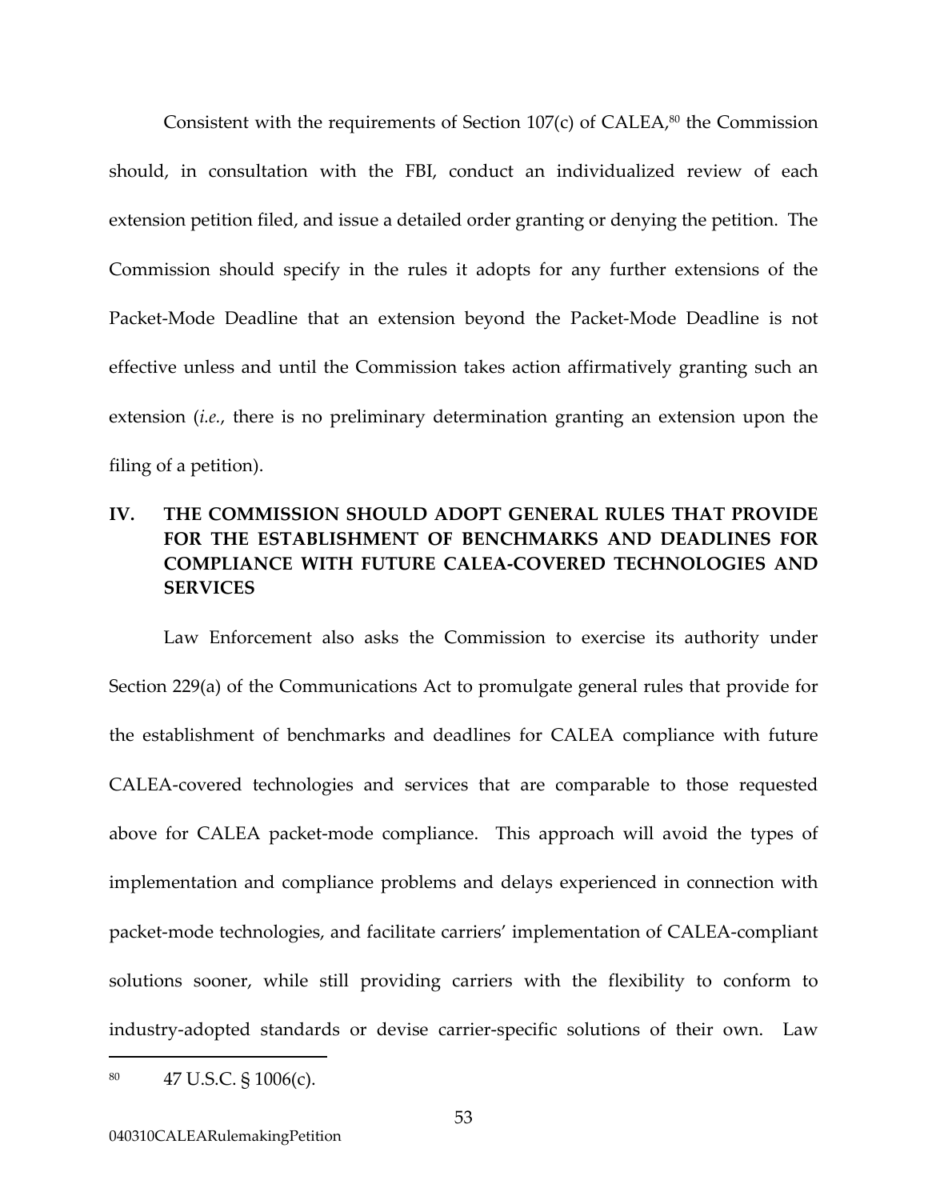Consistent with the requirements of Section 107(c) of CALEA,[80] the Commission should, in consultation with the FBI, conduct an individualized review of each extension petition filed, and issue a detailed order granting or denying the petition. The Commission should specify in the rules it adopts for any further extensions of the Packet-Mode Deadline that an extension beyond the Packet-Mode Deadline is not effective unless and until the Commission takes action affirmatively granting such an extension (*i.e.*, there is no preliminary determination granting an extension upon the filing of a petition).

## IV. THE COMMISSION SHOULD ADOPT GENERAL RULES THAT PROVIDE FOR THE ESTABLISHMENT OF BENCHMARKS AND DEADLINES FOR COMPLIANCE WITH FUTURE CALEA-COVERED TECHNOLOGIES AND SERVICES

Law Enforcement also asks the Commission to exercise its authority under Section 229(a) of the Communications Act to promulgate general rules that provide for the establishment of benchmarks and deadlines for CALEA compliance with future CALEA-covered technologies and services that are comparable to those requested above for CALEA packet-mode compliance. This approach will avoid the types of implementation and compliance problems and delays experienced in connection with packet-mode technologies, and facilitate carriers' implementation of CALEA-compliant solutions sooner, while still providing carriers with the flexibility to conform to industry-adopted standards or devise carrier-specific solutions of their own. Law

---

[80] 47 U.S.C. § 1006(c).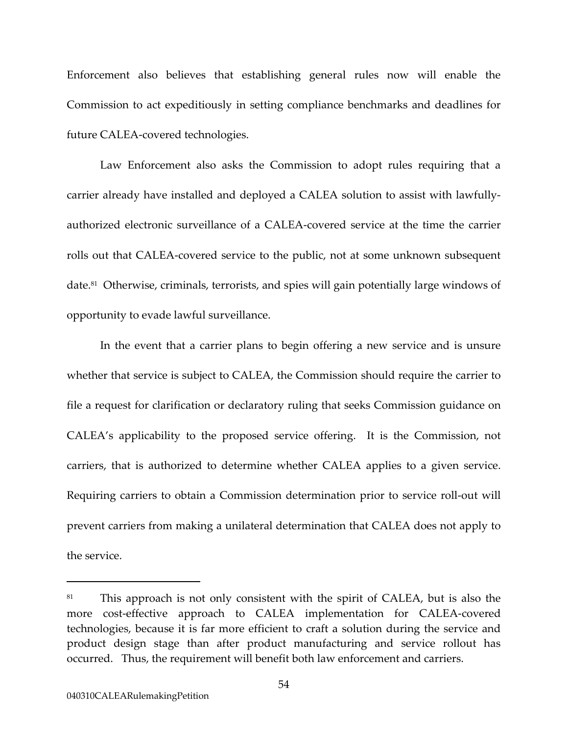Enforcement also believes that establishing general rules now will enable the Commission to act expeditiously in setting compliance benchmarks and deadlines for future CALEA-covered technologies.

Law Enforcement also asks the Commission to adopt rules requiring that a carrier already have installed and deployed a CALEA solution to assist with lawfully-authorized electronic surveillance of a CALEA-covered service at the time the carrier rolls out that CALEA-covered service to the public, not at some unknown subsequent date.[81] Otherwise, criminals, terrorists, and spies will gain potentially large windows of opportunity to evade lawful surveillance.

In the event that a carrier plans to begin offering a new service and is unsure whether that service is subject to CALEA, the Commission should require the carrier to file a request for clarification or declaratory ruling that seeks Commission guidance on CALEA's applicability to the proposed service offering. It is the Commission, not carriers, that is authorized to determine whether CALEA applies to a given service. Requiring carriers to obtain a Commission determination prior to service roll-out will prevent carriers from making a unilateral determination that CALEA does not apply to the service.

---

[81] This approach is not only consistent with the spirit of CALEA, but is also the more cost-effective approach to CALEA implementation for CALEA-covered technologies, because it is far more efficient to craft a solution during the service and product design stage than after product manufacturing and service rollout has occurred. Thus, the requirement will benefit both law enforcement and carriers.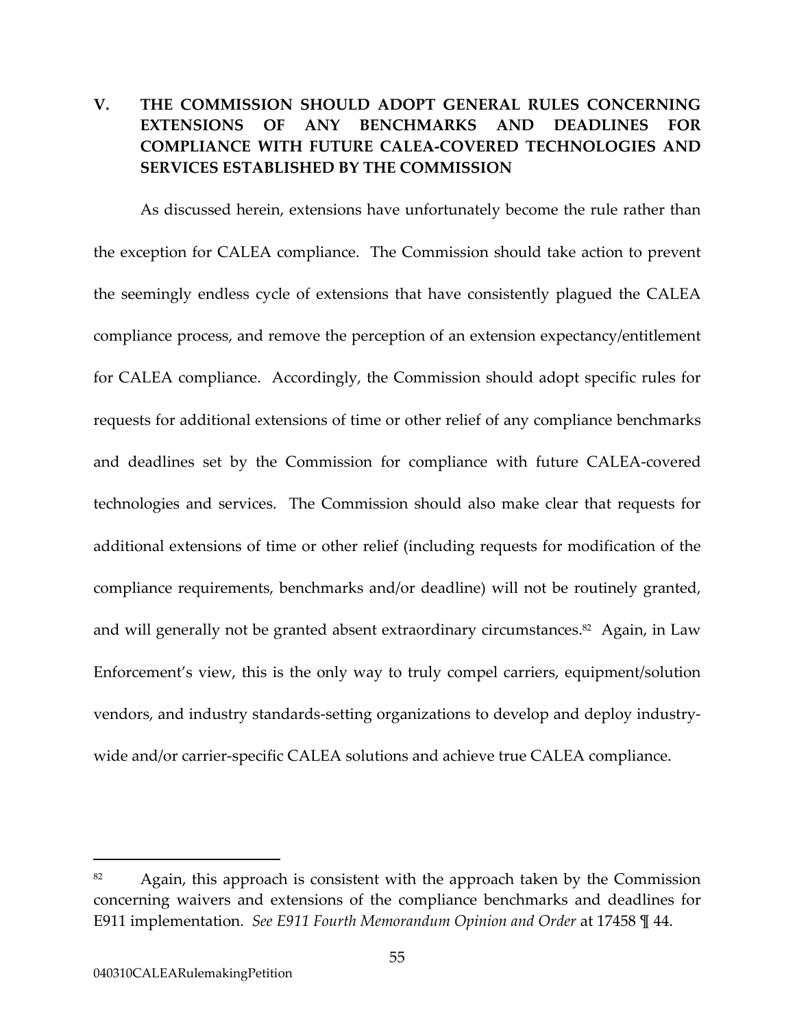## V. THE COMMISSION SHOULD ADOPT GENERAL RULES CONCERNING EXTENSIONS OF ANY BENCHMARKS AND DEADLINES FOR COMPLIANCE WITH FUTURE CALEA-COVERED TECHNOLOGIES AND SERVICES ESTABLISHED BY THE COMMISSION

As discussed herein, extensions have unfortunately become the rule rather than the exception for CALEA compliance. The Commission should take action to prevent the seemingly endless cycle of extensions that have consistently plagued the CALEA compliance process, and remove the perception of an extension expectancy/entitlement for CALEA compliance. Accordingly, the Commission should adopt specific rules for requests for additional extensions of time or other relief of any compliance benchmarks and deadlines set by the Commission for compliance with future CALEA-covered technologies and services. The Commission should also make clear that requests for additional extensions of time or other relief (including requests for modification of the compliance requirements, benchmarks and/or deadline) will not be routinely granted, and will generally not be granted absent extraordinary circumstances.[82] Again, in Law Enforcement's view, this is the only way to truly compel carriers, equipment/solution vendors, and industry standards-setting organizations to develop and deploy industry-wide and/or carrier-specific CALEA solutions and achieve true CALEA compliance.

---

[82] Again, this approach is consistent with the approach taken by the Commission concerning waivers and extensions of the compliance benchmarks and deadlines for E911 implementation. *See E911 Fourth Memorandum Opinion and Order* at 17458 ¶ 44.

040310CALEARulemakingPetition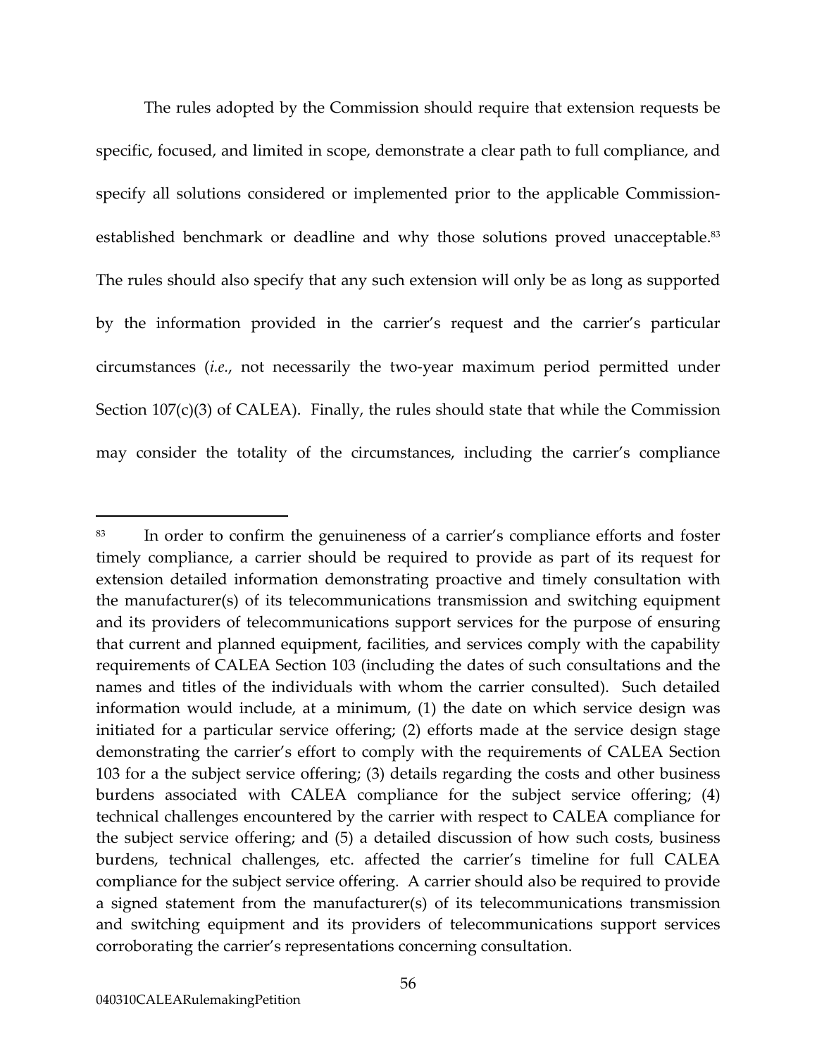The rules adopted by the Commission should require that extension requests be specific, focused, and limited in scope, demonstrate a clear path to full compliance, and specify all solutions considered or implemented prior to the applicable Commission-established benchmark or deadline and why those solutions proved unacceptable.[83] The rules should also specify that any such extension will only be as long as supported by the information provided in the carrier's request and the carrier's particular circumstances (*i.e.*, not necessarily the two-year maximum period permitted under Section 107(c)(3) of CALEA). Finally, the rules should state that while the Commission may consider the totality of the circumstances, including the carrier's compliance

---

[83] In order to confirm the genuineness of a carrier's compliance efforts and foster timely compliance, a carrier should be required to provide as part of its request for extension detailed information demonstrating proactive and timely consultation with the manufacturer(s) of its telecommunications transmission and switching equipment and its providers of telecommunications support services for the purpose of ensuring that current and planned equipment, facilities, and services comply with the capability requirements of CALEA Section 103 (including the dates of such consultations and the names and titles of the individuals with whom the carrier consulted). Such detailed information would include, at a minimum, (1) the date on which service design was initiated for a particular service offering; (2) efforts made at the service design stage demonstrating the carrier's effort to comply with the requirements of CALEA Section 103 for a the subject service offering; (3) details regarding the costs and other business burdens associated with CALEA compliance for the subject service offering; (4) technical challenges encountered by the carrier with respect to CALEA compliance for the subject service offering; and (5) a detailed discussion of how such costs, business burdens, technical challenges, etc. affected the carrier's timeline for full CALEA compliance for the subject service offering. A carrier should also be required to provide a signed statement from the manufacturer(s) of its telecommunications transmission and switching equipment and its providers of telecommunications support services corroborating the carrier's representations concerning consultation.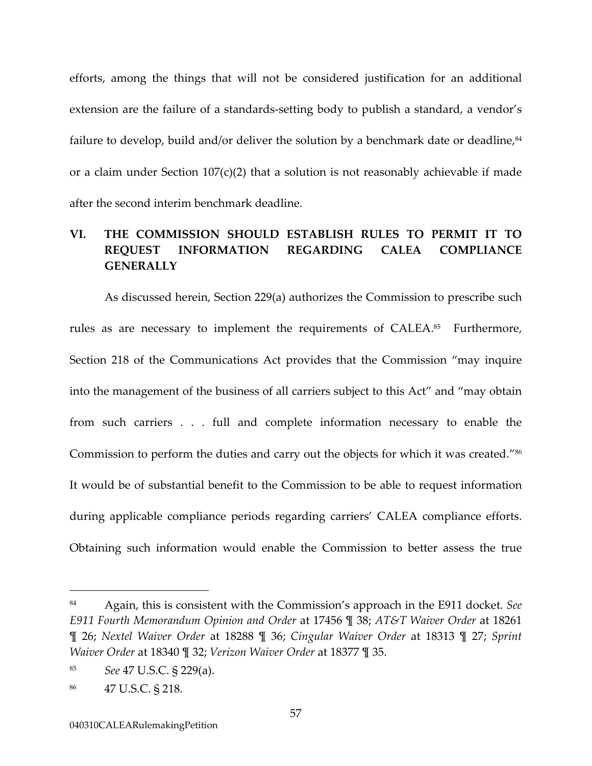efforts, among the things that will not be considered justification for an additional extension are the failure of a standards-setting body to publish a standard, a vendor's failure to develop, build and/or deliver the solution by a benchmark date or deadline,[84] or a claim under Section 107(c)(2) that a solution is not reasonably achievable if made after the second interim benchmark deadline.

## VI. THE COMMISSION SHOULD ESTABLISH RULES TO PERMIT IT TO REQUEST INFORMATION REGARDING CALEA COMPLIANCE GENERALLY

As discussed herein, Section 229(a) authorizes the Commission to prescribe such rules as are necessary to implement the requirements of CALEA.[85] Furthermore, Section 218 of the Communications Act provides that the Commission "may inquire into the management of the business of all carriers subject to this Act" and "may obtain from such carriers . . . full and complete information necessary to enable the Commission to perform the duties and carry out the objects for which it was created."[86] It would be of substantial benefit to the Commission to be able to request information during applicable compliance periods regarding carriers' CALEA compliance efforts. Obtaining such information would enable the Commission to better assess the true

---

[84] Again, this is consistent with the Commission's approach in the E911 docket. *See E911 Fourth Memorandum Opinion and Order* at 17456 ¶ 38; *AT&T Waiver Order* at 18261 ¶ 26; *Nextel Waiver Order* at 18288 ¶ 36; *Cingular Waiver Order* at 18313 ¶ 27; *Sprint Waiver Order* at 18340 ¶ 32; *Verizon Waiver Order* at 18377 ¶ 35.

[85] *See* 47 U.S.C. § 229(a).

[86] 47 U.S.C. § 218.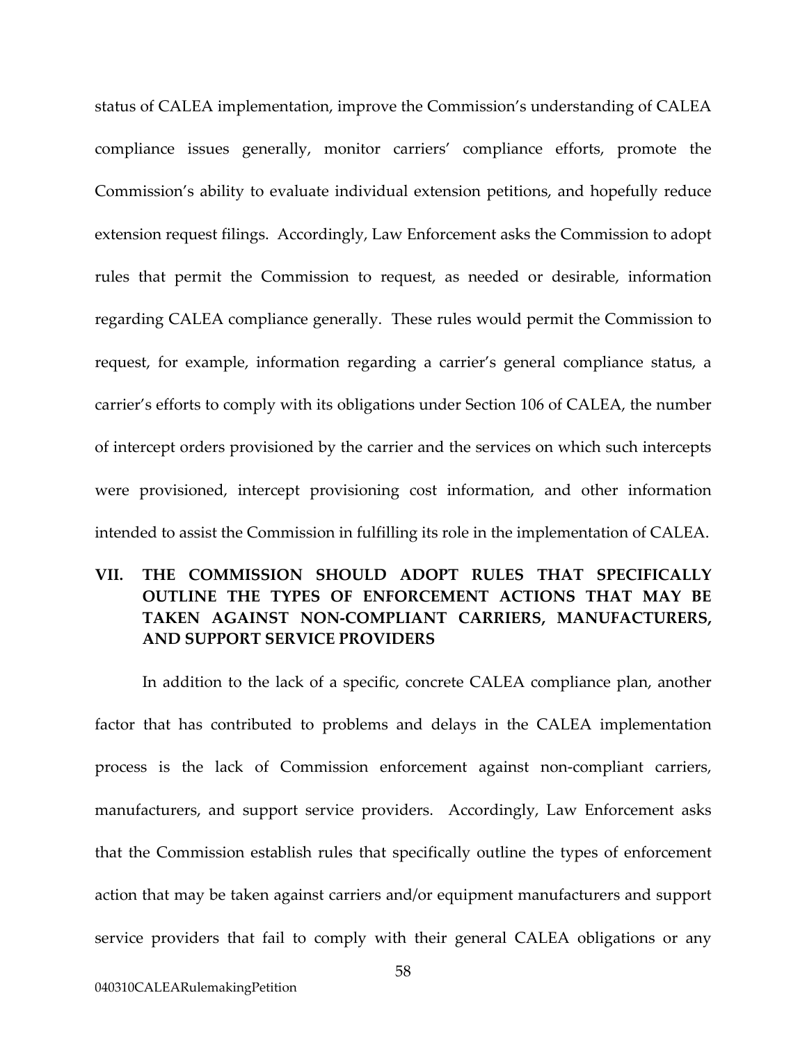status of CALEA implementation, improve the Commission's understanding of CALEA compliance issues generally, monitor carriers' compliance efforts, promote the Commission's ability to evaluate individual extension petitions, and hopefully reduce extension request filings. Accordingly, Law Enforcement asks the Commission to adopt rules that permit the Commission to request, as needed or desirable, information regarding CALEA compliance generally. These rules would permit the Commission to request, for example, information regarding a carrier's general compliance status, a carrier's efforts to comply with its obligations under Section 106 of CALEA, the number of intercept orders provisioned by the carrier and the services on which such intercepts were provisioned, intercept provisioning cost information, and other information intended to assist the Commission in fulfilling its role in the implementation of CALEA.

## VII. THE COMMISSION SHOULD ADOPT RULES THAT SPECIFICALLY OUTLINE THE TYPES OF ENFORCEMENT ACTIONS THAT MAY BE TAKEN AGAINST NON-COMPLIANT CARRIERS, MANUFACTURERS, AND SUPPORT SERVICE PROVIDERS

In addition to the lack of a specific, concrete CALEA compliance plan, another factor that has contributed to problems and delays in the CALEA implementation process is the lack of Commission enforcement against non-compliant carriers, manufacturers, and support service providers. Accordingly, Law Enforcement asks that the Commission establish rules that specifically outline the types of enforcement action that may be taken against carriers and/or equipment manufacturers and support service providers that fail to comply with their general CALEA obligations or any

040310CALEARulemakingPetition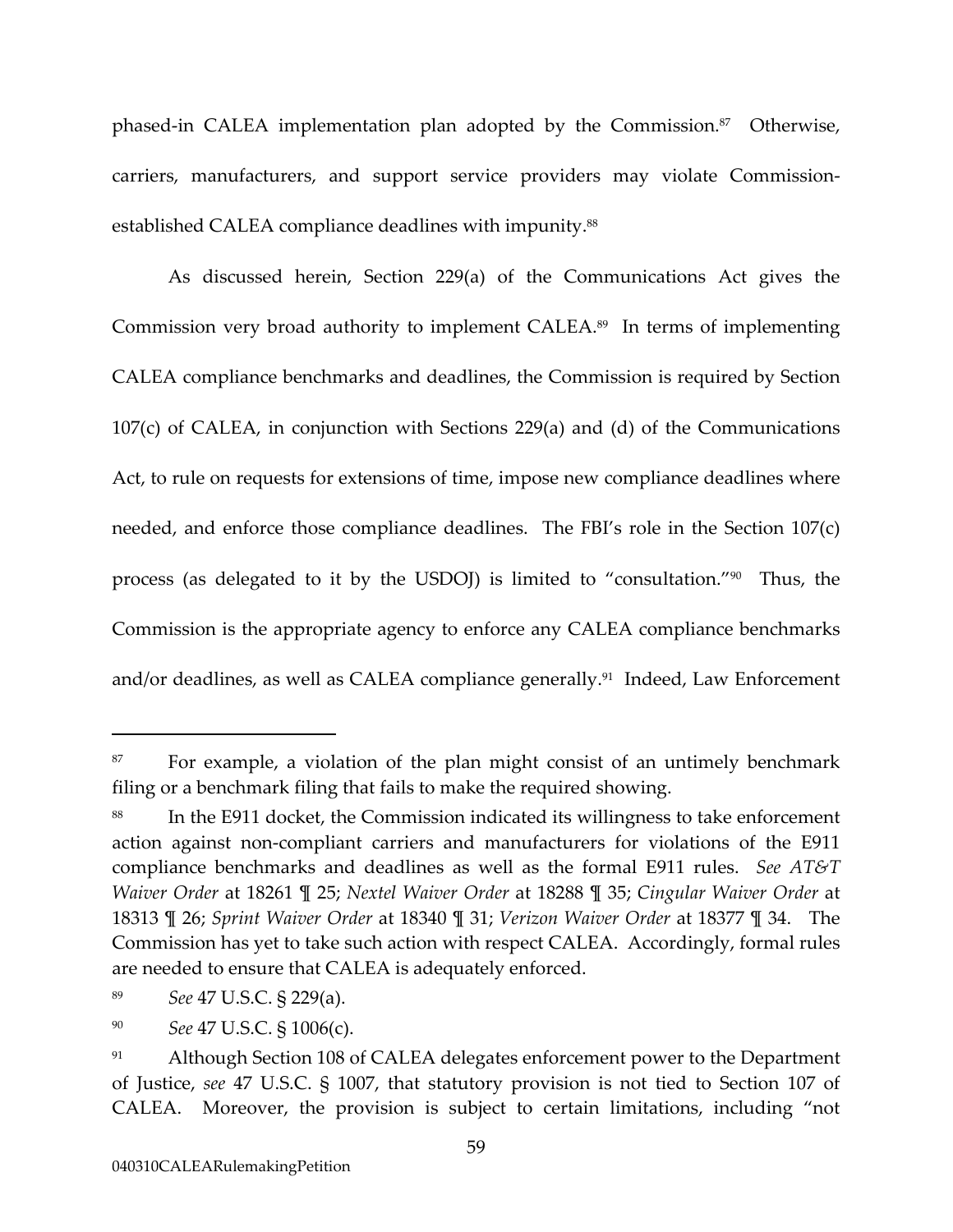phased-in CALEA implementation plan adopted by the Commission.[87] Otherwise, carriers, manufacturers, and support service providers may violate Commission-established CALEA compliance deadlines with impunity.[88]

As discussed herein, Section 229(a) of the Communications Act gives the Commission very broad authority to implement CALEA.[89] In terms of implementing CALEA compliance benchmarks and deadlines, the Commission is required by Section 107(c) of CALEA, in conjunction with Sections 229(a) and (d) of the Communications Act, to rule on requests for extensions of time, impose new compliance deadlines where needed, and enforce those compliance deadlines. The FBI's role in the Section 107(c) process (as delegated to it by the USDOJ) is limited to "consultation."[90] Thus, the Commission is the appropriate agency to enforce any CALEA compliance benchmarks and/or deadlines, as well as CALEA compliance generally.[91] Indeed, Law Enforcement

---

[87] For example, a violation of the plan might consist of an untimely benchmark filing or a benchmark filing that fails to make the required showing.

[88] In the E911 docket, the Commission indicated its willingness to take enforcement action against non-compliant carriers and manufacturers for violations of the E911 compliance benchmarks and deadlines as well as the formal E911 rules. *See AT&T Waiver Order* at 18261 ¶ 25; *Nextel Waiver Order* at 18288 ¶ 35; *Cingular Waiver Order* at 18313 ¶ 26; *Sprint Waiver Order* at 18340 ¶ 31; *Verizon Waiver Order* at 18377 ¶ 34. The Commission has yet to take such action with respect CALEA. Accordingly, formal rules are needed to ensure that CALEA is adequately enforced.

[89] *See* 47 U.S.C. § 229(a).

[90] *See* 47 U.S.C. § 1006(c).

[91] Although Section 108 of CALEA delegates enforcement power to the Department of Justice, *see* 47 U.S.C. § 1007, that statutory provision is not tied to Section 107 of CALEA. Moreover, the provision is subject to certain limitations, including "not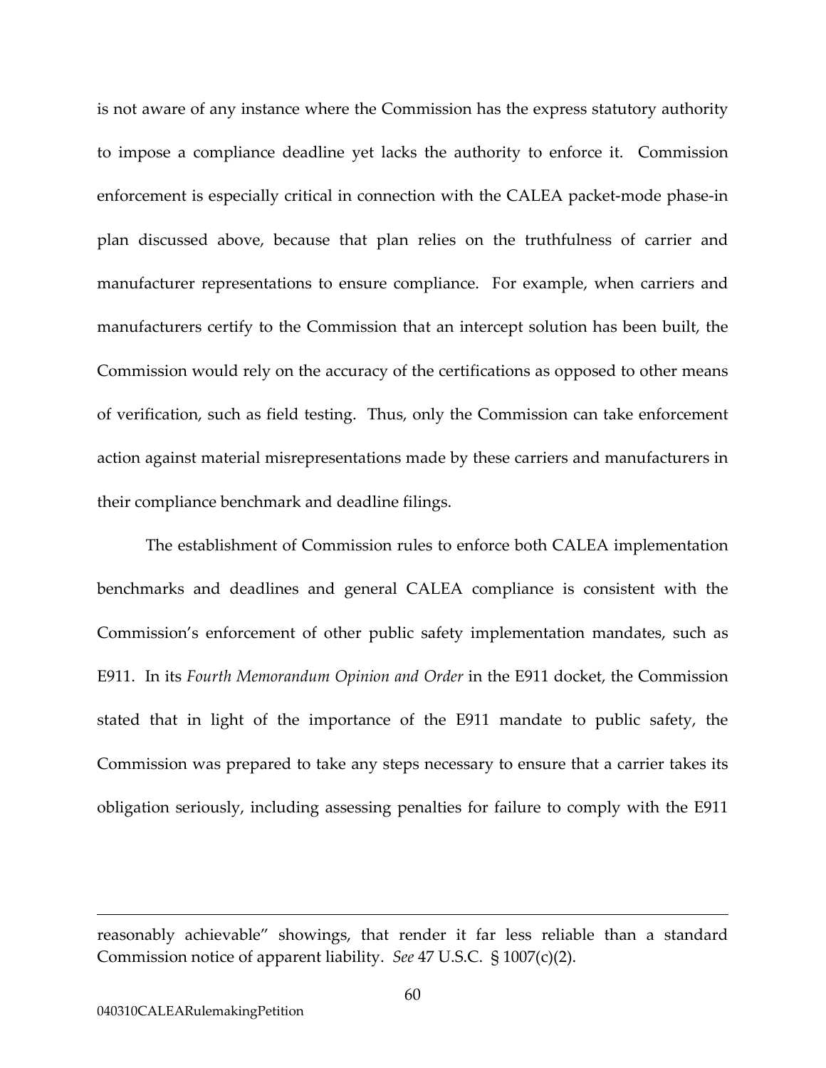is not aware of any instance where the Commission has the express statutory authority to impose a compliance deadline yet lacks the authority to enforce it. Commission enforcement is especially critical in connection with the CALEA packet-mode phase-in plan discussed above, because that plan relies on the truthfulness of carrier and manufacturer representations to ensure compliance. For example, when carriers and manufacturers certify to the Commission that an intercept solution has been built, the Commission would rely on the accuracy of the certifications as opposed to other means of verification, such as field testing. Thus, only the Commission can take enforcement action against material misrepresentations made by these carriers and manufacturers in their compliance benchmark and deadline filings.

The establishment of Commission rules to enforce both CALEA implementation benchmarks and deadlines and general CALEA compliance is consistent with the Commission's enforcement of other public safety implementation mandates, such as E911. In its *Fourth Memorandum Opinion and Order* in the E911 docket, the Commission stated that in light of the importance of the E911 mandate to public safety, the Commission was prepared to take any steps necessary to ensure that a carrier takes its obligation seriously, including assessing penalties for failure to comply with the E911

---

reasonably achievable" showings, that render it far less reliable than a standard Commission notice of apparent liability. *See* 47 U.S.C. § 1007(c)(2).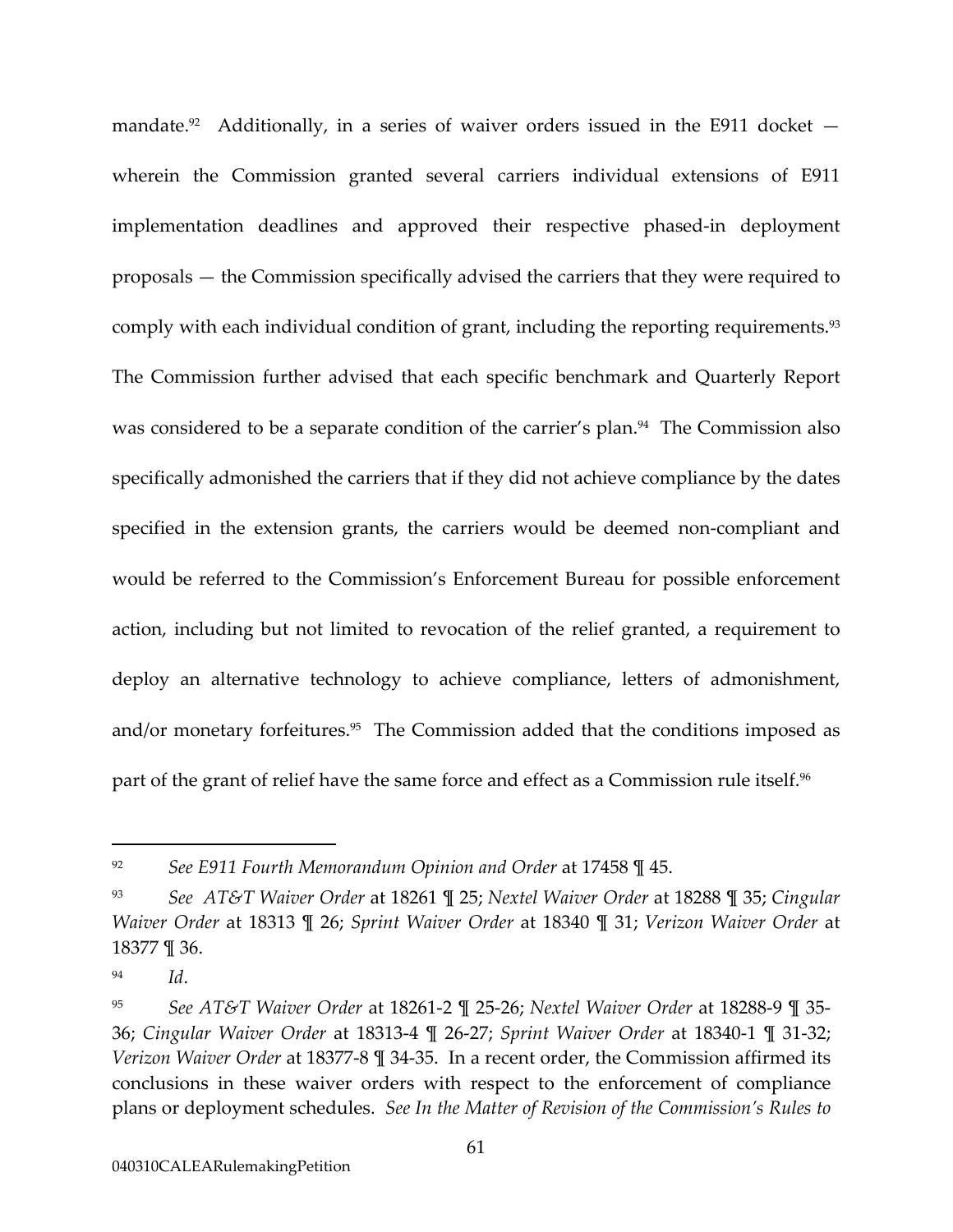mandate.[92] Additionally, in a series of waiver orders issued in the E911 docket — wherein the Commission granted several carriers individual extensions of E911 implementation deadlines and approved their respective phased-in deployment proposals — the Commission specifically advised the carriers that they were required to comply with each individual condition of grant, including the reporting requirements.[93] The Commission further advised that each specific benchmark and Quarterly Report was considered to be a separate condition of the carrier's plan.[94] The Commission also specifically admonished the carriers that if they did not achieve compliance by the dates specified in the extension grants, the carriers would be deemed non-compliant and would be referred to the Commission's Enforcement Bureau for possible enforcement action, including but not limited to revocation of the relief granted, a requirement to deploy an alternative technology to achieve compliance, letters of admonishment, and/or monetary forfeitures.[95] The Commission added that the conditions imposed as part of the grant of relief have the same force and effect as a Commission rule itself.[96]

---

[92] *See E911 Fourth Memorandum Opinion and Order* at 17458 ¶ 45.

[93] *See AT&T Waiver Order* at 18261 ¶ 25; *Nextel Waiver Order* at 18288 ¶ 35; *Cingular Waiver Order* at 18313 ¶ 26; *Sprint Waiver Order* at 18340 ¶ 31; *Verizon Waiver Order* at 18377 ¶ 36.

[94] *Id*.

[95] *See AT&T Waiver Order* at 18261-2 ¶ 25-26; *Nextel Waiver Order* at 18288-9 ¶ 35-36; *Cingular Waiver Order* at 18313-4 ¶ 26-27; *Sprint Waiver Order* at 18340-1 ¶ 31-32; *Verizon Waiver Order* at 18377-8 ¶ 34-35. In a recent order, the Commission affirmed its conclusions in these waiver orders with respect to the enforcement of compliance plans or deployment schedules. *See In the Matter of Revision of the Commission's Rules to*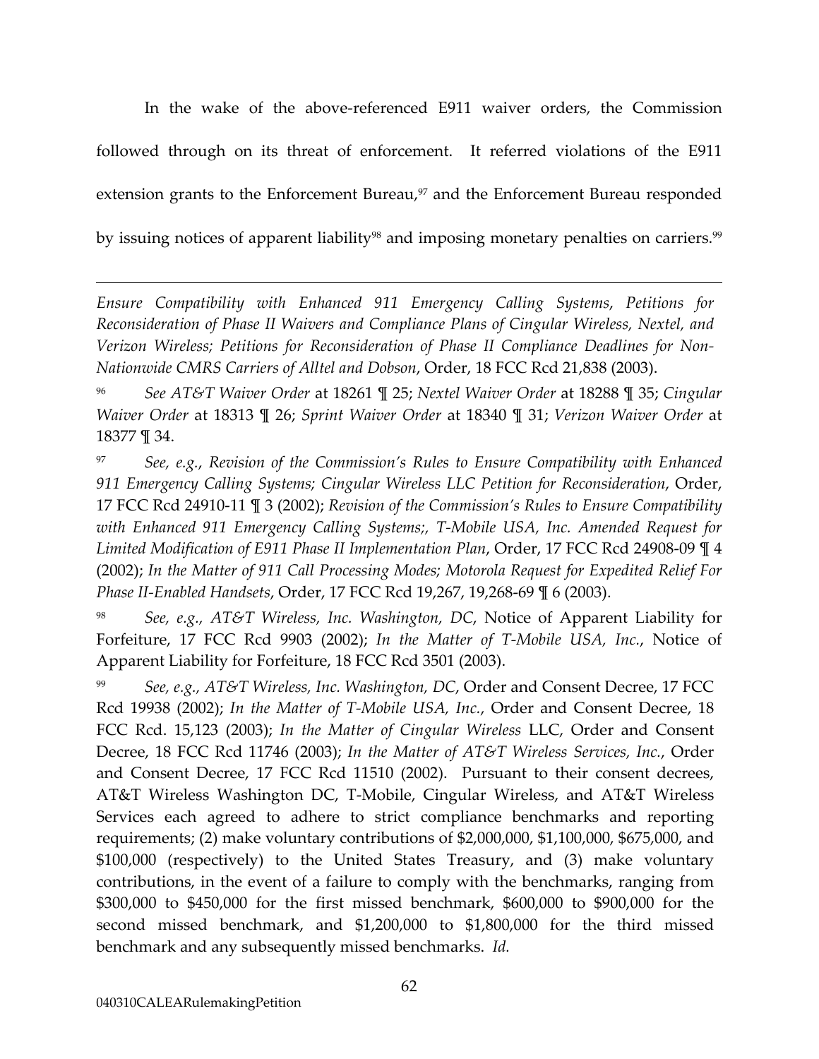In the wake of the above-referenced E911 waiver orders, the Commission followed through on its threat of enforcement. It referred violations of the E911 extension grants to the Enforcement Bureau,[97] and the Enforcement Bureau responded by issuing notices of apparent liability[98] and imposing monetary penalties on carriers.[99]

---

*Ensure Compatibility with Enhanced 911 Emergency Calling Systems*, *Petitions for Reconsideration of Phase II Waivers and Compliance Plans of Cingular Wireless, Nextel, and Verizon Wireless; Petitions for Reconsideration of Phase II Compliance Deadlines for Non-Nationwide CMRS Carriers of Alltel and Dobson*, Order, 18 FCC Rcd 21,838 (2003).

[96] *See AT&T Waiver Order* at 18261 ¶ 25; *Nextel Waiver Order* at 18288 ¶ 35; *Cingular Waiver Order* at 18313 ¶ 26; *Sprint Waiver Order* at 18340 ¶ 31; *Verizon Waiver Order* at 18377 ¶ 34.

[97] *See, e.g.*, *Revision of the Commission's Rules to Ensure Compatibility with Enhanced 911 Emergency Calling Systems; Cingular Wireless LLC Petition for Reconsideration*, Order, 17 FCC Rcd 24910-11 ¶ 3 (2002); *Revision of the Commission's Rules to Ensure Compatibility with Enhanced 911 Emergency Calling Systems;, T-Mobile USA, Inc. Amended Request for Limited Modification of E911 Phase II Implementation Plan*, Order, 17 FCC Rcd 24908-09 ¶ 4 (2002); *In the Matter of 911 Call Processing Modes; Motorola Request for Expedited Relief For Phase II-Enabled Handsets*, Order, 17 FCC Rcd 19,267, 19,268-69 ¶ 6 (2003).

[98] *See, e.g., AT&T Wireless, Inc. Washington, DC*, Notice of Apparent Liability for Forfeiture, 17 FCC Rcd 9903 (2002); *In the Matter of T-Mobile USA, Inc.*, Notice of Apparent Liability for Forfeiture, 18 FCC Rcd 3501 (2003).

[99] *See, e.g., AT&T Wireless, Inc. Washington, DC*, Order and Consent Decree, 17 FCC Rcd 19938 (2002); *In the Matter of T-Mobile USA, Inc.*, Order and Consent Decree, 18 FCC Rcd. 15,123 (2003); *In the Matter of Cingular Wireless* LLC, Order and Consent Decree, 18 FCC Rcd 11746 (2003); *In the Matter of AT&T Wireless Services, Inc.*, Order and Consent Decree, 17 FCC Rcd 11510 (2002). Pursuant to their consent decrees, AT&T Wireless Washington DC, T-Mobile, Cingular Wireless, and AT&T Wireless Services each agreed to adhere to strict compliance benchmarks and reporting requirements; (2) make voluntary contributions of $2,000,000, $1,100,000, $675,000, and $100,000 (respectively) to the United States Treasury, and (3) make voluntary contributions, in the event of a failure to comply with the benchmarks, ranging from $300,000 to $450,000 for the first missed benchmark, $600,000 to $900,000 for the second missed benchmark, and $1,200,000 to $1,800,000 for the third missed benchmark and any subsequently missed benchmarks. *Id.*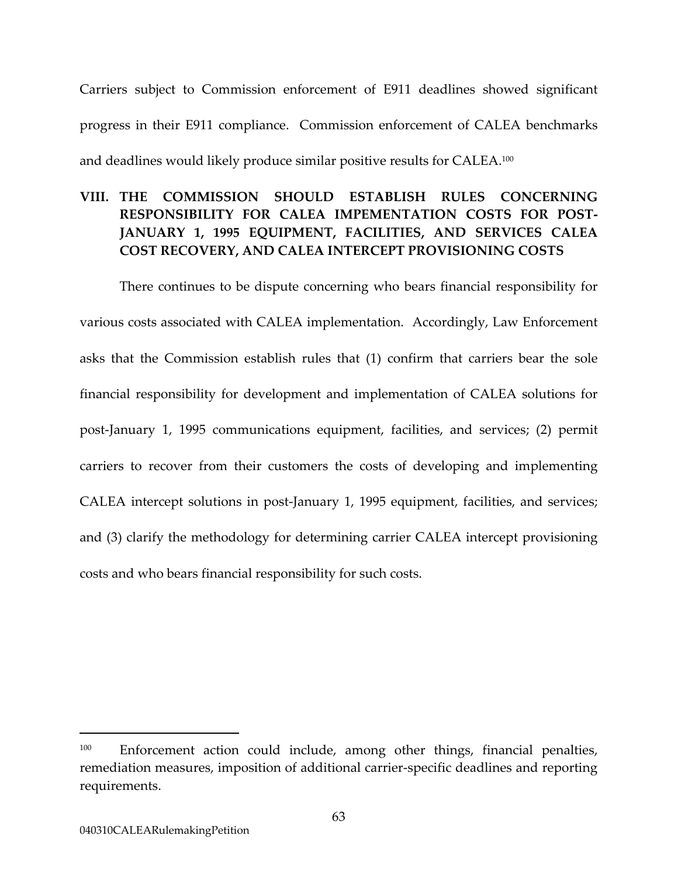Carriers subject to Commission enforcement of E911 deadlines showed significant progress in their E911 compliance. Commission enforcement of CALEA benchmarks and deadlines would likely produce similar positive results for CALEA.[100]

## VIII. THE COMMISSION SHOULD ESTABLISH RULES CONCERNING RESPONSIBILITY FOR CALEA IMPEMENTATION COSTS FOR POST-JANUARY 1, 1995 EQUIPMENT, FACILITIES, AND SERVICES CALEA COST RECOVERY, AND CALEA INTERCEPT PROVISIONING COSTS

There continues to be dispute concerning who bears financial responsibility for various costs associated with CALEA implementation. Accordingly, Law Enforcement asks that the Commission establish rules that (1) confirm that carriers bear the sole financial responsibility for development and implementation of CALEA solutions for post-January 1, 1995 communications equipment, facilities, and services; (2) permit carriers to recover from their customers the costs of developing and implementing CALEA intercept solutions in post-January 1, 1995 equipment, facilities, and services; and (3) clarify the methodology for determining carrier CALEA intercept provisioning costs and who bears financial responsibility for such costs.

---

[100] Enforcement action could include, among other things, financial penalties, remediation measures, imposition of additional carrier-specific deadlines and reporting requirements.

040310CALEARulemakingPetition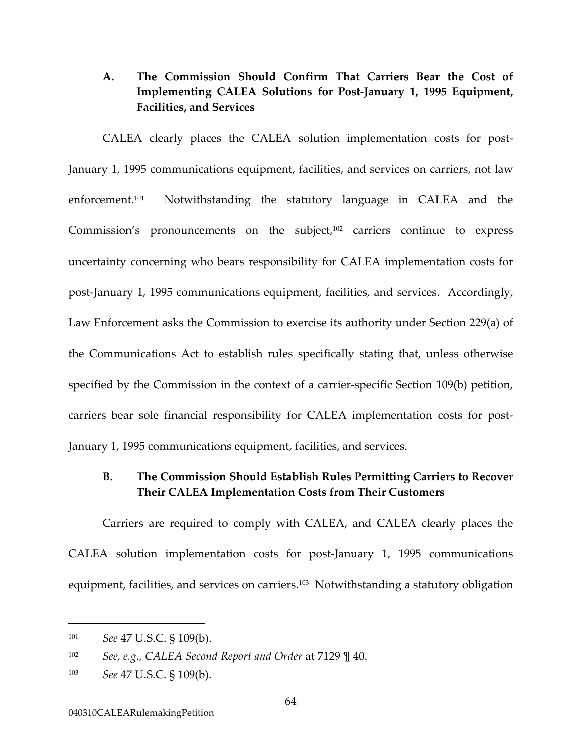### A. The Commission Should Confirm That Carriers Bear the Cost of Implementing CALEA Solutions for Post-January 1, 1995 Equipment, Facilities, and Services

CALEA clearly places the CALEA solution implementation costs for post-January 1, 1995 communications equipment, facilities, and services on carriers, not law enforcement.[101] Notwithstanding the statutory language in CALEA and the Commission's pronouncements on the subject,[102] carriers continue to express uncertainty concerning who bears responsibility for CALEA implementation costs for post-January 1, 1995 communications equipment, facilities, and services. Accordingly, Law Enforcement asks the Commission to exercise its authority under Section 229(a) of the Communications Act to establish rules specifically stating that, unless otherwise specified by the Commission in the context of a carrier-specific Section 109(b) petition, carriers bear sole financial responsibility for CALEA implementation costs for post-January 1, 1995 communications equipment, facilities, and services.

### B. The Commission Should Establish Rules Permitting Carriers to Recover Their CALEA Implementation Costs from Their Customers

Carriers are required to comply with CALEA, and CALEA clearly places the CALEA solution implementation costs for post-January 1, 1995 communications equipment, facilities, and services on carriers.[103] Notwithstanding a statutory obligation

---

[101] *See* 47 U.S.C. § 109(b).

[102] *See, e.g., CALEA Second Report and Order* at 7129 ¶ 40.

[103] *See* 47 U.S.C. § 109(b).

040310CALEARulemakingPetition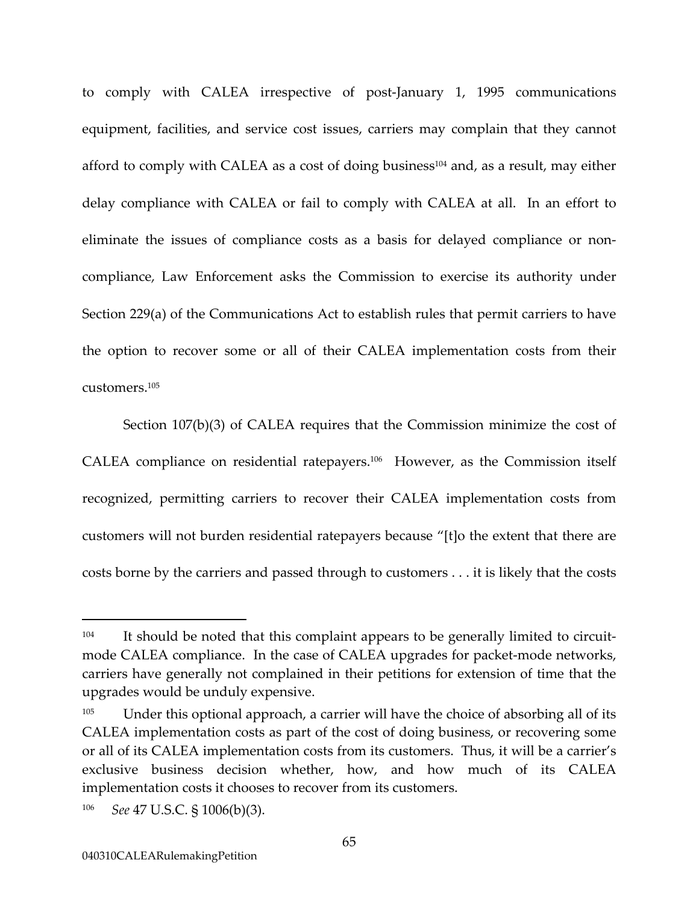to comply with CALEA irrespective of post-January 1, 1995 communications equipment, facilities, and service cost issues, carriers may complain that they cannot afford to comply with CALEA as a cost of doing business[104] and, as a result, may either delay compliance with CALEA or fail to comply with CALEA at all. In an effort to eliminate the issues of compliance costs as a basis for delayed compliance or non-compliance, Law Enforcement asks the Commission to exercise its authority under Section 229(a) of the Communications Act to establish rules that permit carriers to have the option to recover some or all of their CALEA implementation costs from their customers.[105]

Section 107(b)(3) of CALEA requires that the Commission minimize the cost of CALEA compliance on residential ratepayers.[106] However, as the Commission itself recognized, permitting carriers to recover their CALEA implementation costs from customers will not burden residential ratepayers because "[t]o the extent that there are costs borne by the carriers and passed through to customers . . . it is likely that the costs

---

[104] It should be noted that this complaint appears to be generally limited to circuit-mode CALEA compliance. In the case of CALEA upgrades for packet-mode networks, carriers have generally not complained in their petitions for extension of time that the upgrades would be unduly expensive.

[105] Under this optional approach, a carrier will have the choice of absorbing all of its CALEA implementation costs as part of the cost of doing business, or recovering some or all of its CALEA implementation costs from its customers. Thus, it will be a carrier's exclusive business decision whether, how, and how much of its CALEA implementation costs it chooses to recover from its customers.

[106] *See* 47 U.S.C. § 1006(b)(3).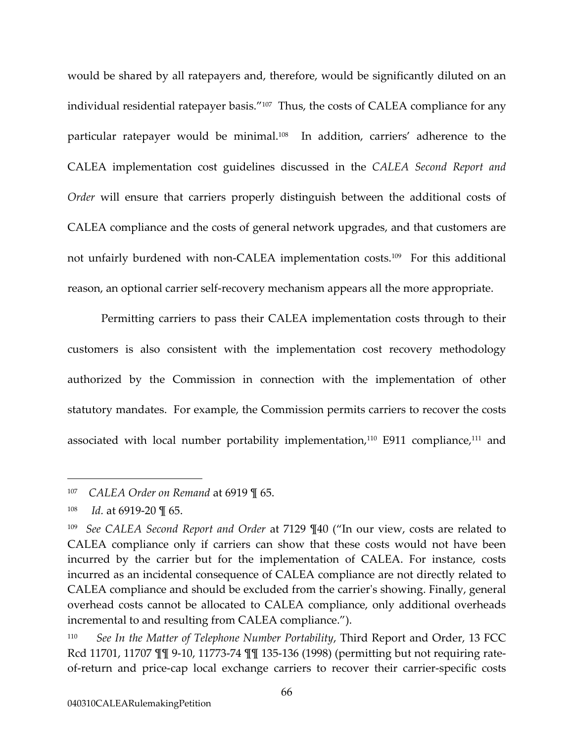would be shared by all ratepayers and, therefore, would be significantly diluted on an individual residential ratepayer basis."[107] Thus, the costs of CALEA compliance for any particular ratepayer would be minimal.[108] In addition, carriers' adherence to the CALEA implementation cost guidelines discussed in the *CALEA Second Report and Order* will ensure that carriers properly distinguish between the additional costs of CALEA compliance and the costs of general network upgrades, and that customers are not unfairly burdened with non-CALEA implementation costs.[109] For this additional reason, an optional carrier self-recovery mechanism appears all the more appropriate.

Permitting carriers to pass their CALEA implementation costs through to their customers is also consistent with the implementation cost recovery methodology authorized by the Commission in connection with the implementation of other statutory mandates. For example, the Commission permits carriers to recover the costs associated with local number portability implementation,[110] E911 compliance,[111] and

---

[107] *CALEA Order on Remand* at 6919 ¶ 65.

[108] *Id.* at 6919-20 ¶ 65.

[109] *See CALEA Second Report and Order* at 7129 ¶40 ("In our view, costs are related to CALEA compliance only if carriers can show that these costs would not have been incurred by the carrier but for the implementation of CALEA. For instance, costs incurred as an incidental consequence of CALEA compliance are not directly related to CALEA compliance and should be excluded from the carrier's showing. Finally, general overhead costs cannot be allocated to CALEA compliance, only additional overheads incremental to and resulting from CALEA compliance.").

[110] *See In the Matter of Telephone Number Portability*, Third Report and Order, 13 FCC Rcd 11701, 11707 ¶¶ 9-10, 11773-74 ¶¶ 135-136 (1998) (permitting but not requiring rate-of-return and price-cap local exchange carriers to recover their carrier-specific costs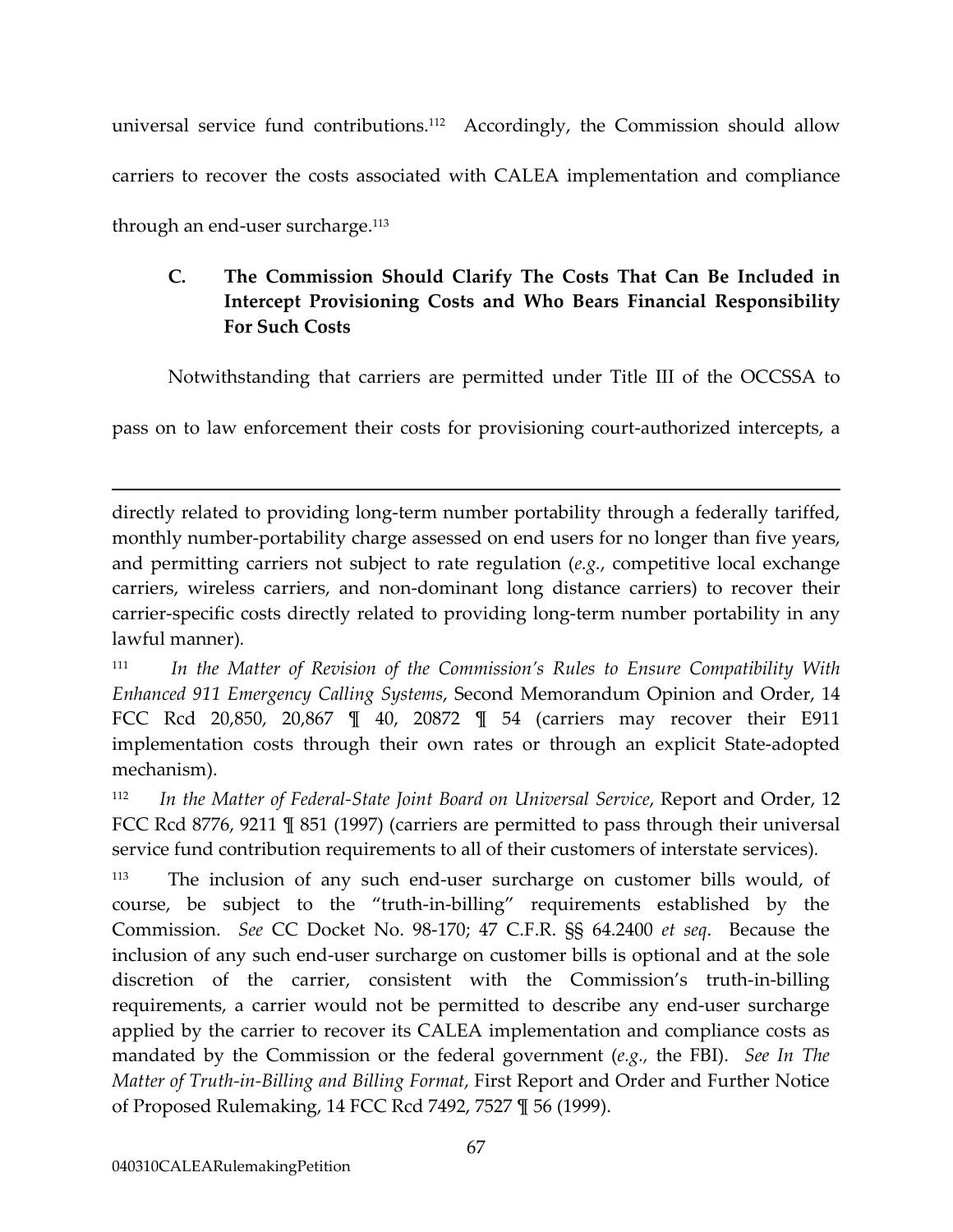universal service fund contributions.[112] Accordingly, the Commission should allow carriers to recover the costs associated with CALEA implementation and compliance through an end-user surcharge.[113]

### C. The Commission Should Clarify The Costs That Can Be Included in Intercept Provisioning Costs and Who Bears Financial Responsibility For Such Costs

Notwithstanding that carriers are permitted under Title III of the OCCSSA to pass on to law enforcement their costs for provisioning court-authorized intercepts, a

---

directly related to providing long-term number portability through a federally tariffed, monthly number-portability charge assessed on end users for no longer than five years, and permitting carriers not subject to rate regulation (*e.g.*, competitive local exchange carriers, wireless carriers, and non-dominant long distance carriers) to recover their carrier-specific costs directly related to providing long-term number portability in any lawful manner).

[111] *In the Matter of Revision of the Commission's Rules to Ensure Compatibility With Enhanced 911 Emergency Calling Systems*, Second Memorandum Opinion and Order, 14 FCC Rcd 20,850, 20,867 ¶ 40, 20872 ¶ 54 (carriers may recover their E911 implementation costs through their own rates or through an explicit State-adopted mechanism).

[112] *In the Matter of Federal-State Joint Board on Universal Service*, Report and Order, 12 FCC Rcd 8776, 9211 ¶ 851 (1997) (carriers are permitted to pass through their universal service fund contribution requirements to all of their customers of interstate services).

[113] The inclusion of any such end-user surcharge on customer bills would, of course, be subject to the "truth-in-billing" requirements established by the Commission. *See* CC Docket No. 98-170; 47 C.F.R. §§ 64.2400 *et seq*. Because the inclusion of any such end-user surcharge on customer bills is optional and at the sole discretion of the carrier, consistent with the Commission's truth-in-billing requirements, a carrier would not be permitted to describe any end-user surcharge applied by the carrier to recover its CALEA implementation and compliance costs as mandated by the Commission or the federal government (*e.g.*, the FBI). *See In The Matter of Truth-in-Billing and Billing Format*, First Report and Order and Further Notice of Proposed Rulemaking, 14 FCC Rcd 7492, 7527 ¶ 56 (1999).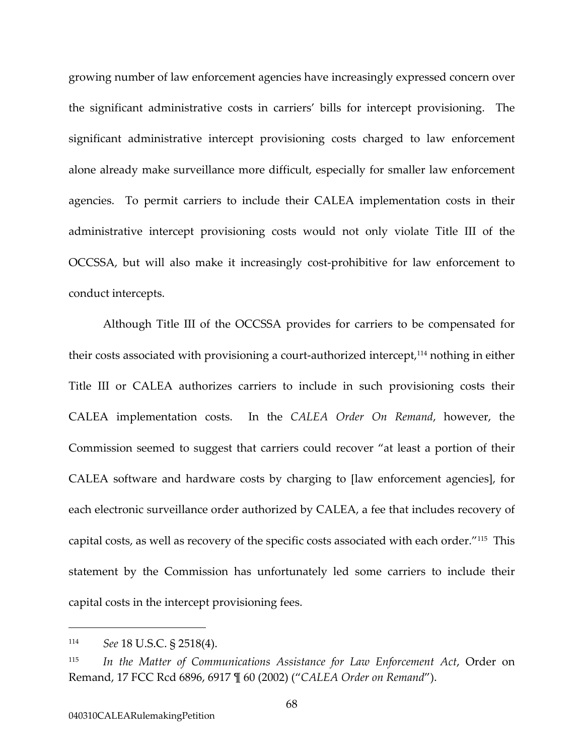growing number of law enforcement agencies have increasingly expressed concern over the significant administrative costs in carriers' bills for intercept provisioning. The significant administrative intercept provisioning costs charged to law enforcement alone already make surveillance more difficult, especially for smaller law enforcement agencies. To permit carriers to include their CALEA implementation costs in their administrative intercept provisioning costs would not only violate Title III of the OCCSSA, but will also make it increasingly cost-prohibitive for law enforcement to conduct intercepts.

Although Title III of the OCCSSA provides for carriers to be compensated for their costs associated with provisioning a court-authorized intercept,[114] nothing in either Title III or CALEA authorizes carriers to include in such provisioning costs their CALEA implementation costs. In the *CALEA Order On Remand*, however, the Commission seemed to suggest that carriers could recover "at least a portion of their CALEA software and hardware costs by charging to [law enforcement agencies], for each electronic surveillance order authorized by CALEA, a fee that includes recovery of capital costs, as well as recovery of the specific costs associated with each order."[115] This statement by the Commission has unfortunately led some carriers to include their capital costs in the intercept provisioning fees.

---

[114] *See* 18 U.S.C. § 2518(4).

[115] *In the Matter of Communications Assistance for Law Enforcement Act*, Order on Remand, 17 FCC Rcd 6896, 6917 ¶ 60 (2002) ("*CALEA Order on Remand*").

040310CALEARulemakingPetition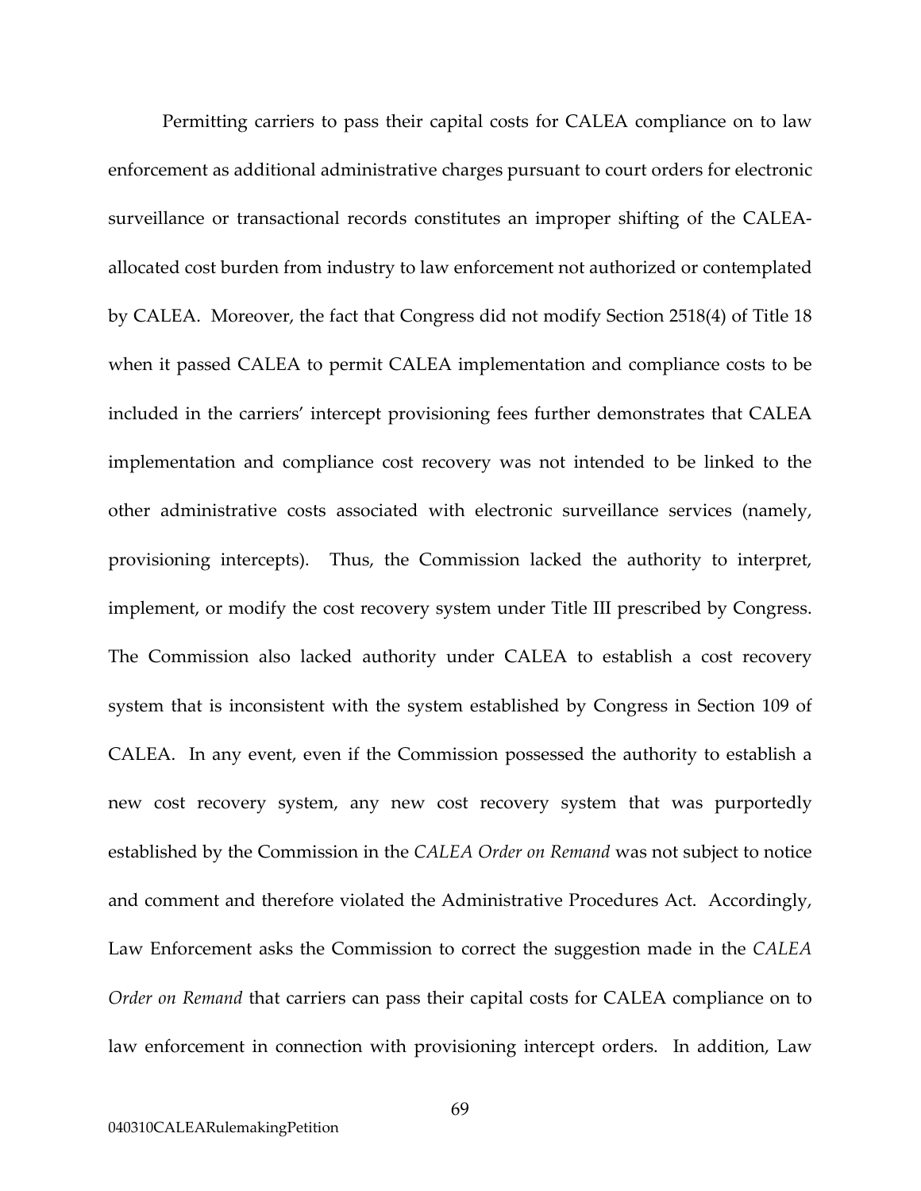Permitting carriers to pass their capital costs for CALEA compliance on to law enforcement as additional administrative charges pursuant to court orders for electronic surveillance or transactional records constitutes an improper shifting of the CALEA-allocated cost burden from industry to law enforcement not authorized or contemplated by CALEA. Moreover, the fact that Congress did not modify Section 2518(4) of Title 18 when it passed CALEA to permit CALEA implementation and compliance costs to be included in the carriers' intercept provisioning fees further demonstrates that CALEA implementation and compliance cost recovery was not intended to be linked to the other administrative costs associated with electronic surveillance services (namely, provisioning intercepts). Thus, the Commission lacked the authority to interpret, implement, or modify the cost recovery system under Title III prescribed by Congress. The Commission also lacked authority under CALEA to establish a cost recovery system that is inconsistent with the system established by Congress in Section 109 of CALEA. In any event, even if the Commission possessed the authority to establish a new cost recovery system, any new cost recovery system that was purportedly established by the Commission in the *CALEA Order on Remand* was not subject to notice and comment and therefore violated the Administrative Procedures Act. Accordingly, Law Enforcement asks the Commission to correct the suggestion made in the *CALEA Order on Remand* that carriers can pass their capital costs for CALEA compliance on to law enforcement in connection with provisioning intercept orders. In addition, Law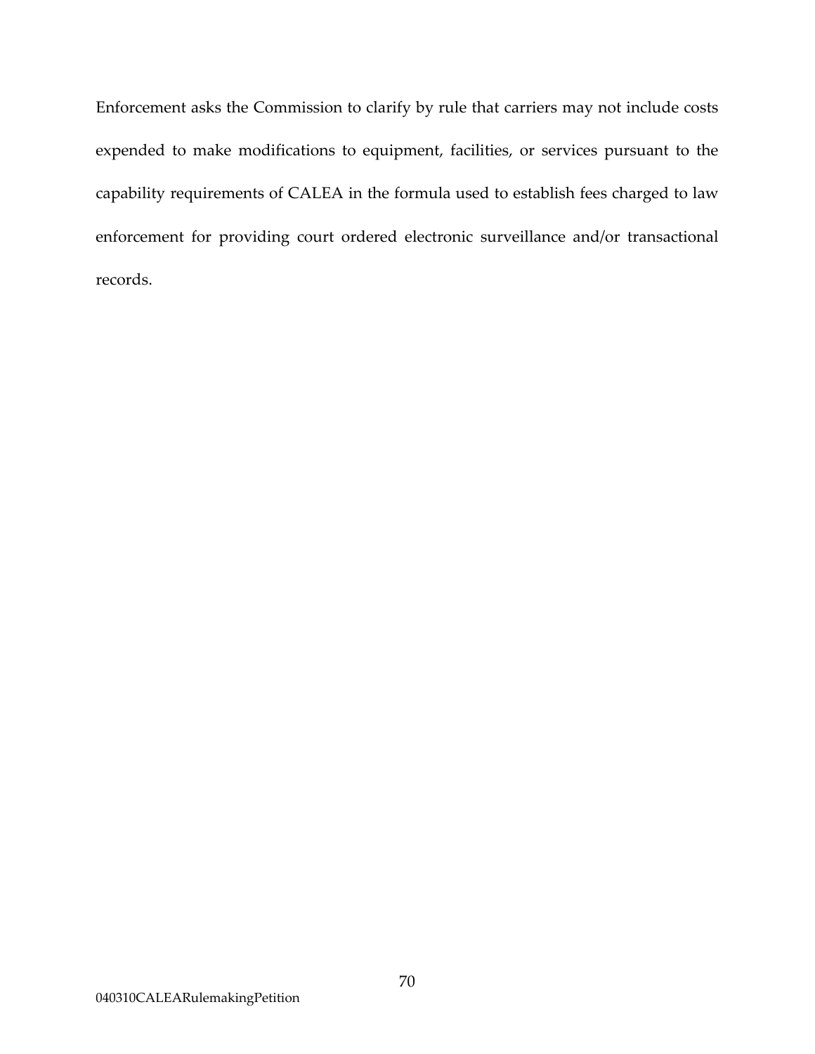Enforcement asks the Commission to clarify by rule that carriers may not include costs expended to make modifications to equipment, facilities, or services pursuant to the capability requirements of CALEA in the formula used to establish fees charged to law enforcement for providing court ordered electronic surveillance and/or transactional records.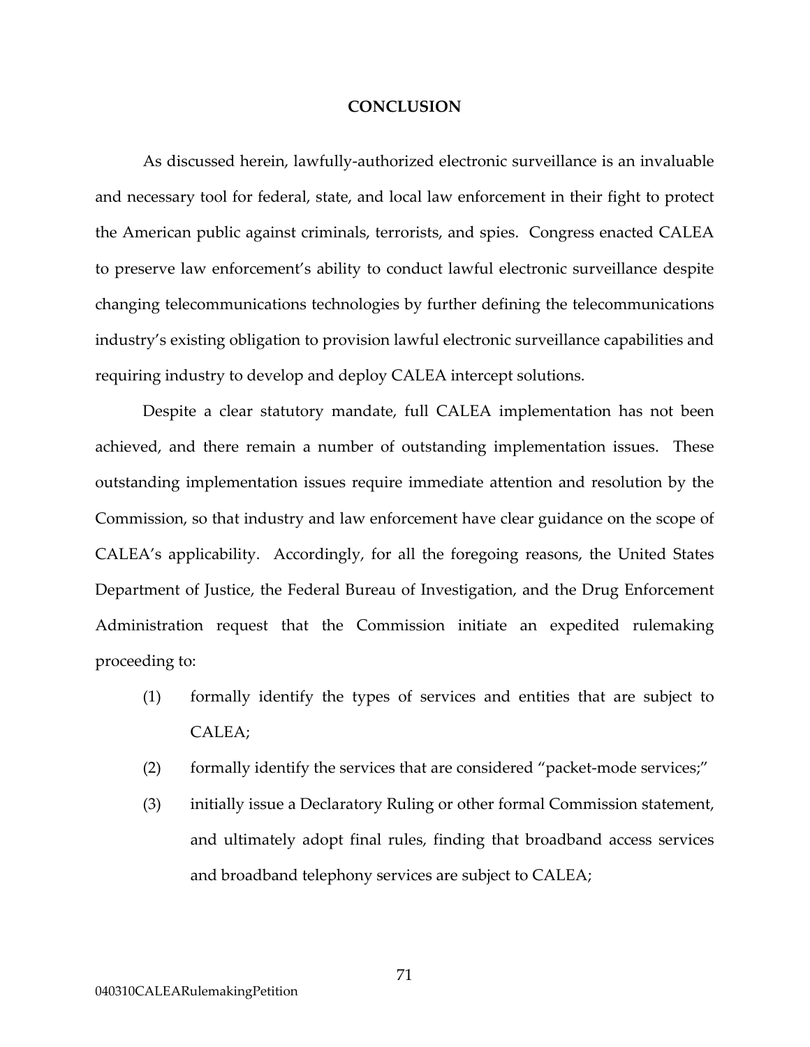## CONCLUSION

As discussed herein, lawfully-authorized electronic surveillance is an invaluable and necessary tool for federal, state, and local law enforcement in their fight to protect the American public against criminals, terrorists, and spies. Congress enacted CALEA to preserve law enforcement's ability to conduct lawful electronic surveillance despite changing telecommunications technologies by further defining the telecommunications industry's existing obligation to provision lawful electronic surveillance capabilities and requiring industry to develop and deploy CALEA intercept solutions.

Despite a clear statutory mandate, full CALEA implementation has not been achieved, and there remain a number of outstanding implementation issues. These outstanding implementation issues require immediate attention and resolution by the Commission, so that industry and law enforcement have clear guidance on the scope of CALEA's applicability. Accordingly, for all the foregoing reasons, the United States Department of Justice, the Federal Bureau of Investigation, and the Drug Enforcement Administration request that the Commission initiate an expedited rulemaking proceeding to:

(1) formally identify the types of services and entities that are subject to CALEA;

(2) formally identify the services that are considered "packet-mode services;"

(3) initially issue a Declaratory Ruling or other formal Commission statement, and ultimately adopt final rules, finding that broadband access services and broadband telephony services are subject to CALEA;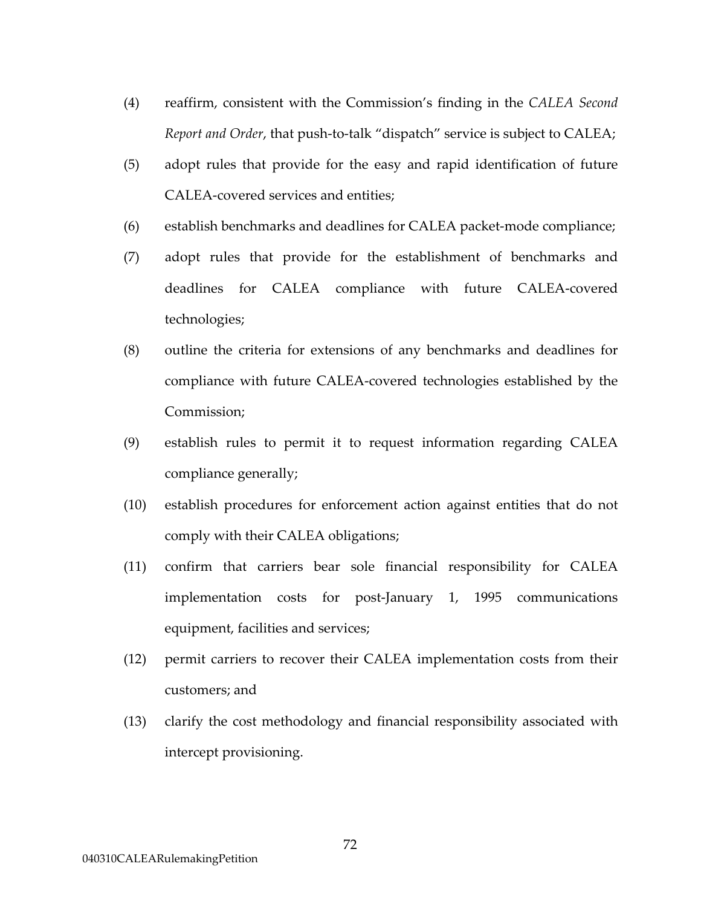(4) reaffirm, consistent with the Commission's finding in the *CALEA Second Report and Order*, that push-to-talk "dispatch" service is subject to CALEA;

(5) adopt rules that provide for the easy and rapid identification of future CALEA-covered services and entities;

(6) establish benchmarks and deadlines for CALEA packet-mode compliance;

(7) adopt rules that provide for the establishment of benchmarks and deadlines for CALEA compliance with future CALEA-covered technologies;

(8) outline the criteria for extensions of any benchmarks and deadlines for compliance with future CALEA-covered technologies established by the Commission;

(9) establish rules to permit it to request information regarding CALEA compliance generally;

(10) establish procedures for enforcement action against entities that do not comply with their CALEA obligations;

(11) confirm that carriers bear sole financial responsibility for CALEA implementation costs for post-January 1, 1995 communications equipment, facilities and services;

(12) permit carriers to recover their CALEA implementation costs from their customers; and

(13) clarify the cost methodology and financial responsibility associated with intercept provisioning.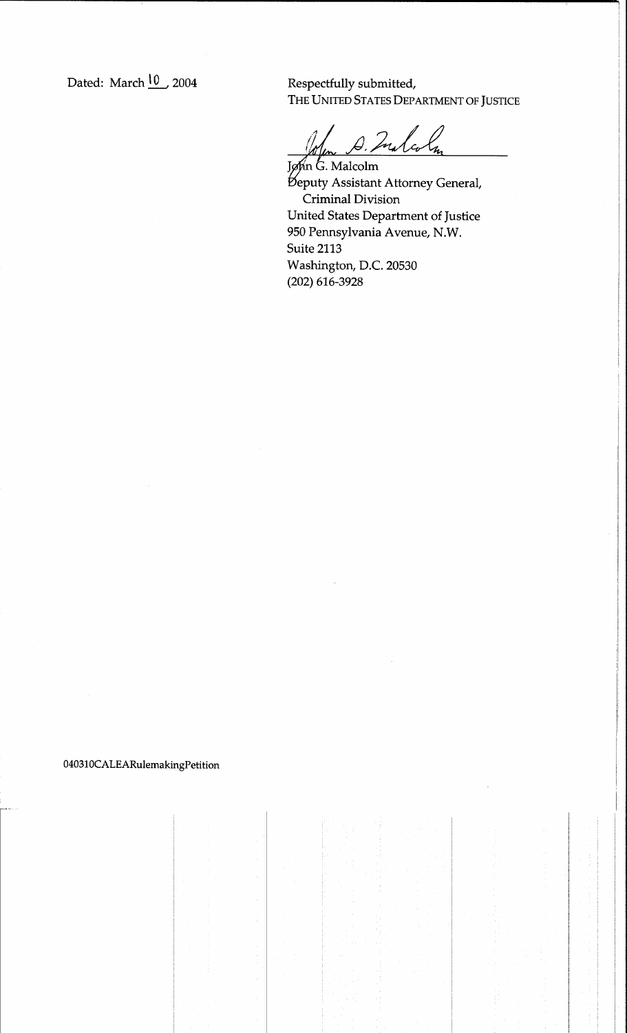Dated: March 10, 2004

Respectfully submitted,
THE UNITED STATES DEPARTMENT OF JUSTICE

John G. Malcolm
Deputy Assistant Attorney General,
Criminal Division
United States Department of Justice
950 Pennsylvania Avenue, N.W.
Suite 2113
Washington, D.C. 20530
(202) 616-3928

040310CALEARulemakingPetition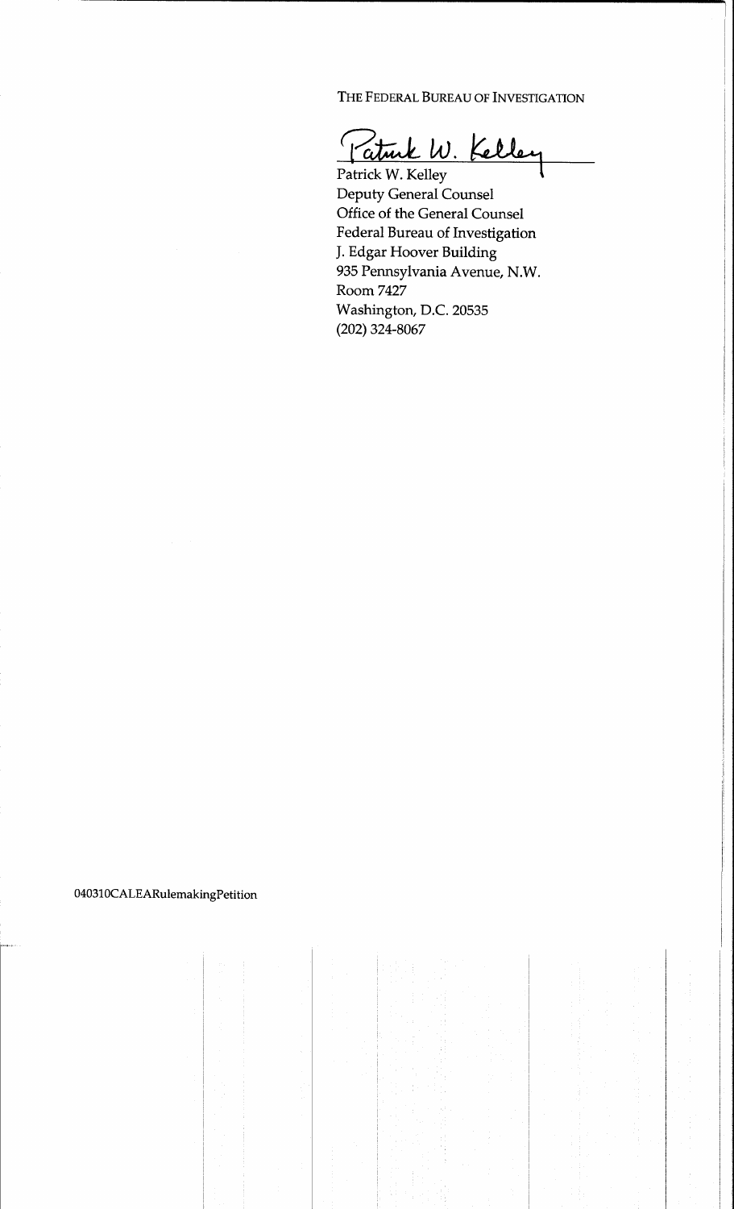THE FEDERAL BUREAU OF INVESTIGATION

Patrick W. Kelley

Patrick W. Kelley
Deputy General Counsel
Office of the General Counsel
Federal Bureau of Investigation
J. Edgar Hoover Building
935 Pennsylvania Avenue, N.W.
Room 7427
Washington, D.C. 20535
(202) 324-8067

040310CALEARulemakingPetition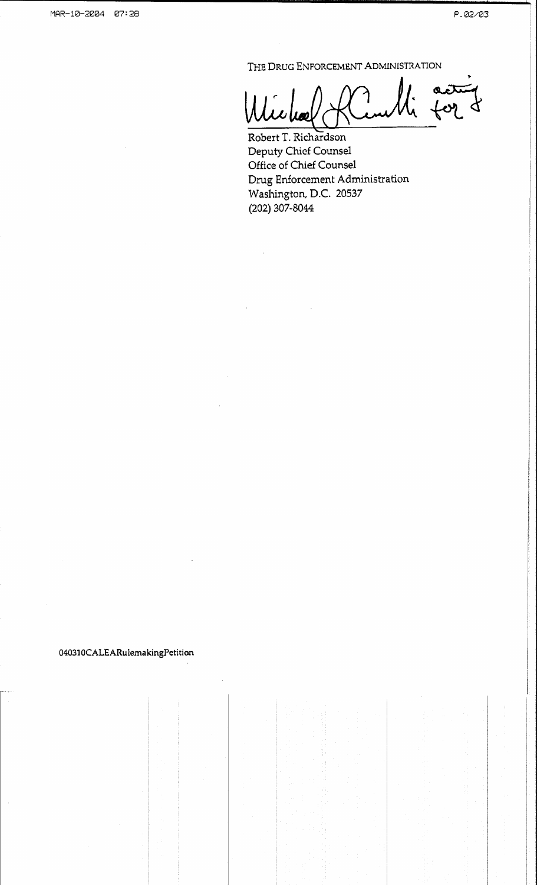THE DRUG ENFORCEMENT ADMINISTRATION

Michael R. Cimalli acting for

Robert T. Richardson
Deputy Chief Counsel
Office of Chief Counsel
Drug Enforcement Administration
Washington, D.C. 20537
(202) 307-8044

040310CALEARulemakingPetition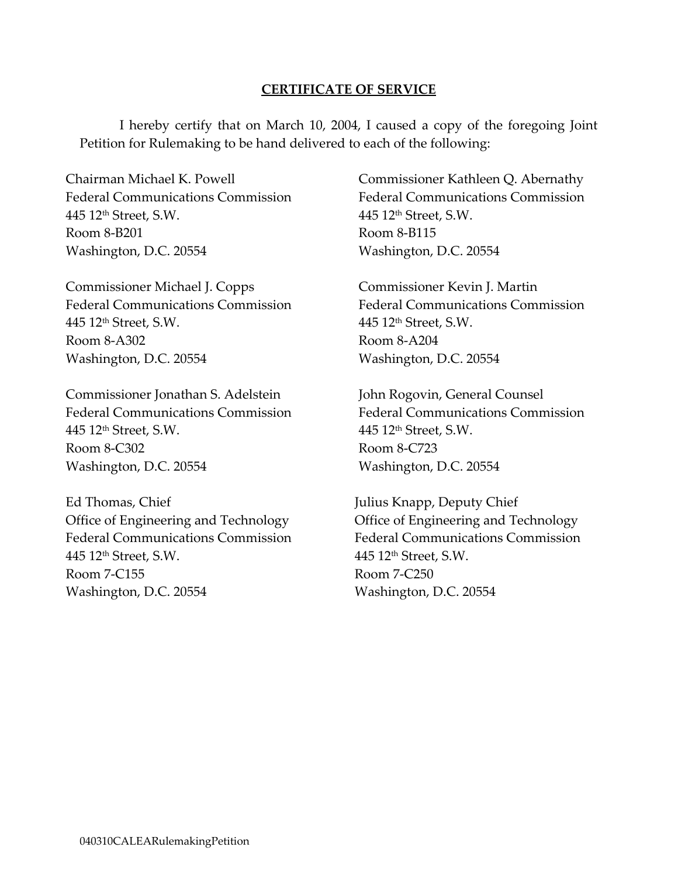**CERTIFICATE OF SERVICE**

I hereby certify that on March 10, 2004, I caused a copy of the foregoing Joint Petition for Rulemaking to be hand delivered to each of the following:

Chairman Michael K. Powell
Federal Communications Commission
445 12th Street, S.W.
Room 8-B201
Washington, D.C. 20554

Commissioner Kathleen Q. Abernathy
Federal Communications Commission
445 12th Street, S.W.
Room 8-B115
Washington, D.C. 20554

Commissioner Michael J. Copps
Federal Communications Commission
445 12th Street, S.W.
Room 8-A302
Washington, D.C. 20554

Commissioner Kevin J. Martin
Federal Communications Commission
445 12th Street, S.W.
Room 8-A204
Washington, D.C. 20554

Commissioner Jonathan S. Adelstein
Federal Communications Commission
445 12th Street, S.W.
Room 8-C302
Washington, D.C. 20554

John Rogovin, General Counsel
Federal Communications Commission
445 12th Street, S.W.
Room 8-C723
Washington, D.C. 20554

Ed Thomas, Chief
Office of Engineering and Technology
Federal Communications Commission
445 12th Street, S.W.
Room 7-C155
Washington, D.C. 20554

Julius Knapp, Deputy Chief
Office of Engineering and Technology
Federal Communications Commission
445 12th Street, S.W.
Room 7-C250
Washington, D.C. 20554

040310CALEARulemakingPetition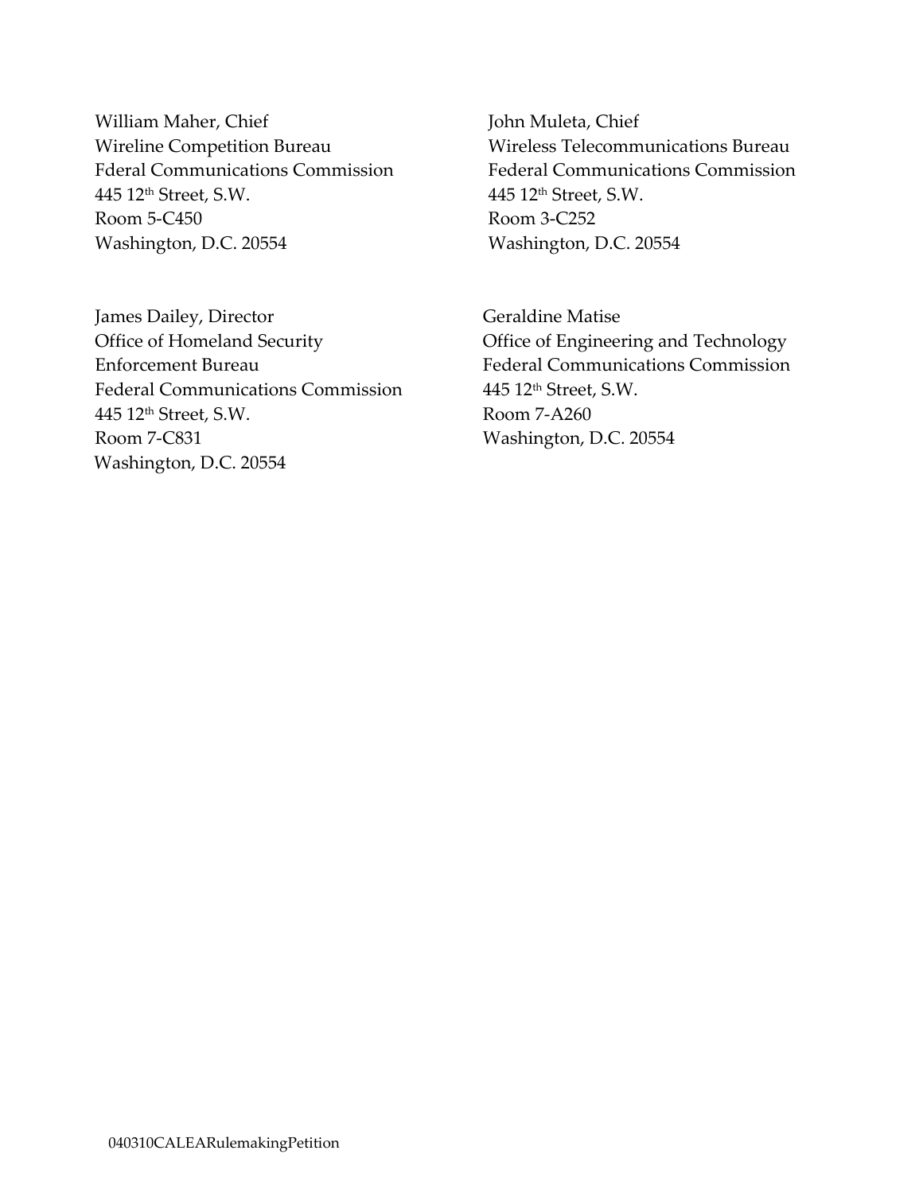William Maher, Chief
Wireline Competition Bureau
Fderal Communications Commission
445 12th Street, S.W.
Room 5-C450
Washington, D.C. 20554

John Muleta, Chief
Wireless Telecommunications Bureau
Federal Communications Commission
445 12th Street, S.W.
Room 3-C252
Washington, D.C. 20554

James Dailey, Director
Office of Homeland Security
Enforcement Bureau
Federal Communications Commission
445 12th Street, S.W.
Room 7-C831
Washington, D.C. 20554

Geraldine Matise
Office of Engineering and Technology
Federal Communications Commission
445 12th Street, S.W.
Room 7-A260
Washington, D.C. 20554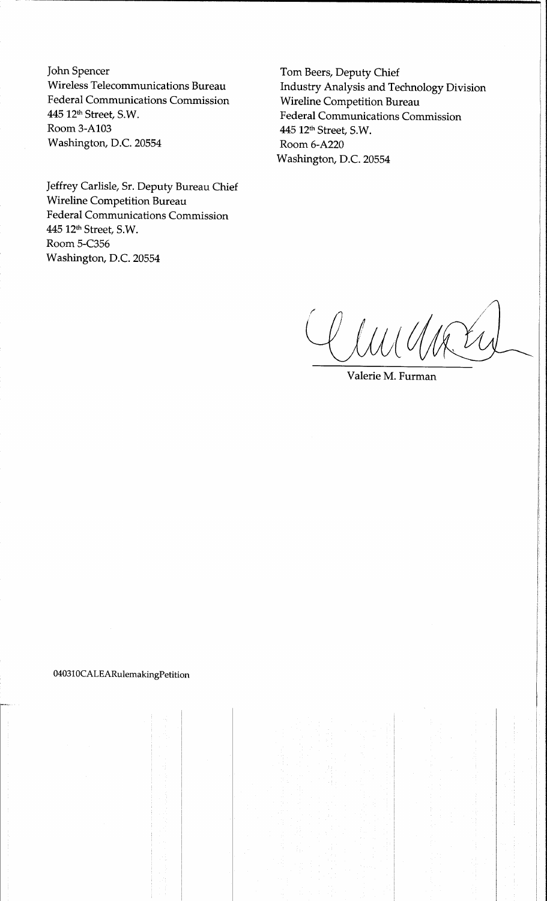John Spencer
Wireless Telecommunications Bureau
Federal Communications Commission
445 12th Street, S.W.
Room 3-A103
Washington, D.C. 20554

Tom Beers, Deputy Chief
Industry Analysis and Technology Division
Wireline Competition Bureau
Federal Communications Commission
445 12th Street, S.W.
Room 6-A220
Washington, D.C. 20554

Jeffrey Carlisle, Sr. Deputy Bureau Chief
Wireline Competition Bureau
Federal Communications Commission
445 12th Street, S.W.
Room 5-C356
Washington, D.C. 20554

Valerie M. Furman

040310CALEARulemakingPetition